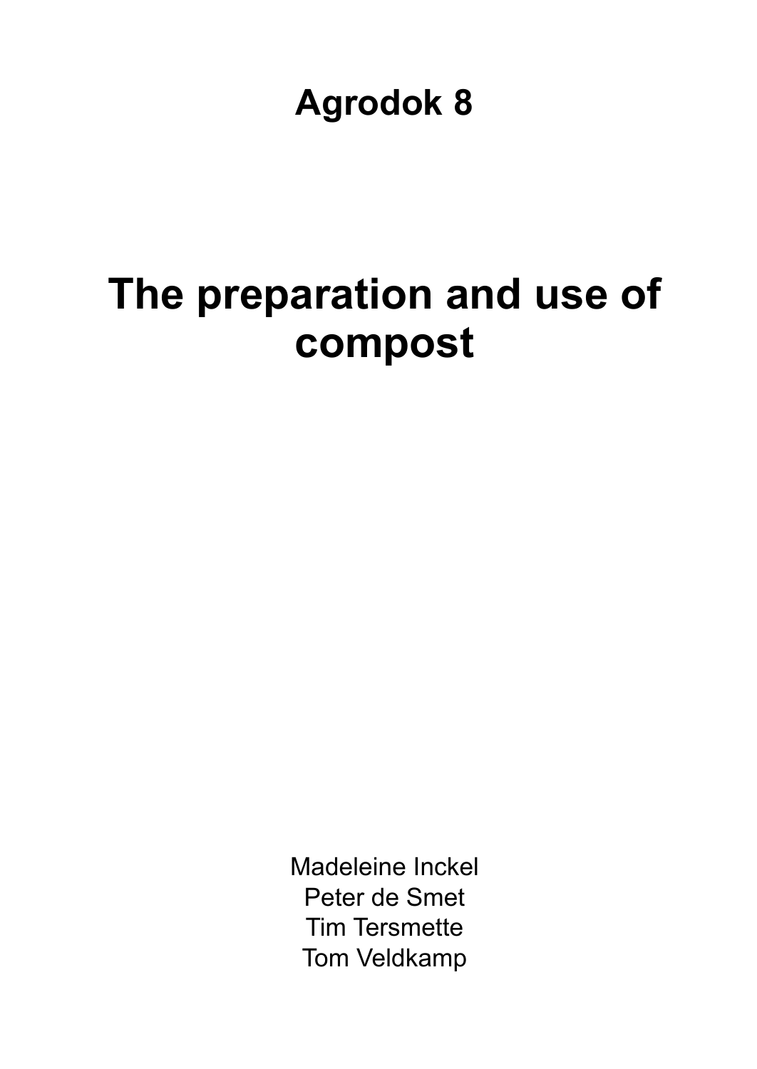# Agrodok 8

# The preparation and use of compost

Madeleine Inckel
Peter de Smet
Tim Tersmette
Tom Veldkamp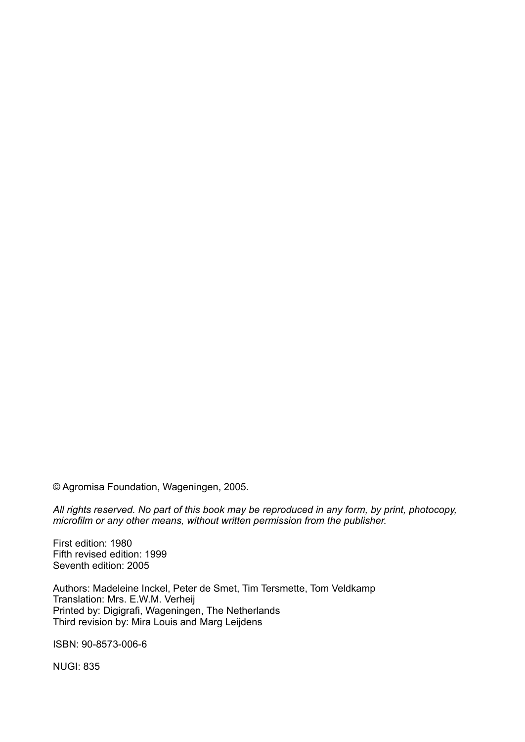© Agromisa Foundation, Wageningen, 2005.

*All rights reserved. No part of this book may be reproduced in any form, by print, photocopy, microfilm or any other means, without written permission from the publisher.*

First edition: 1980
Fifth revised edition: 1999
Seventh edition: 2005

Authors: Madeleine Inckel, Peter de Smet, Tim Tersmette, Tom Veldkamp
Translation: Mrs. E.W.M. Verheij
Printed by: Digigrafi, Wageningen, The Netherlands
Third revision by: Mira Louis and Marg Leijdens

ISBN: 90-8573-006-6

NUGI: 835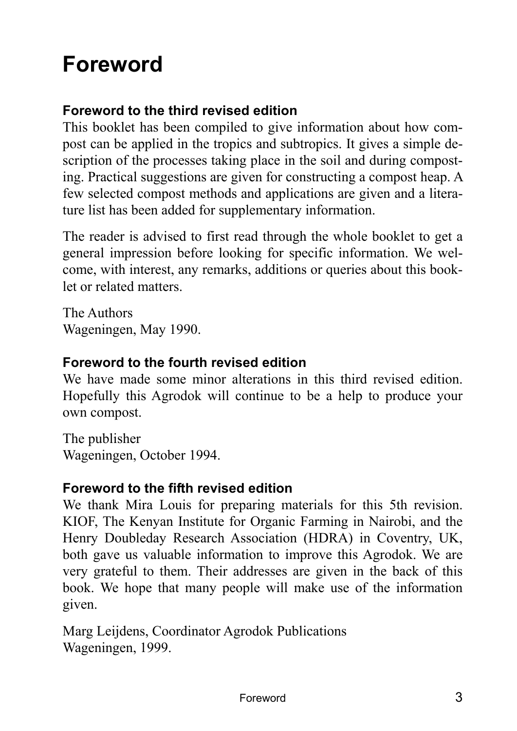# Foreword

## Foreword to the third revised edition

This booklet has been compiled to give information about how compost can be applied in the tropics and subtropics. It gives a simple description of the processes taking place in the soil and during composting. Practical suggestions are given for constructing a compost heap. A few selected compost methods and applications are given and a literature list has been added for supplementary information.

The reader is advised to first read through the whole booklet to get a general impression before looking for specific information. We welcome, with interest, any remarks, additions or queries about this booklet or related matters.

The Authors
Wageningen, May 1990.

## Foreword to the fourth revised edition

We have made some minor alterations in this third revised edition. Hopefully this Agrodok will continue to be a help to produce your own compost.

The publisher
Wageningen, October 1994.

## Foreword to the fifth revised edition

We thank Mira Louis for preparing materials for this 5th revision. KIOF, The Kenyan Institute for Organic Farming in Nairobi, and the Henry Doubleday Research Association (HDRA) in Coventry, UK, both gave us valuable information to improve this Agrodok. We are very grateful to them. Their addresses are given in the back of this book. We hope that many people will make use of the information given.

Marg Leijdens, Coordinator Agrodok Publications
Wageningen, 1999.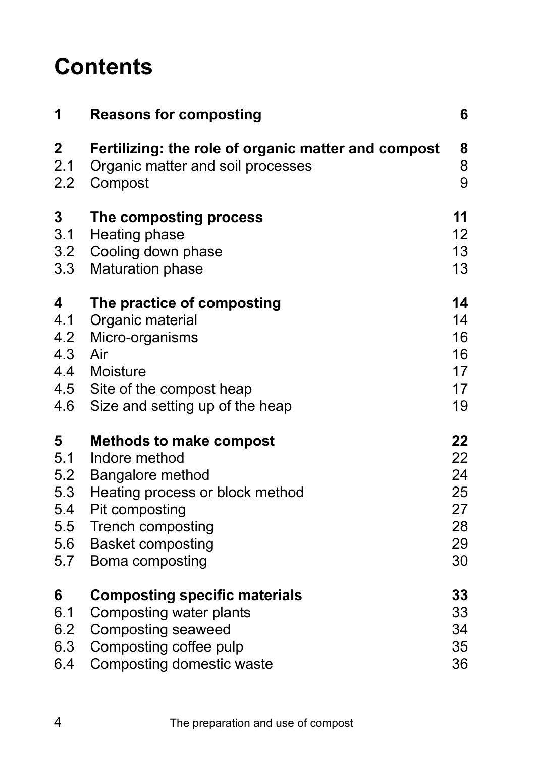# Contents

| | | |
|---|---|---|
| **1** | **Reasons for composting** | **6** |
| **2** | **Fertilizing: the role of organic matter and compost** | **8** |
| 2.1 | Organic matter and soil processes | 8 |
| 2.2 | Compost | 9 |
| **3** | **The composting process** | **11** |
| 3.1 | Heating phase | 12 |
| 3.2 | Cooling down phase | 13 |
| 3.3 | Maturation phase | 13 |
| **4** | **The practice of composting** | **14** |
| 4.1 | Organic material | 14 |
| 4.2 | Micro-organisms | 16 |
| 4.3 | Air | 16 |
| 4.4 | Moisture | 17 |
| 4.5 | Site of the compost heap | 17 |
| 4.6 | Size and setting up of the heap | 19 |
| **5** | **Methods to make compost** | **22** |
| 5.1 | Indore method | 22 |
| 5.2 | Bangalore method | 24 |
| 5.3 | Heating process or block method | 25 |
| 5.4 | Pit composting | 27 |
| 5.5 | Trench composting | 28 |
| 5.6 | Basket composting | 29 |
| 5.7 | Boma composting | 30 |
| **6** | **Composting specific materials** | **33** |
| 6.1 | Composting water plants | 33 |
| 6.2 | Composting seaweed | 34 |
| 6.3 | Composting coffee pulp | 35 |
| 6.4 | Composting domestic waste | 36 |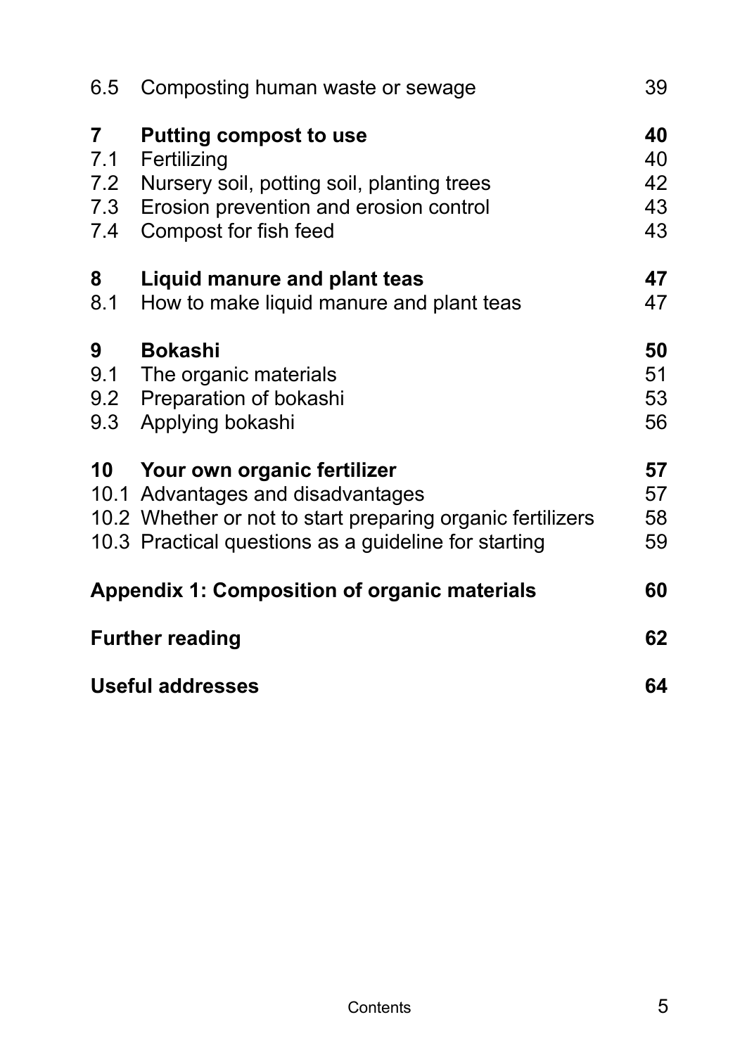| | | |
|---|---|---|
| 6.5 | Composting human waste or sewage | 39 |
| **7** | **Putting compost to use** | **40** |
| 7.1 | Fertilizing | 40 |
| 7.2 | Nursery soil, potting soil, planting trees | 42 |
| 7.3 | Erosion prevention and erosion control | 43 |
| 7.4 | Compost for fish feed | 43 |
| **8** | **Liquid manure and plant teas** | **47** |
| 8.1 | How to make liquid manure and plant teas | 47 |
| **9** | **Bokashi** | **50** |
| 9.1 | The organic materials | 51 |
| 9.2 | Preparation of bokashi | 53 |
| 9.3 | Applying bokashi | 56 |
| **10** | **Your own organic fertilizer** | **57** |
| 10.1 | Advantages and disadvantages | 57 |
| 10.2 | Whether or not to start preparing organic fertilizers | 58 |
| 10.3 | Practical questions as a guideline for starting | 59 |
| **Appendix 1: Composition of organic materials** | | **60** |
| **Further reading** | | **62** |
| **Useful addresses** | | **64** |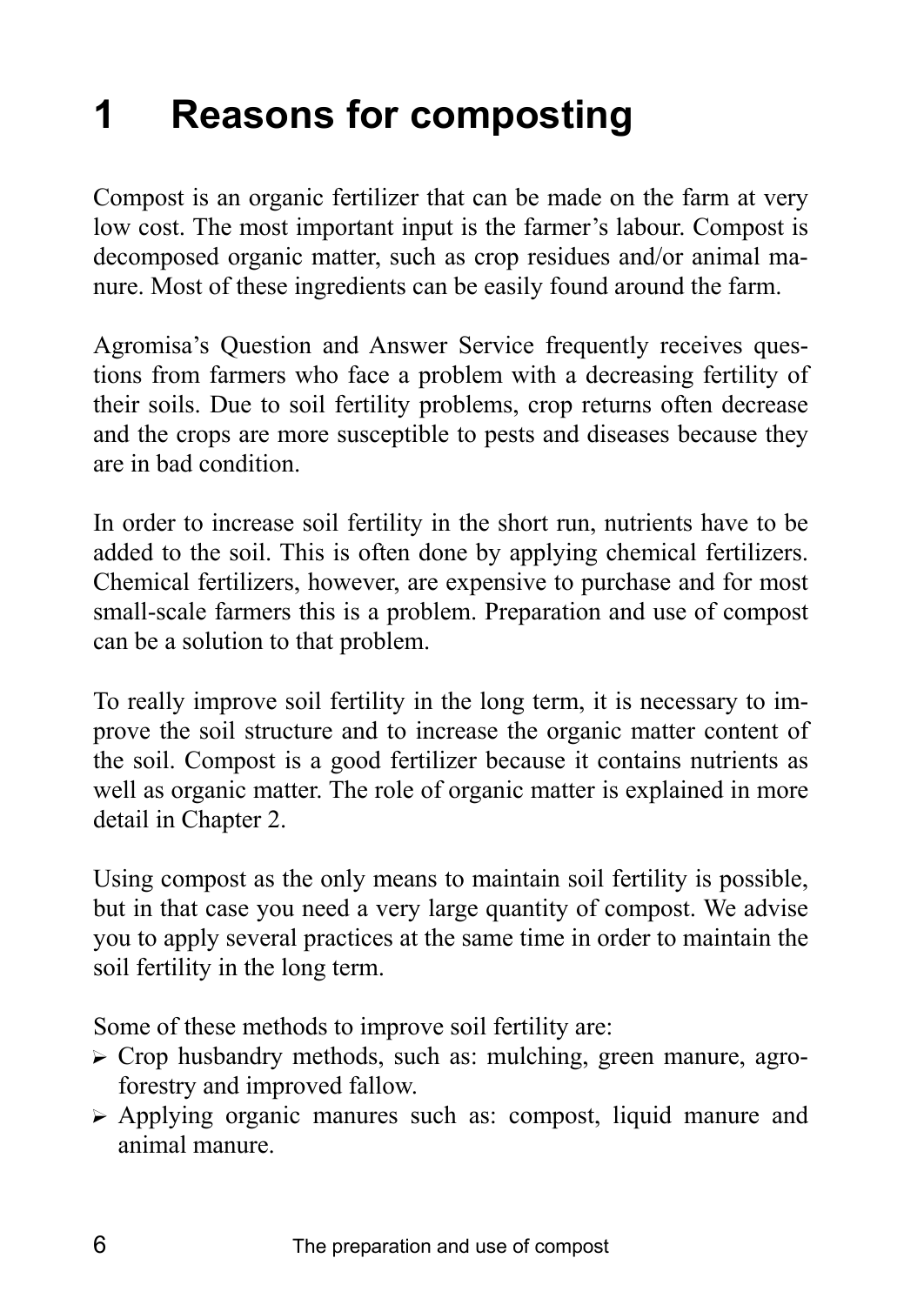# 1 Reasons for composting

Compost is an organic fertilizer that can be made on the farm at very low cost. The most important input is the farmer's labour. Compost is decomposed organic matter, such as crop residues and/or animal manure. Most of these ingredients can be easily found around the farm.

Agromisa's Question and Answer Service frequently receives questions from farmers who face a problem with a decreasing fertility of their soils. Due to soil fertility problems, crop returns often decrease and the crops are more susceptible to pests and diseases because they are in bad condition.

In order to increase soil fertility in the short run, nutrients have to be added to the soil. This is often done by applying chemical fertilizers. Chemical fertilizers, however, are expensive to purchase and for most small-scale farmers this is a problem. Preparation and use of compost can be a solution to that problem.

To really improve soil fertility in the long term, it is necessary to improve the soil structure and to increase the organic matter content of the soil. Compost is a good fertilizer because it contains nutrients as well as organic matter. The role of organic matter is explained in more detail in Chapter 2.

Using compost as the only means to maintain soil fertility is possible, but in that case you need a very large quantity of compost. We advise you to apply several practices at the same time in order to maintain the soil fertility in the long term.

Some of these methods to improve soil fertility are:

- Crop husbandry methods, such as: mulching, green manure, agroforestry and improved fallow.
- Applying organic manures such as: compost, liquid manure and animal manure.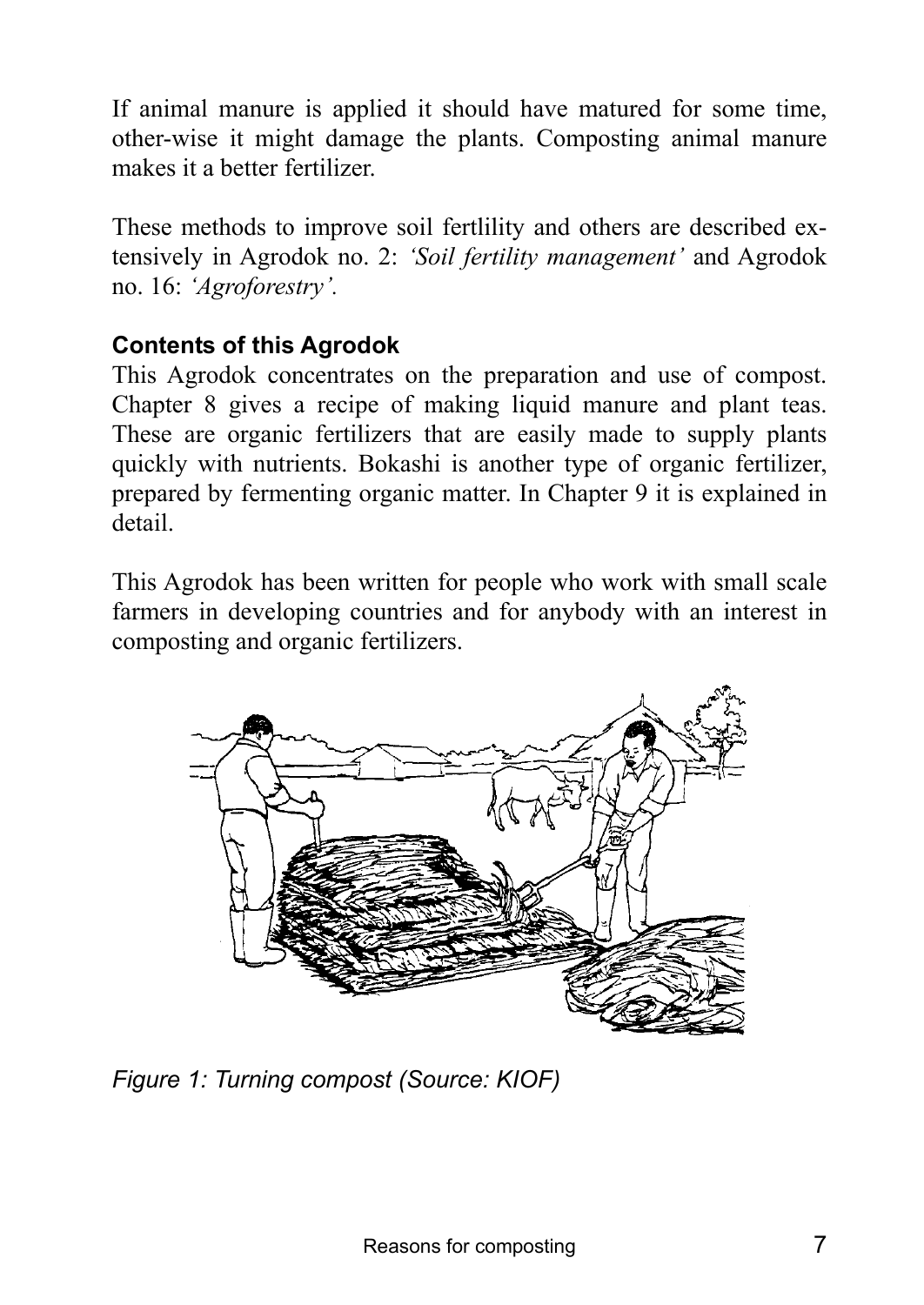If animal manure is applied it should have matured for some time, other-wise it might damage the plants. Composting animal manure makes it a better fertilizer.

These methods to improve soil fertlility and others are described extensively in Agrodok no. 2: *'Soil fertility management'* and Agrodok no. 16: *'Agroforestry'*.

### Contents of this Agrodok

This Agrodok concentrates on the preparation and use of compost. Chapter 8 gives a recipe of making liquid manure and plant teas. These are organic fertilizers that are easily made to supply plants quickly with nutrients. Bokashi is another type of organic fertilizer, prepared by fermenting organic matter. In Chapter 9 it is explained in detail.

This Agrodok has been written for people who work with small scale farmers in developing countries and for anybody with an interest in composting and organic fertilizers.

*Figure 1: Turning compost (Source: KIOF)*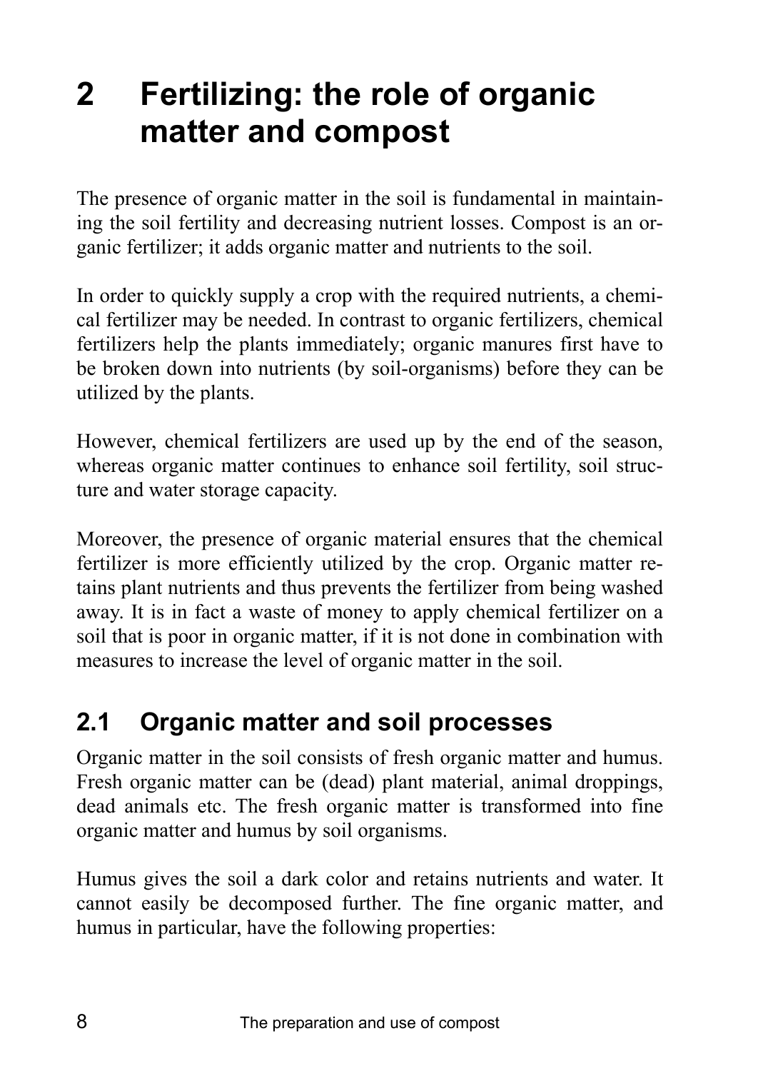# 2 Fertilizing: the role of organic matter and compost

The presence of organic matter in the soil is fundamental in maintaining the soil fertility and decreasing nutrient losses. Compost is an organic fertilizer; it adds organic matter and nutrients to the soil.

In order to quickly supply a crop with the required nutrients, a chemical fertilizer may be needed. In contrast to organic fertilizers, chemical fertilizers help the plants immediately; organic manures first have to be broken down into nutrients (by soil-organisms) before they can be utilized by the plants.

However, chemical fertilizers are used up by the end of the season, whereas organic matter continues to enhance soil fertility, soil structure and water storage capacity.

Moreover, the presence of organic material ensures that the chemical fertilizer is more efficiently utilized by the crop. Organic matter retains plant nutrients and thus prevents the fertilizer from being washed away. It is in fact a waste of money to apply chemical fertilizer on a soil that is poor in organic matter, if it is not done in combination with measures to increase the level of organic matter in the soil.

## 2.1 Organic matter and soil processes

Organic matter in the soil consists of fresh organic matter and humus. Fresh organic matter can be (dead) plant material, animal droppings, dead animals etc. The fresh organic matter is transformed into fine organic matter and humus by soil organisms.

Humus gives the soil a dark color and retains nutrients and water. It cannot easily be decomposed further. The fine organic matter, and humus in particular, have the following properties: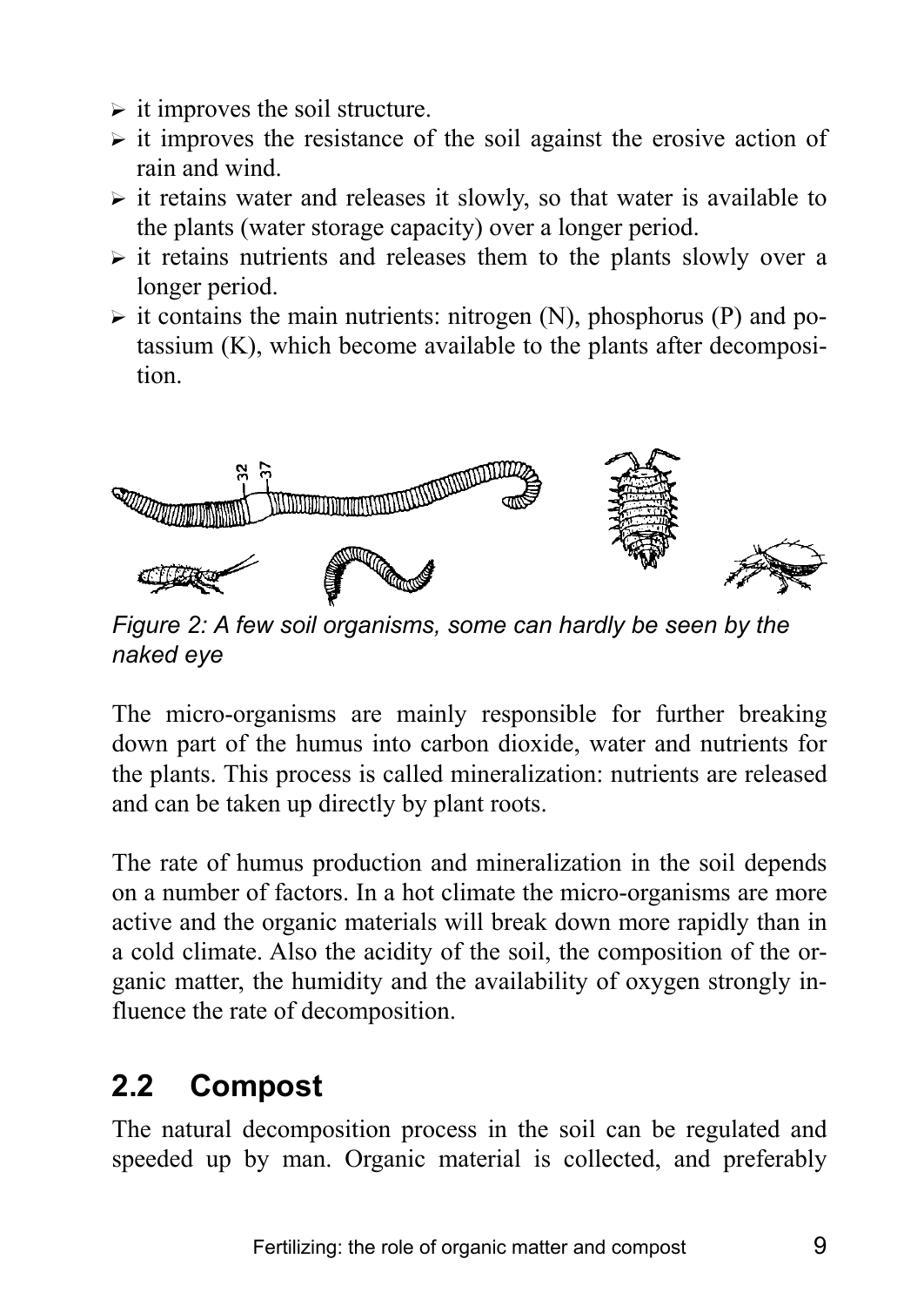- it improves the soil structure.
- it improves the resistance of the soil against the erosive action of rain and wind.
- it retains water and releases it slowly, so that water is available to the plants (water storage capacity) over a longer period.
- it retains nutrients and releases them to the plants slowly over a longer period.
- it contains the main nutrients: nitrogen (N), phosphorus (P) and potassium (K), which become available to the plants after decomposition.

*Figure 2: A few soil organisms, some can hardly be seen by the naked eye*

The micro-organisms are mainly responsible for further breaking down part of the humus into carbon dioxide, water and nutrients for the plants. This process is called mineralization: nutrients are released and can be taken up directly by plant roots.

The rate of humus production and mineralization in the soil depends on a number of factors. In a hot climate the micro-organisms are more active and the organic materials will break down more rapidly than in a cold climate. Also the acidity of the soil, the composition of the organic matter, the humidity and the availability of oxygen strongly influence the rate of decomposition.

## 2.2 Compost

The natural decomposition process in the soil can be regulated and speeded up by man. Organic material is collected, and preferably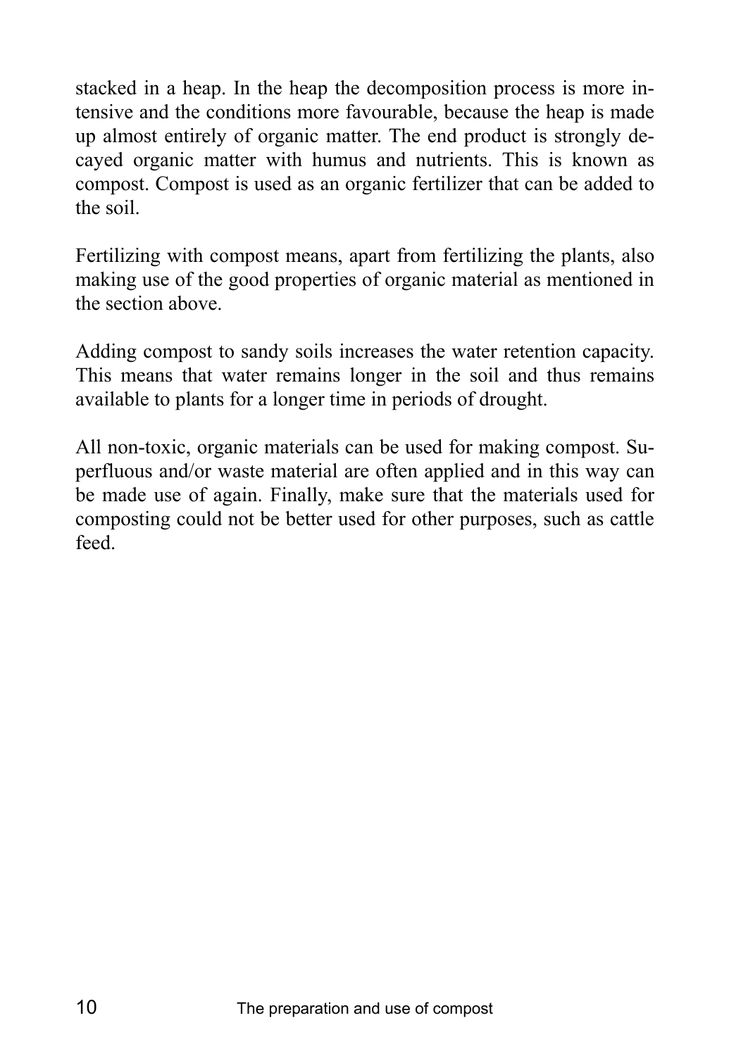stacked in a heap. In the heap the decomposition process is more intensive and the conditions more favourable, because the heap is made up almost entirely of organic matter. The end product is strongly decayed organic matter with humus and nutrients. This is known as compost. Compost is used as an organic fertilizer that can be added to the soil.

Fertilizing with compost means, apart from fertilizing the plants, also making use of the good properties of organic material as mentioned in the section above.

Adding compost to sandy soils increases the water retention capacity. This means that water remains longer in the soil and thus remains available to plants for a longer time in periods of drought.

All non-toxic, organic materials can be used for making compost. Superfluous and/or waste material are often applied and in this way can be made use of again. Finally, make sure that the materials used for composting could not be better used for other purposes, such as cattle feed.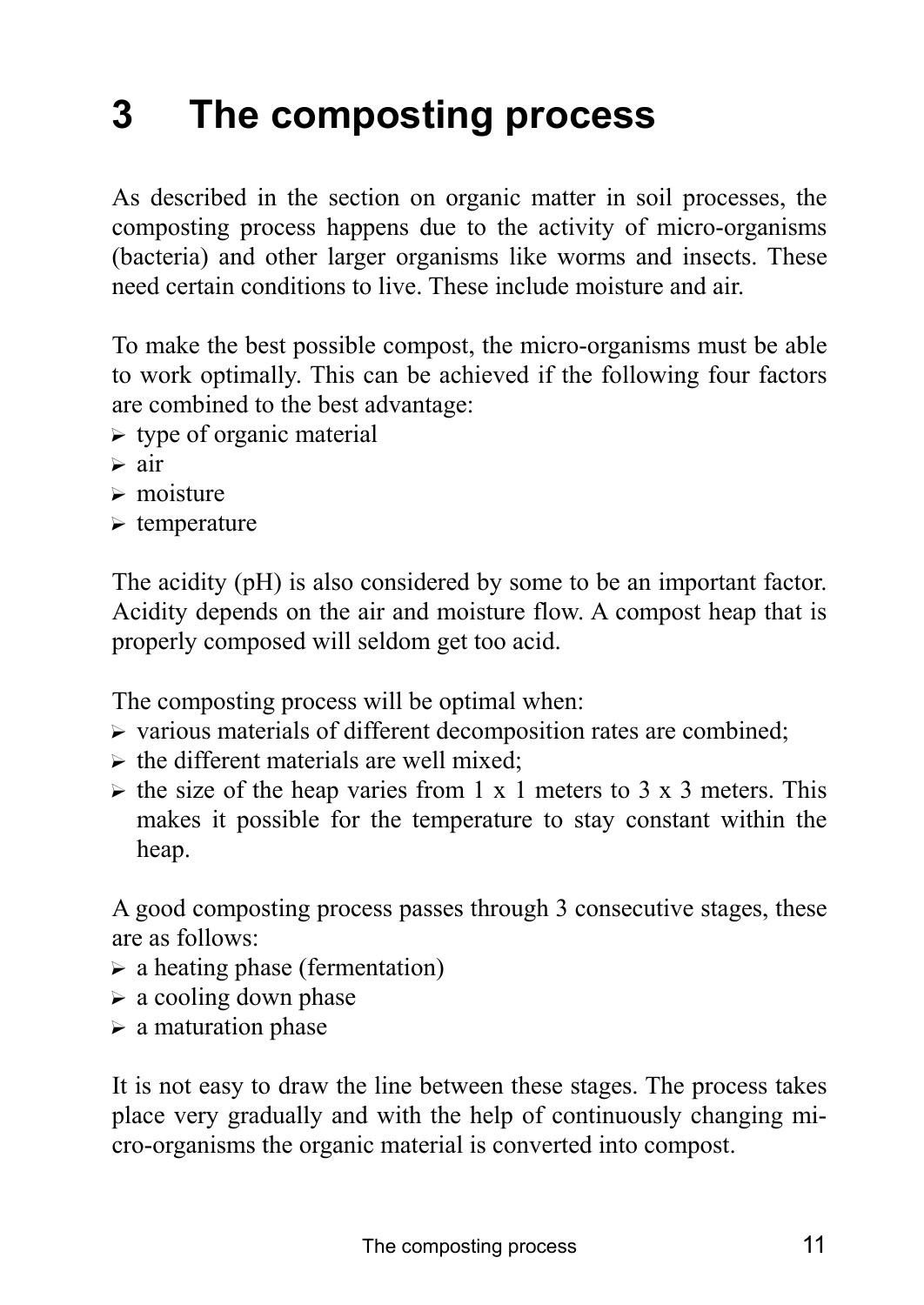# 3 The composting process

As described in the section on organic matter in soil processes, the composting process happens due to the activity of micro-organisms (bacteria) and other larger organisms like worms and insects. These need certain conditions to live. These include moisture and air.

To make the best possible compost, the micro-organisms must be able to work optimally. This can be achieved if the following four factors are combined to the best advantage:

- type of organic material
- air
- moisture
- temperature

The acidity (pH) is also considered by some to be an important factor. Acidity depends on the air and moisture flow. A compost heap that is properly composed will seldom get too acid.

The composting process will be optimal when:

- various materials of different decomposition rates are combined;
- the different materials are well mixed;
- the size of the heap varies from 1 x 1 meters to 3 x 3 meters. This makes it possible for the temperature to stay constant within the heap.

A good composting process passes through 3 consecutive stages, these are as follows:

- a heating phase (fermentation)
- a cooling down phase
- a maturation phase

It is not easy to draw the line between these stages. The process takes place very gradually and with the help of continuously changing micro-organisms the organic material is converted into compost.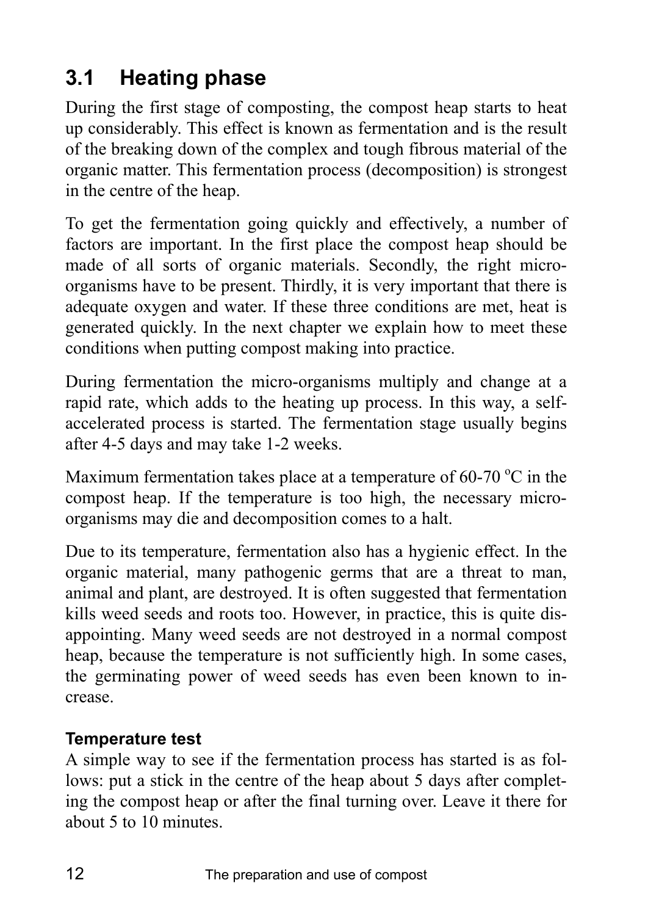## 3.1 Heating phase

During the first stage of composting, the compost heap starts to heat up considerably. This effect is known as fermentation and is the result of the breaking down of the complex and tough fibrous material of the organic matter. This fermentation process (decomposition) is strongest in the centre of the heap.

To get the fermentation going quickly and effectively, a number of factors are important. In the first place the compost heap should be made of all sorts of organic materials. Secondly, the right micro-organisms have to be present. Thirdly, it is very important that there is adequate oxygen and water. If these three conditions are met, heat is generated quickly. In the next chapter we explain how to meet these conditions when putting compost making into practice.

During fermentation the micro-organisms multiply and change at a rapid rate, which adds to the heating up process. In this way, a self-accelerated process is started. The fermentation stage usually begins after 4-5 days and may take 1-2 weeks.

Maximum fermentation takes place at a temperature of 60-70 $^{o}$C in the compost heap. If the temperature is too high, the necessary micro-organisms may die and decomposition comes to a halt.

Due to its temperature, fermentation also has a hygienic effect. In the organic material, many pathogenic germs that are a threat to man, animal and plant, are destroyed. It is often suggested that fermentation kills weed seeds and roots too. However, in practice, this is quite disappointing. Many weed seeds are not destroyed in a normal compost heap, because the temperature is not sufficiently high. In some cases, the germinating power of weed seeds has even been known to increase.

**Temperature test**

A simple way to see if the fermentation process has started is as follows: put a stick in the centre of the heap about 5 days after completing the compost heap or after the final turning over. Leave it there for about 5 to 10 minutes.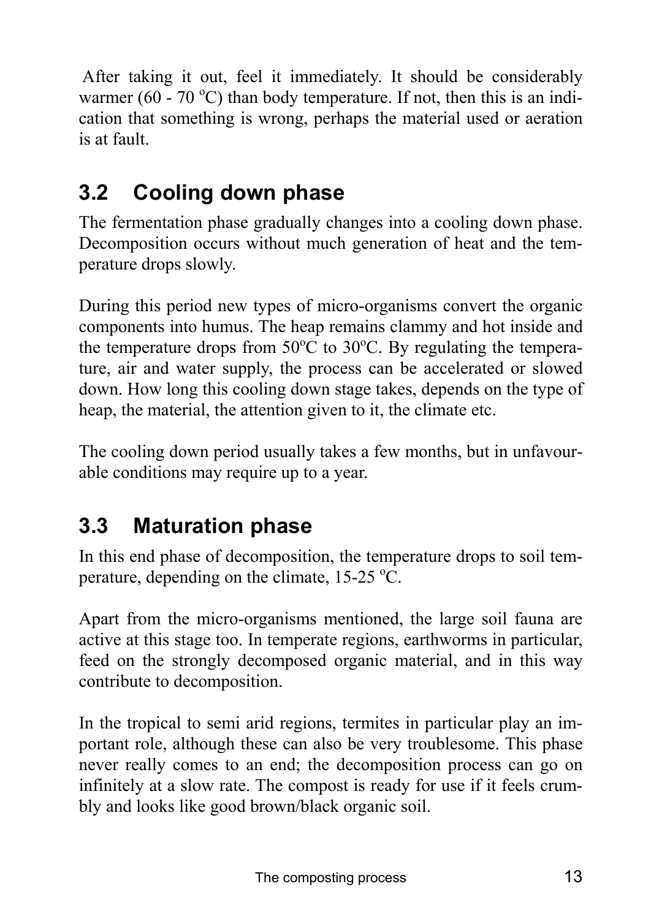After taking it out, feel it immediately. It should be considerably warmer (60 - 70 °C) than body temperature. If not, then this is an indication that something is wrong, perhaps the material used or aeration is at fault.

## 3.2 Cooling down phase

The fermentation phase gradually changes into a cooling down phase. Decomposition occurs without much generation of heat and the temperature drops slowly.

During this period new types of micro-organisms convert the organic components into humus. The heap remains clammy and hot inside and the temperature drops from 50°C to 30°C. By regulating the temperature, air and water supply, the process can be accelerated or slowed down. How long this cooling down stage takes, depends on the type of heap, the material, the attention given to it, the climate etc.

The cooling down period usually takes a few months, but in unfavourable conditions may require up to a year.

## 3.3 Maturation phase

In this end phase of decomposition, the temperature drops to soil temperature, depending on the climate, 15-25 °C.

Apart from the micro-organisms mentioned, the large soil fauna are active at this stage too. In temperate regions, earthworms in particular, feed on the strongly decomposed organic material, and in this way contribute to decomposition.

In the tropical to semi arid regions, termites in particular play an important role, although these can also be very troublesome. This phase never really comes to an end; the decomposition process can go on infinitely at a slow rate. The compost is ready for use if it feels crumbly and looks like good brown/black organic soil.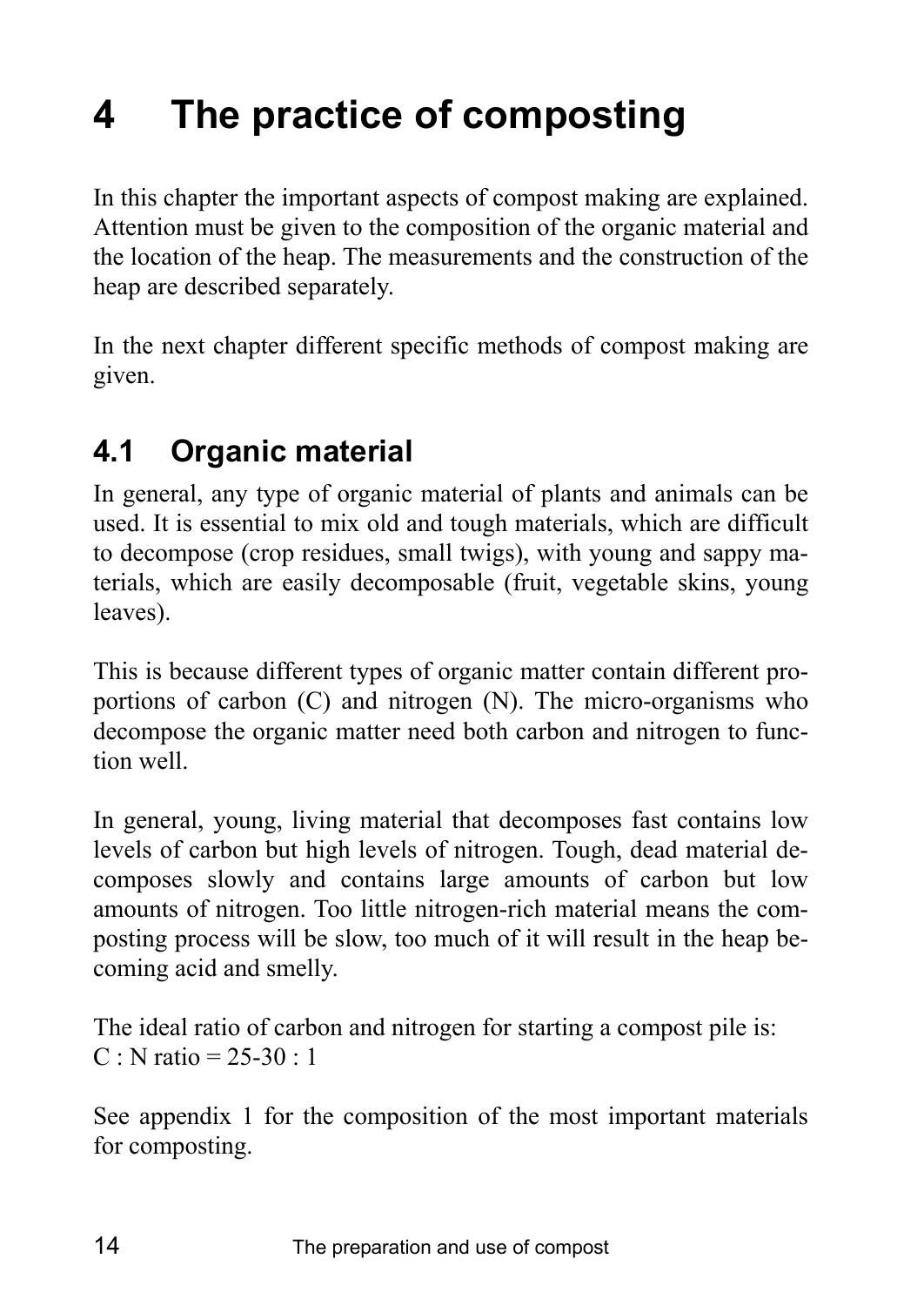# 4 The practice of composting

In this chapter the important aspects of compost making are explained. Attention must be given to the composition of the organic material and the location of the heap. The measurements and the construction of the heap are described separately.

In the next chapter different specific methods of compost making are given.

## 4.1 Organic material

In general, any type of organic material of plants and animals can be used. It is essential to mix old and tough materials, which are difficult to decompose (crop residues, small twigs), with young and sappy materials, which are easily decomposable (fruit, vegetable skins, young leaves).

This is because different types of organic matter contain different proportions of carbon (C) and nitrogen (N). The micro-organisms who decompose the organic matter need both carbon and nitrogen to function well.

In general, young, living material that decomposes fast contains low levels of carbon but high levels of nitrogen. Tough, dead material decomposes slowly and contains large amounts of carbon but low amounts of nitrogen. Too little nitrogen-rich material means the composting process will be slow, too much of it will result in the heap becoming acid and smelly.

The ideal ratio of carbon and nitrogen for starting a compost pile is:
C : N ratio = 25-30 : 1

See appendix 1 for the composition of the most important materials for composting.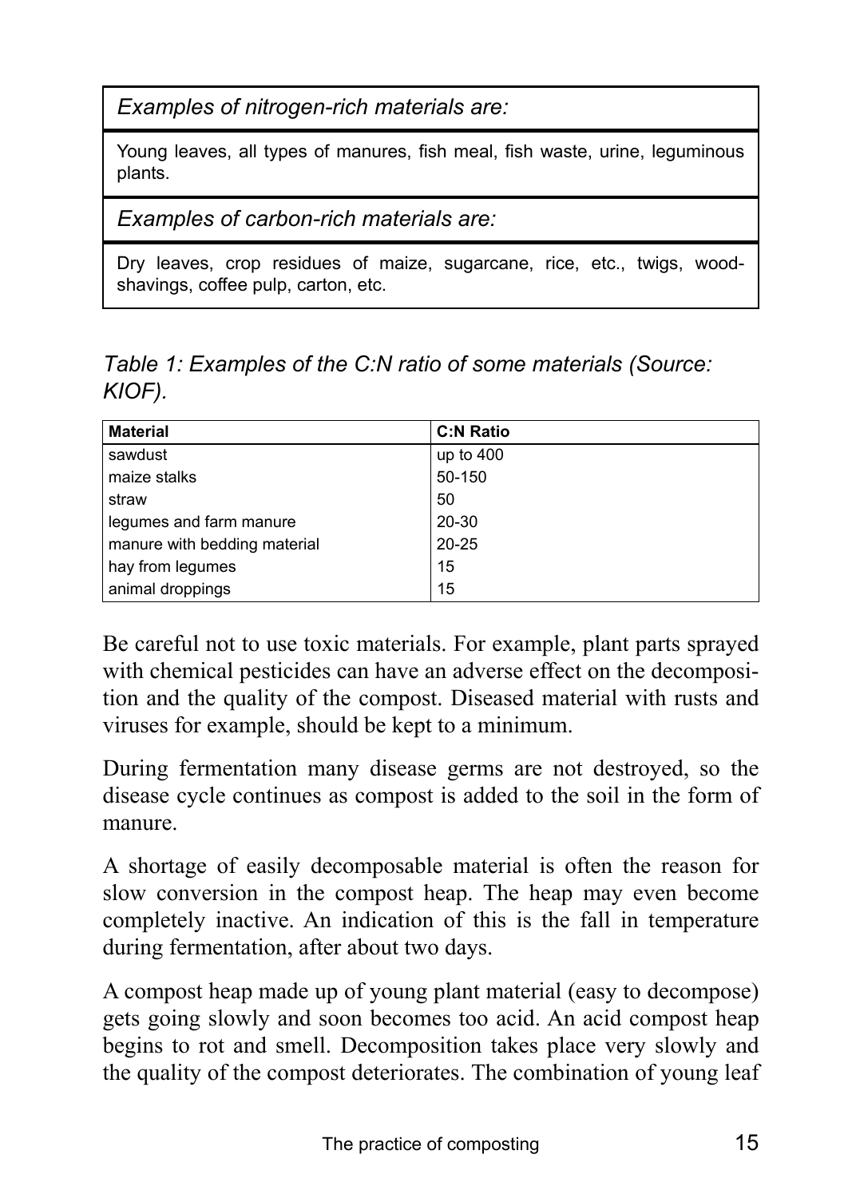| *Examples of nitrogen-rich materials are:* |
| --- |
| Young leaves, all types of manures, fish meal, fish waste, urine, leguminous plants. |
| *Examples of carbon-rich materials are:* |
| Dry leaves, crop residues of maize, sugarcane, rice, etc., twigs, wood-shavings, coffee pulp, carton, etc. |

*Table 1: Examples of the C:N ratio of some materials (Source: KIOF).*

| Material | C:N Ratio |
| --- | --- |
| sawdust | up to 400 |
| maize stalks | 50-150 |
| straw | 50 |
| legumes and farm manure | 20-30 |
| manure with bedding material | 20-25 |
| hay from legumes | 15 |
| animal droppings | 15 |

Be careful not to use toxic materials. For example, plant parts sprayed with chemical pesticides can have an adverse effect on the decomposition and the quality of the compost. Diseased material with rusts and viruses for example, should be kept to a minimum.

During fermentation many disease germs are not destroyed, so the disease cycle continues as compost is added to the soil in the form of manure.

A shortage of easily decomposable material is often the reason for slow conversion in the compost heap. The heap may even become completely inactive. An indication of this is the fall in temperature during fermentation, after about two days.

A compost heap made up of young plant material (easy to decompose) gets going slowly and soon becomes too acid. An acid compost heap begins to rot and smell. Decomposition takes place very slowly and the quality of the compost deteriorates. The combination of young leaf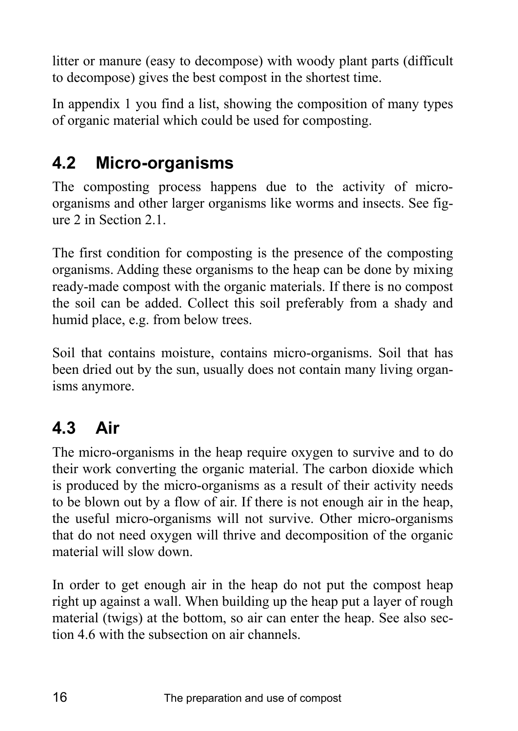litter or manure (easy to decompose) with woody plant parts (difficult to decompose) gives the best compost in the shortest time.

In appendix 1 you find a list, showing the composition of many types of organic material which could be used for composting.

## 4.2 Micro-organisms

The composting process happens due to the activity of micro-organisms and other larger organisms like worms and insects. See figure 2 in Section 2.1.

The first condition for composting is the presence of the composting organisms. Adding these organisms to the heap can be done by mixing ready-made compost with the organic materials. If there is no compost the soil can be added. Collect this soil preferably from a shady and humid place, e.g. from below trees.

Soil that contains moisture, contains micro-organisms. Soil that has been dried out by the sun, usually does not contain many living organisms anymore.

## 4.3 Air

The micro-organisms in the heap require oxygen to survive and to do their work converting the organic material. The carbon dioxide which is produced by the micro-organisms as a result of their activity needs to be blown out by a flow of air. If there is not enough air in the heap, the useful micro-organisms will not survive. Other micro-organisms that do not need oxygen will thrive and decomposition of the organic material will slow down.

In order to get enough air in the heap do not put the compost heap right up against a wall. When building up the heap put a layer of rough material (twigs) at the bottom, so air can enter the heap. See also section 4.6 with the subsection on air channels.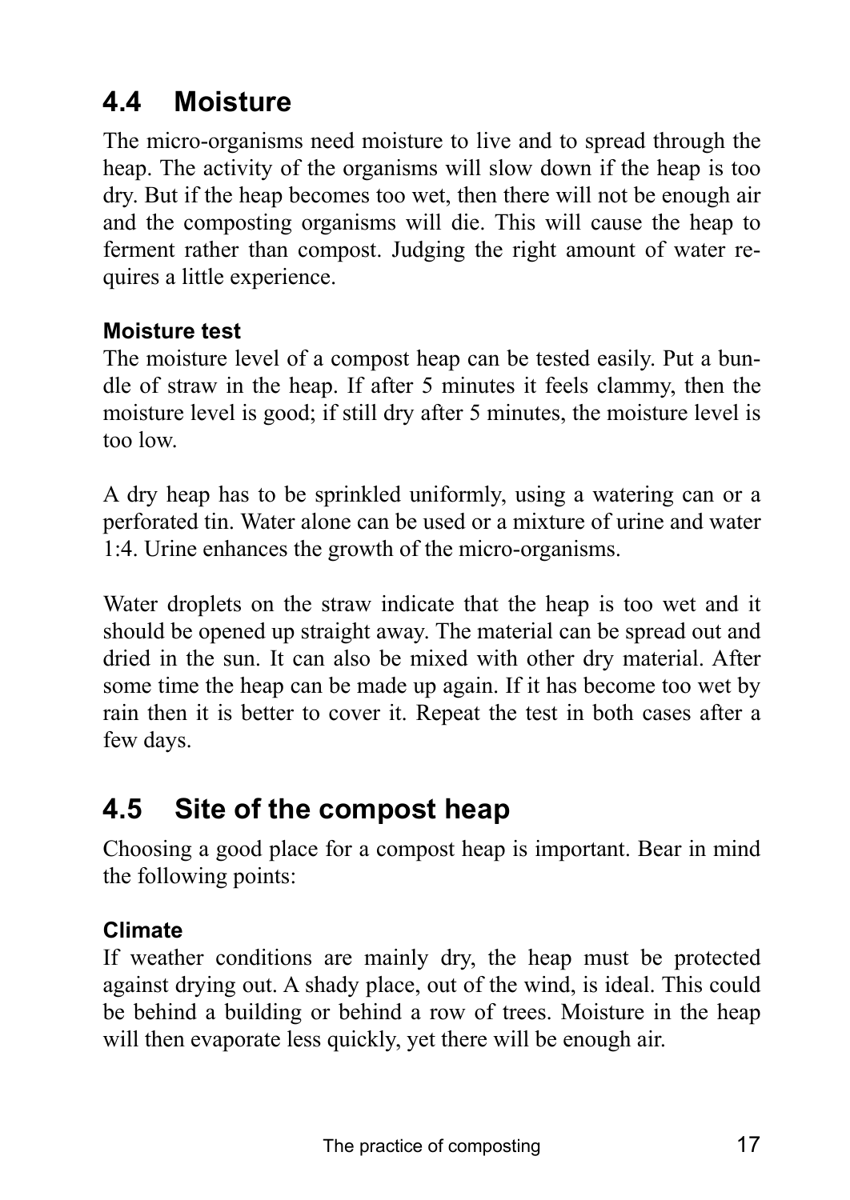## 4.4 Moisture

The micro-organisms need moisture to live and to spread through the heap. The activity of the organisms will slow down if the heap is too dry. But if the heap becomes too wet, then there will not be enough air and the composting organisms will die. This will cause the heap to ferment rather than compost. Judging the right amount of water requires a little experience.

### Moisture test

The moisture level of a compost heap can be tested easily. Put a bundle of straw in the heap. If after 5 minutes it feels clammy, then the moisture level is good; if still dry after 5 minutes, the moisture level is too low.

A dry heap has to be sprinkled uniformly, using a watering can or a perforated tin. Water alone can be used or a mixture of urine and water 1:4. Urine enhances the growth of the micro-organisms.

Water droplets on the straw indicate that the heap is too wet and it should be opened up straight away. The material can be spread out and dried in the sun. It can also be mixed with other dry material. After some time the heap can be made up again. If it has become too wet by rain then it is better to cover it. Repeat the test in both cases after a few days.

## 4.5 Site of the compost heap

Choosing a good place for a compost heap is important. Bear in mind the following points:

### Climate

If weather conditions are mainly dry, the heap must be protected against drying out. A shady place, out of the wind, is ideal. This could be behind a building or behind a row of trees. Moisture in the heap will then evaporate less quickly, yet there will be enough air.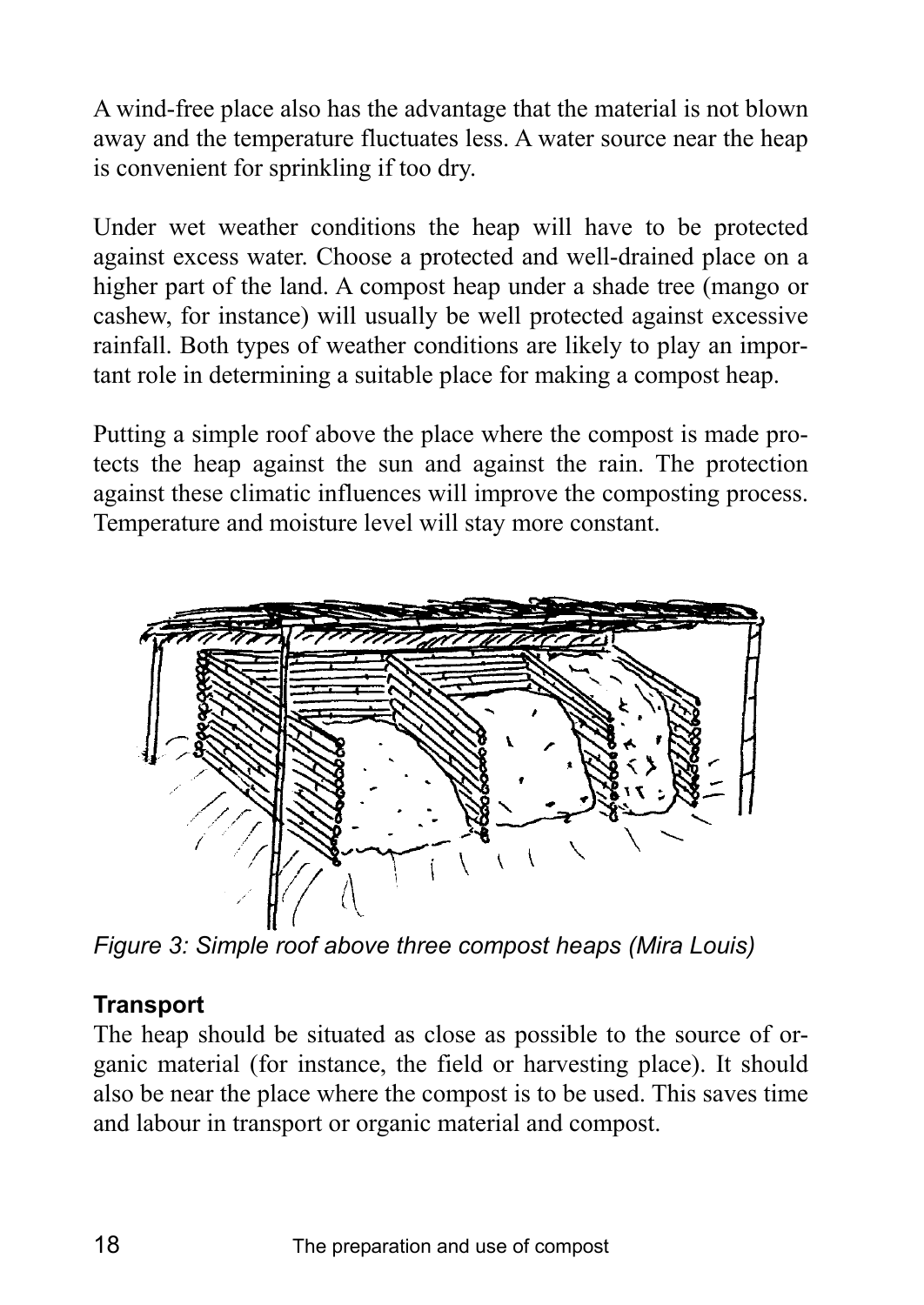A wind-free place also has the advantage that the material is not blown away and the temperature fluctuates less. A water source near the heap is convenient for sprinkling if too dry.

Under wet weather conditions the heap will have to be protected against excess water. Choose a protected and well-drained place on a higher part of the land. A compost heap under a shade tree (mango or cashew, for instance) will usually be well protected against excessive rainfall. Both types of weather conditions are likely to play an important role in determining a suitable place for making a compost heap.

Putting a simple roof above the place where the compost is made protects the heap against the sun and against the rain. The protection against these climatic influences will improve the composting process. Temperature and moisture level will stay more constant.

*Figure 3: Simple roof above three compost heaps (Mira Louis)*

**Transport**

The heap should be situated as close as possible to the source of organic material (for instance, the field or harvesting place). It should also be near the place where the compost is to be used. This saves time and labour in transport or organic material and compost.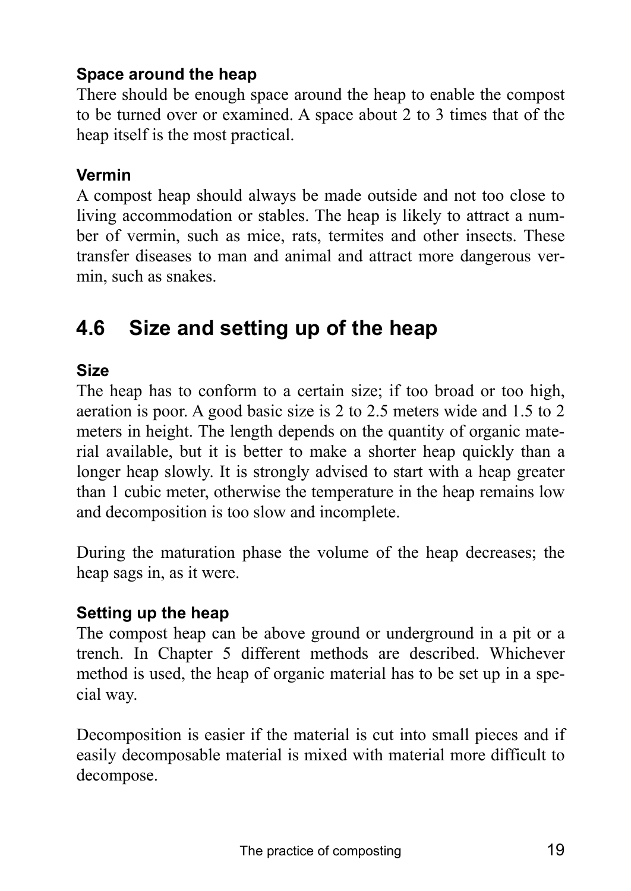**Space around the heap**

There should be enough space around the heap to enable the compost to be turned over or examined. A space about 2 to 3 times that of the heap itself is the most practical.

**Vermin**

A compost heap should always be made outside and not too close to living accommodation or stables. The heap is likely to attract a number of vermin, such as mice, rats, termites and other insects. These transfer diseases to man and animal and attract more dangerous vermin, such as snakes.

## 4.6 Size and setting up of the heap

**Size**

The heap has to conform to a certain size; if too broad or too high, aeration is poor. A good basic size is 2 to 2.5 meters wide and 1.5 to 2 meters in height. The length depends on the quantity of organic material available, but it is better to make a shorter heap quickly than a longer heap slowly. It is strongly advised to start with a heap greater than 1 cubic meter, otherwise the temperature in the heap remains low and decomposition is too slow and incomplete.

During the maturation phase the volume of the heap decreases; the heap sags in, as it were.

**Setting up the heap**

The compost heap can be above ground or underground in a pit or a trench. In Chapter 5 different methods are described. Whichever method is used, the heap of organic material has to be set up in a special way.

Decomposition is easier if the material is cut into small pieces and if easily decomposable material is mixed with material more difficult to decompose.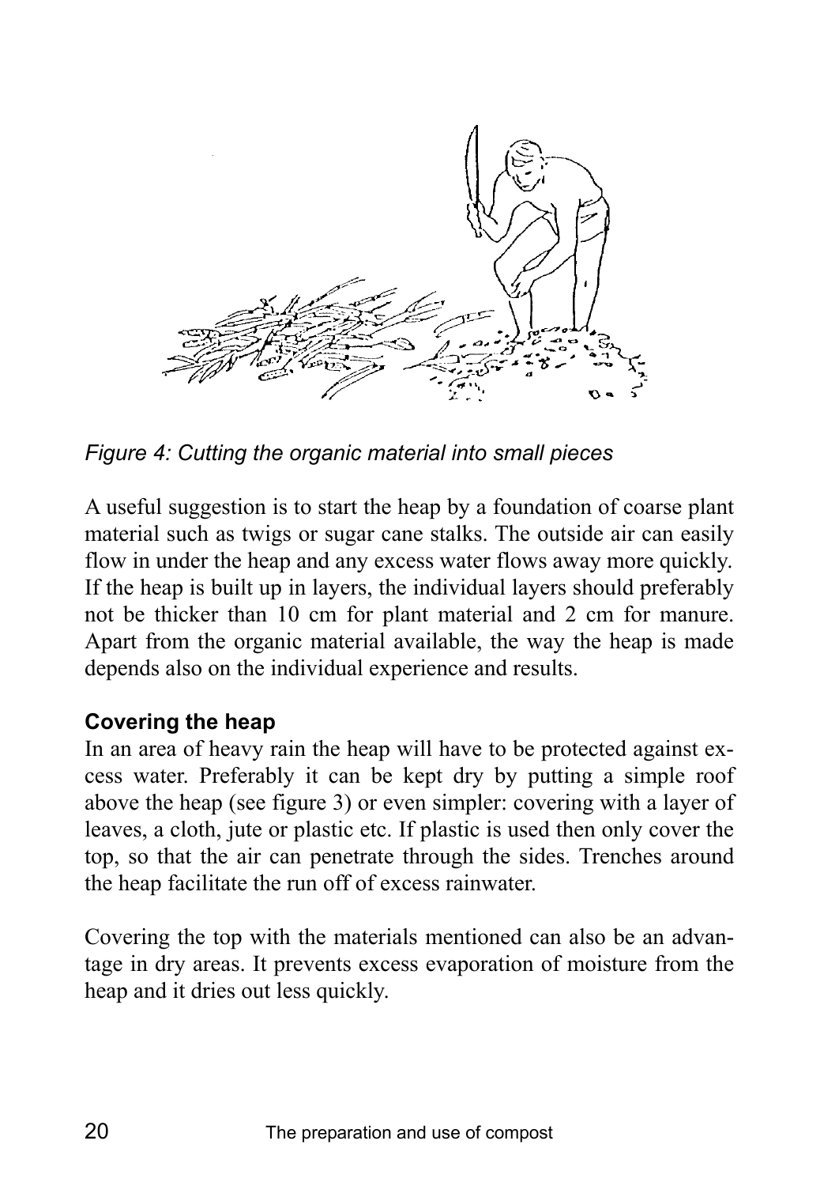*Figure 4: Cutting the organic material into small pieces*

A useful suggestion is to start the heap by a foundation of coarse plant material such as twigs or sugar cane stalks. The outside air can easily flow in under the heap and any excess water flows away more quickly. If the heap is built up in layers, the individual layers should preferably not be thicker than 10 cm for plant material and 2 cm for manure. Apart from the organic material available, the way the heap is made depends also on the individual experience and results.

### Covering the heap

In an area of heavy rain the heap will have to be protected against excess water. Preferably it can be kept dry by putting a simple roof above the heap (see figure 3) or even simpler: covering with a layer of leaves, a cloth, jute or plastic etc. If plastic is used then only cover the top, so that the air can penetrate through the sides. Trenches around the heap facilitate the run off of excess rainwater.

Covering the top with the materials mentioned can also be an advantage in dry areas. It prevents excess evaporation of moisture from the heap and it dries out less quickly.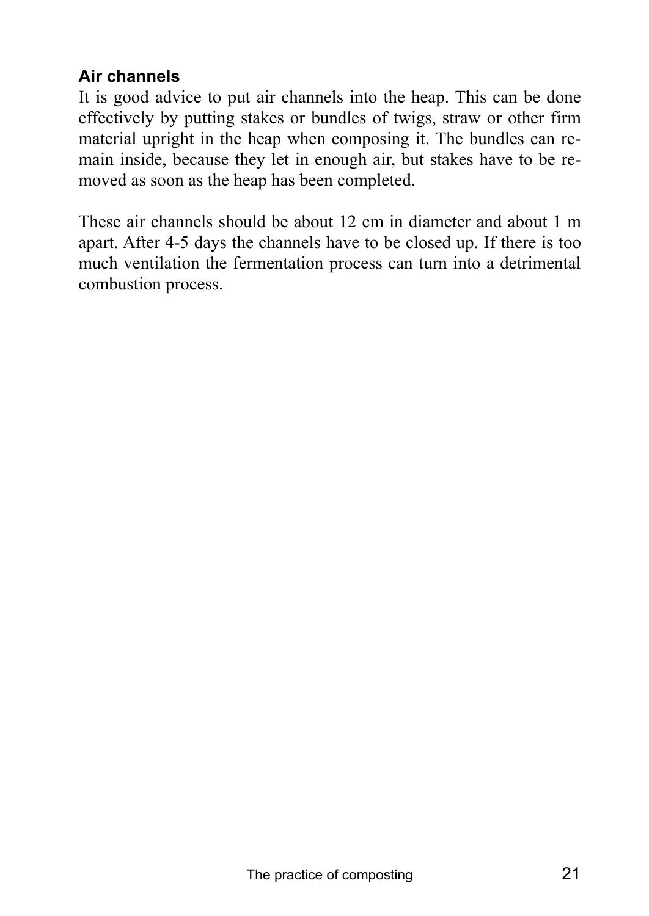### Air channels

It is good advice to put air channels into the heap. This can be done effectively by putting stakes or bundles of twigs, straw or other firm material upright in the heap when composing it. The bundles can remain inside, because they let in enough air, but stakes have to be removed as soon as the heap has been completed.

These air channels should be about 12 cm in diameter and about 1 m apart. After 4-5 days the channels have to be closed up. If there is too much ventilation the fermentation process can turn into a detrimental combustion process.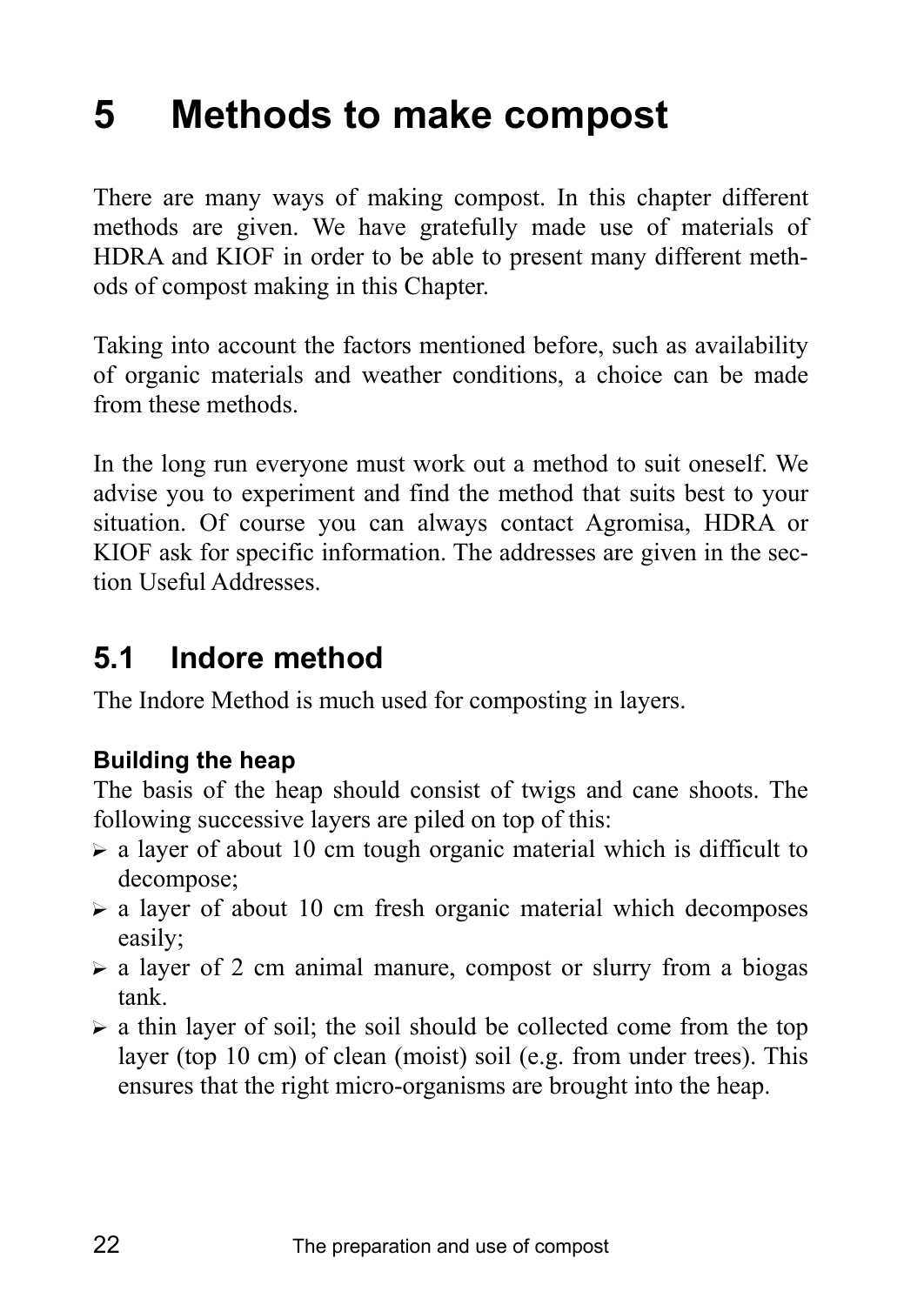# 5 Methods to make compost

There are many ways of making compost. In this chapter different methods are given. We have gratefully made use of materials of HDRA and KIOF in order to be able to present many different methods of compost making in this Chapter.

Taking into account the factors mentioned before, such as availability of organic materials and weather conditions, a choice can be made from these methods.

In the long run everyone must work out a method to suit oneself. We advise you to experiment and find the method that suits best to your situation. Of course you can always contact Agromisa, HDRA or KIOF ask for specific information. The addresses are given in the section Useful Addresses.

## 5.1 Indore method

The Indore Method is much used for composting in layers.

### Building the heap

The basis of the heap should consist of twigs and cane shoots. The following successive layers are piled on top of this:

- a layer of about 10 cm tough organic material which is difficult to decompose;
- a layer of about 10 cm fresh organic material which decomposes easily;
- a layer of 2 cm animal manure, compost or slurry from a biogas tank.
- a thin layer of soil; the soil should be collected come from the top layer (top 10 cm) of clean (moist) soil (e.g. from under trees). This ensures that the right micro-organisms are brought into the heap.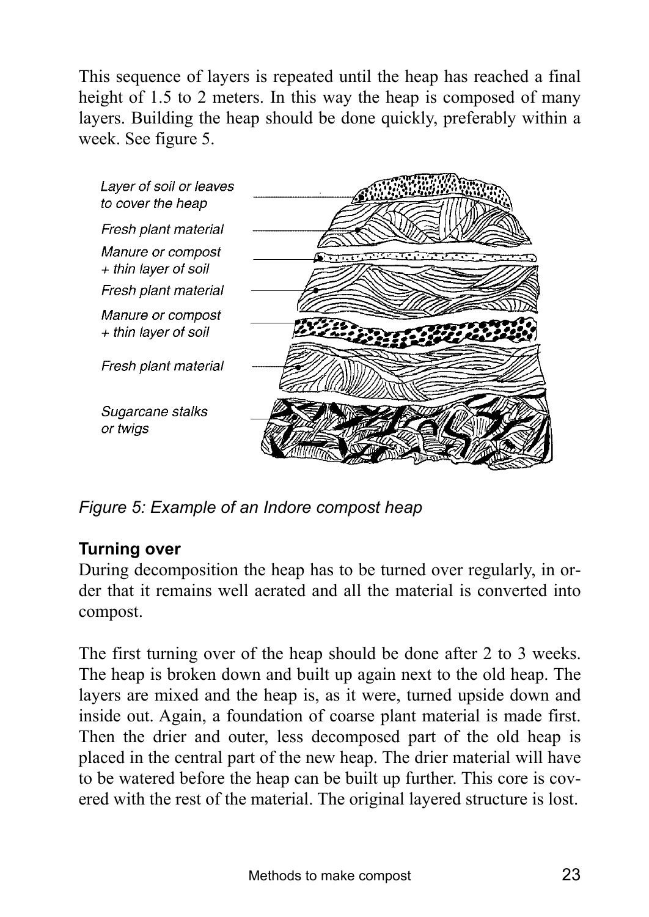This sequence of layers is repeated until the heap has reached a final height of 1.5 to 2 meters. In this way the heap is composed of many layers. Building the heap should be done quickly, preferably within a week. See figure 5.

*Figure 5: Example of an Indore compost heap*

**Turning over**

During decomposition the heap has to be turned over regularly, in order that it remains well aerated and all the material is converted into compost.

The first turning over of the heap should be done after 2 to 3 weeks. The heap is broken down and built up again next to the old heap. The layers are mixed and the heap is, as it were, turned upside down and inside out. Again, a foundation of coarse plant material is made first. Then the drier and outer, less decomposed part of the old heap is placed in the central part of the new heap. The drier material will have to be watered before the heap can be built up further. This core is covered with the rest of the material. The original layered structure is lost.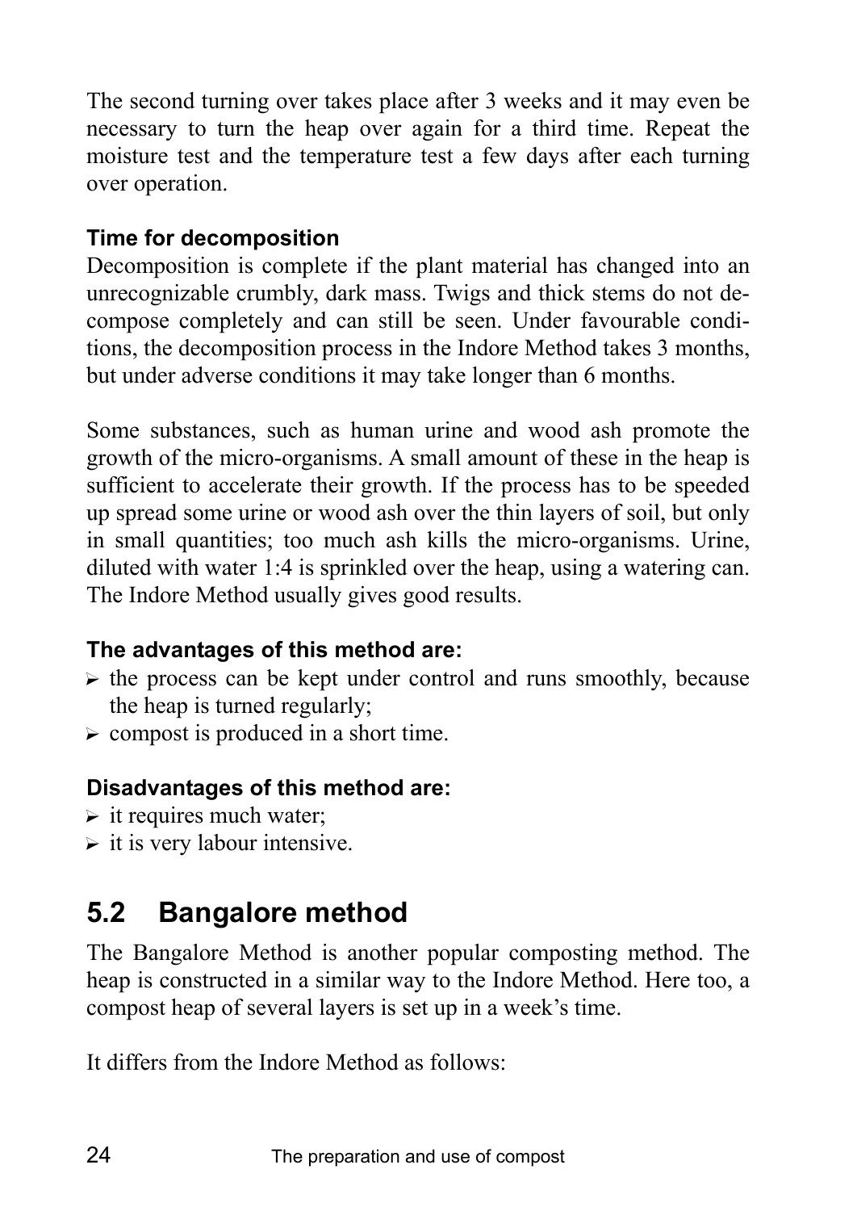The second turning over takes place after 3 weeks and it may even be necessary to turn the heap over again for a third time. Repeat the moisture test and the temperature test a few days after each turning over operation.

### Time for decomposition

Decomposition is complete if the plant material has changed into an unrecognizable crumbly, dark mass. Twigs and thick stems do not decompose completely and can still be seen. Under favourable conditions, the decomposition process in the Indore Method takes 3 months, but under adverse conditions it may take longer than 6 months.

Some substances, such as human urine and wood ash promote the growth of the micro-organisms. A small amount of these in the heap is sufficient to accelerate their growth. If the process has to be speeded up spread some urine or wood ash over the thin layers of soil, but only in small quantities; too much ash kills the micro-organisms. Urine, diluted with water 1:4 is sprinkled over the heap, using a watering can. The Indore Method usually gives good results.

### The advantages of this method are:

- the process can be kept under control and runs smoothly, because the heap is turned regularly;
- compost is produced in a short time.

### Disadvantages of this method are:

- it requires much water;
- it is very labour intensive.

## 5.2 Bangalore method

The Bangalore Method is another popular composting method. The heap is constructed in a similar way to the Indore Method. Here too, a compost heap of several layers is set up in a week's time.

It differs from the Indore Method as follows: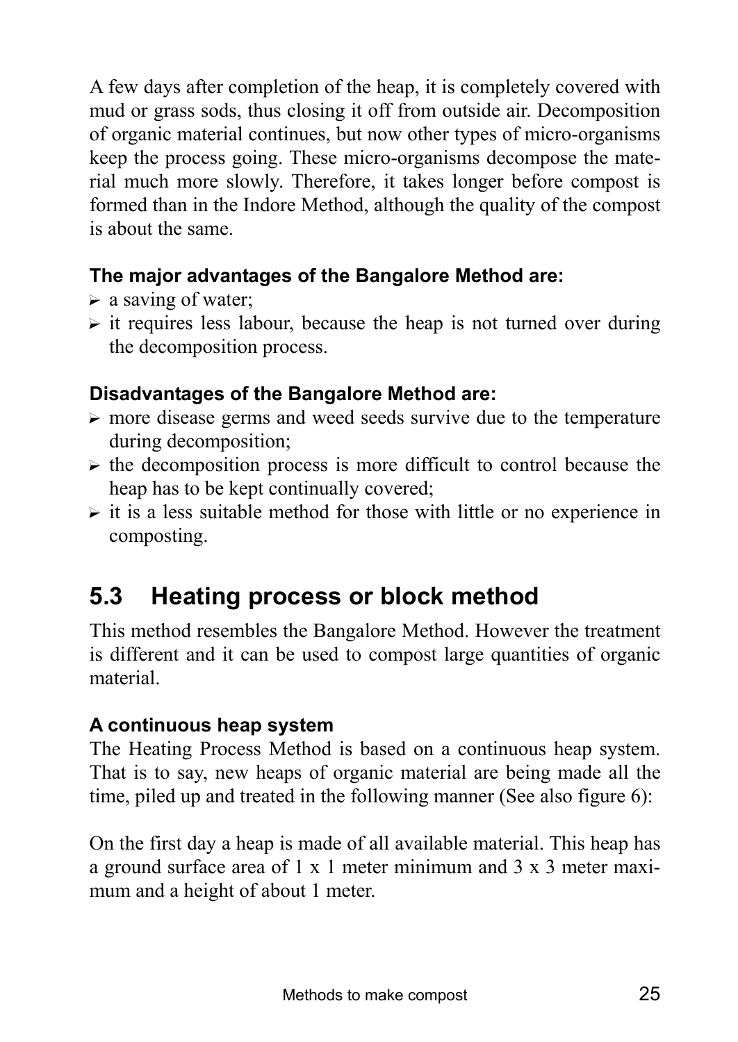A few days after completion of the heap, it is completely covered with mud or grass sods, thus closing it off from outside air. Decomposition of organic material continues, but now other types of micro-organisms keep the process going. These micro-organisms decompose the material much more slowly. Therefore, it takes longer before compost is formed than in the Indore Method, although the quality of the compost is about the same.

**The major advantages of the Bangalore Method are:**

- a saving of water;
- it requires less labour, because the heap is not turned over during the decomposition process.

**Disadvantages of the Bangalore Method are:**

- more disease germs and weed seeds survive due to the temperature during decomposition;
- the decomposition process is more difficult to control because the heap has to be kept continually covered;
- it is a less suitable method for those with little or no experience in composting.

## 5.3 Heating process or block method

This method resembles the Bangalore Method. However the treatment is different and it can be used to compost large quantities of organic material.

**A continuous heap system**

The Heating Process Method is based on a continuous heap system. That is to say, new heaps of organic material are being made all the time, piled up and treated in the following manner (See also figure 6):

On the first day a heap is made of all available material. This heap has a ground surface area of 1 x 1 meter minimum and 3 x 3 meter maximum and a height of about 1 meter.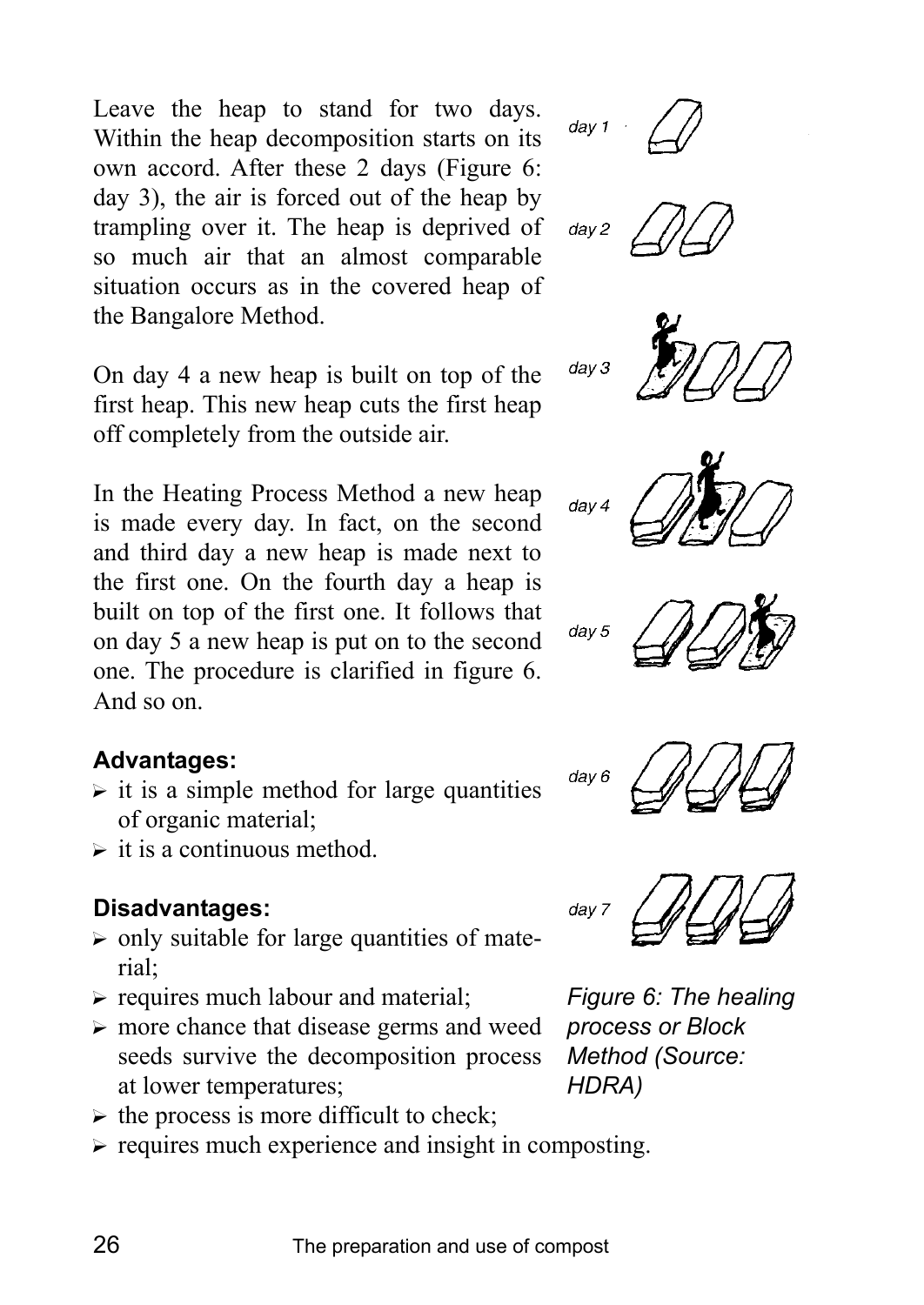Leave the heap to stand for two days. Within the heap decomposition starts on its own accord. After these 2 days (Figure 6: day 3), the air is forced out of the heap by trampling over it. The heap is deprived of so much air that an almost comparable situation occurs as in the covered heap of the Bangalore Method.

On day 4 a new heap is built on top of the first heap. This new heap cuts the first heap off completely from the outside air.

In the Heating Process Method a new heap is made every day. In fact, on the second and third day a new heap is made next to the first one. On the fourth day a heap is built on top of the first one. It follows that on day 5 a new heap is put on to the second one. The procedure is clarified in figure 6. And so on.

**Advantages:**

- it is a simple method for large quantities of organic material;
- it is a continuous method.

**Disadvantages:**

- only suitable for large quantities of material;
- requires much labour and material;
- more chance that disease germs and weed seeds survive the decomposition process at lower temperatures;
- the process is more difficult to check;
- requires much experience and insight in composting.

day 1

day 2

day 3

day 4

day 5

day 6

day 7

*Figure 6: The healing process or Block Method (Source: HDRA)*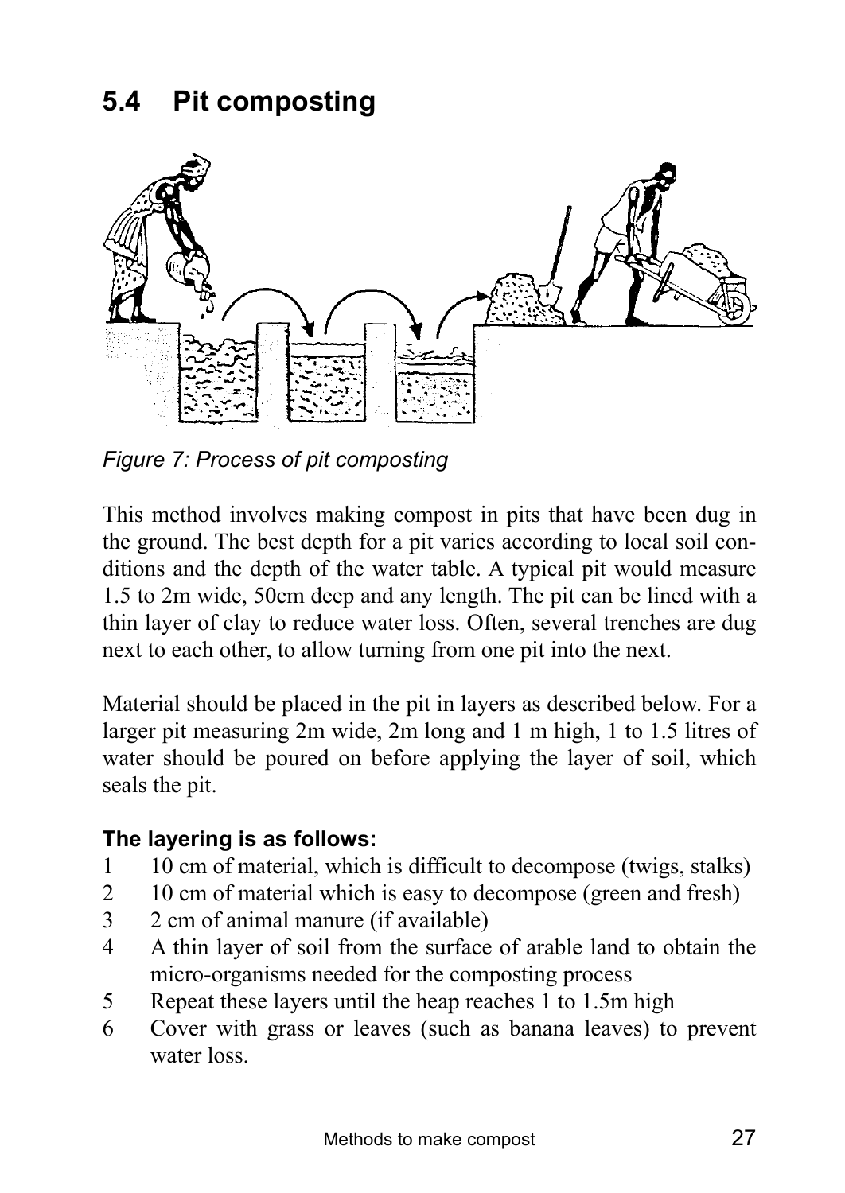## 5.4 Pit composting

*Figure 7: Process of pit composting*

This method involves making compost in pits that have been dug in the ground. The best depth for a pit varies according to local soil conditions and the depth of the water table. A typical pit would measure 1.5 to 2m wide, 50cm deep and any length. The pit can be lined with a thin layer of clay to reduce water loss. Often, several trenches are dug next to each other, to allow turning from one pit into the next.

Material should be placed in the pit in layers as described below. For a larger pit measuring 2m wide, 2m long and 1 m high, 1 to 1.5 litres of water should be poured on before applying the layer of soil, which seals the pit.

**The layering is as follows:**

1. 10 cm of material, which is difficult to decompose (twigs, stalks)
2. 10 cm of material which is easy to decompose (green and fresh)
3. 2 cm of animal manure (if available)
4. A thin layer of soil from the surface of arable land to obtain the micro-organisms needed for the composting process
5. Repeat these layers until the heap reaches 1 to 1.5m high
6. Cover with grass or leaves (such as banana leaves) to prevent water loss.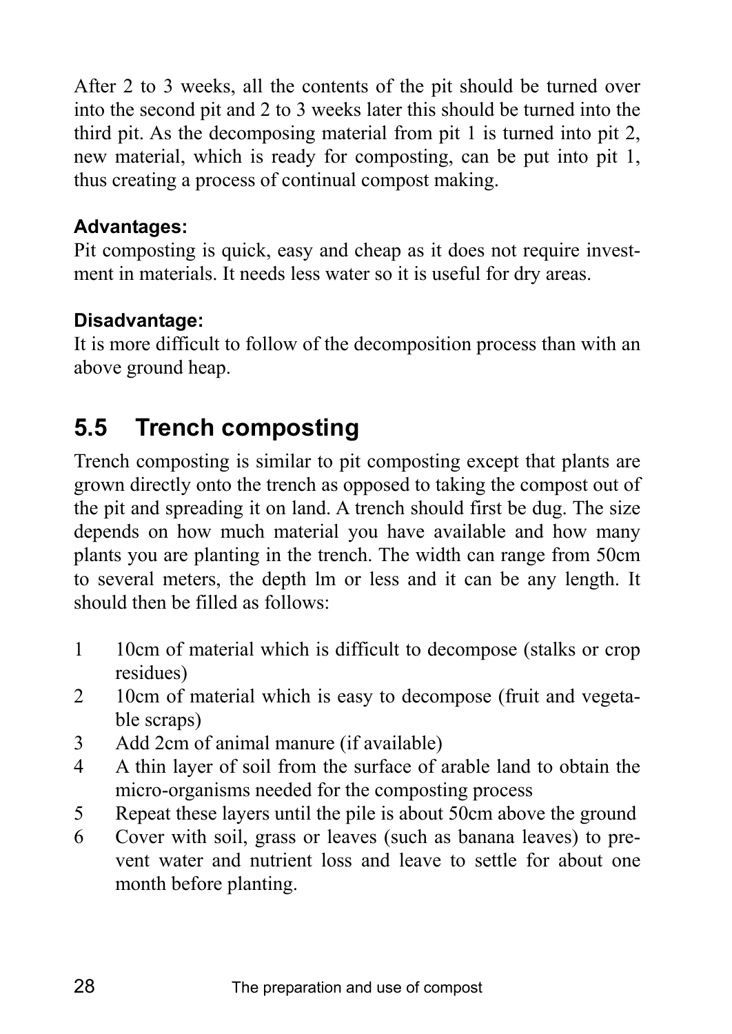After 2 to 3 weeks, all the contents of the pit should be turned over into the second pit and 2 to 3 weeks later this should be turned into the third pit. As the decomposing material from pit 1 is turned into pit 2, new material, which is ready for composting, can be put into pit 1, thus creating a process of continual compost making.

**Advantages:**
Pit composting is quick, easy and cheap as it does not require investment in materials. It needs less water so it is useful for dry areas.

**Disadvantage:**
It is more difficult to follow of the decomposition process than with an above ground heap.

## 5.5 Trench composting

Trench composting is similar to pit composting except that plants are grown directly onto the trench as opposed to taking the compost out of the pit and spreading it on land. A trench should first be dug. The size depends on how much material you have available and how many plants you are planting in the trench. The width can range from 50cm to several meters, the depth lm or less and it can be any length. It should then be filled as follows:

1. 10cm of material which is difficult to decompose (stalks or crop residues)
2. 10cm of material which is easy to decompose (fruit and vegetable scraps)
3. Add 2cm of animal manure (if available)
4. A thin layer of soil from the surface of arable land to obtain the micro-organisms needed for the composting process
5. Repeat these layers until the pile is about 50cm above the ground
6. Cover with soil, grass or leaves (such as banana leaves) to prevent water and nutrient loss and leave to settle for about one month before planting.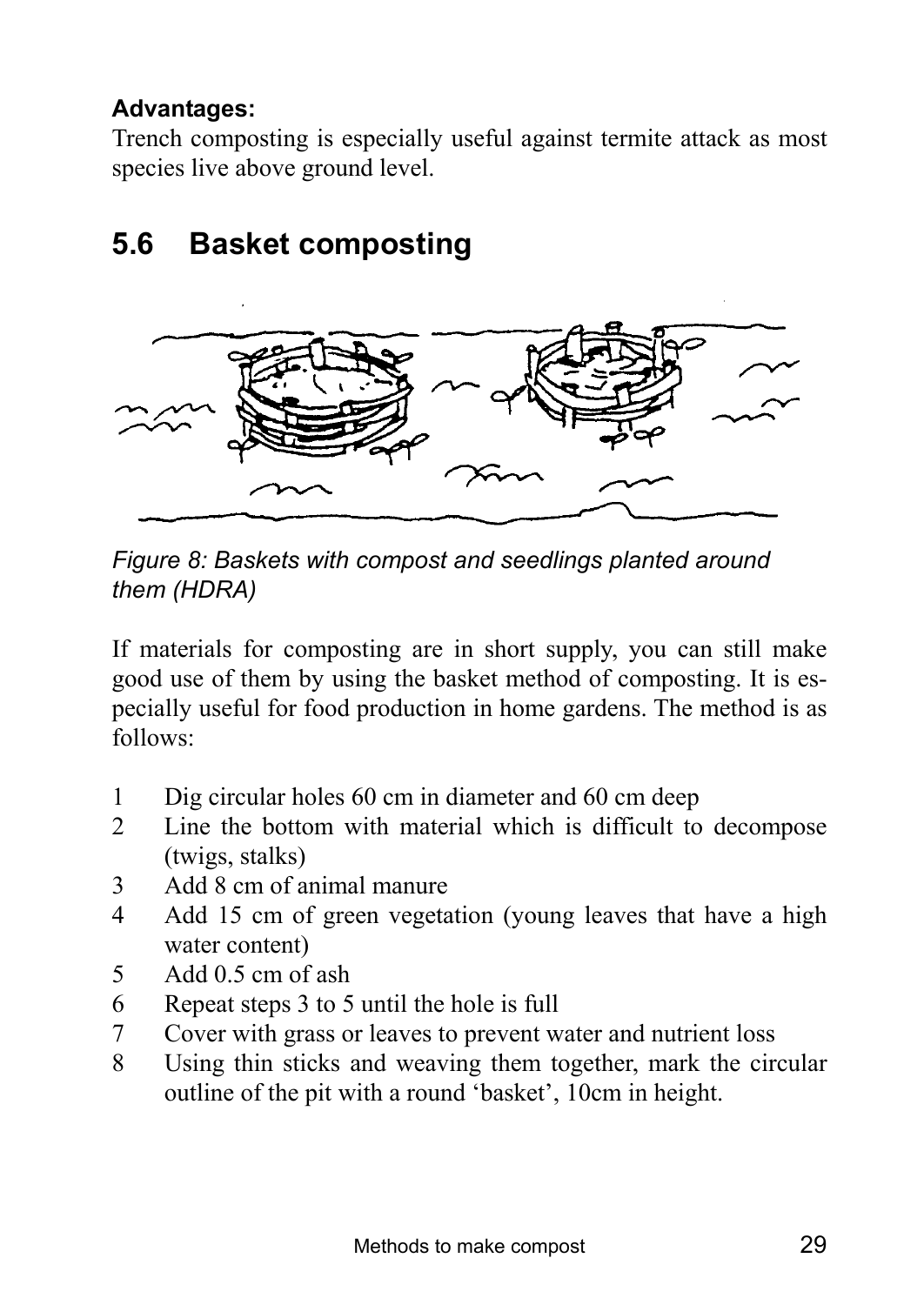**Advantages:**
Trench composting is especially useful against termite attack as most species live above ground level.

## 5.6 Basket composting

*Figure 8: Baskets with compost and seedlings planted around them (HDRA)*

If materials for composting are in short supply, you can still make good use of them by using the basket method of composting. It is especially useful for food production in home gardens. The method is as follows:

1. Dig circular holes 60 cm in diameter and 60 cm deep
2. Line the bottom with material which is difficult to decompose (twigs, stalks)
3. Add 8 cm of animal manure
4. Add 15 cm of green vegetation (young leaves that have a high water content)
5. Add 0.5 cm of ash
6. Repeat steps 3 to 5 until the hole is full
7. Cover with grass or leaves to prevent water and nutrient loss
8. Using thin sticks and weaving them together, mark the circular outline of the pit with a round 'basket', 10cm in height.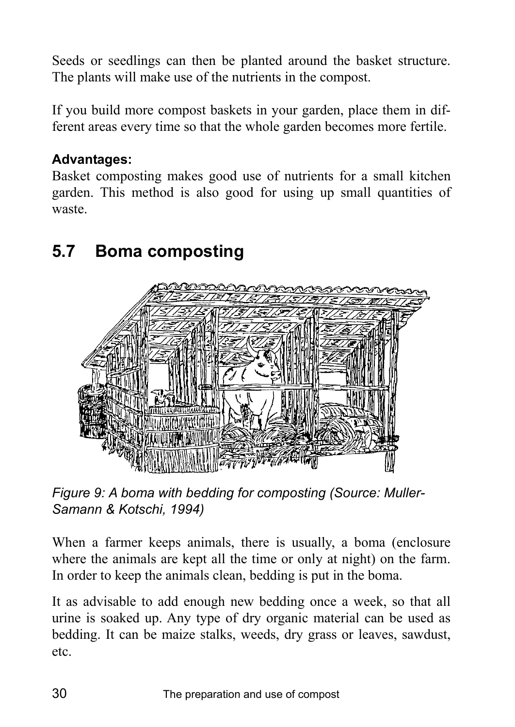Seeds or seedlings can then be planted around the basket structure. The plants will make use of the nutrients in the compost.

If you build more compost baskets in your garden, place them in different areas every time so that the whole garden becomes more fertile.

**Advantages:**
Basket composting makes good use of nutrients for a small kitchen garden. This method is also good for using up small quantities of waste.

## 5.7 Boma composting

*Figure 9: A boma with bedding for composting (Source: Muller-Samann & Kotschi, 1994)*

When a farmer keeps animals, there is usually, a boma (enclosure where the animals are kept all the time or only at night) on the farm. In order to keep the animals clean, bedding is put in the boma.

It as advisable to add enough new bedding once a week, so that all urine is soaked up. Any type of dry organic material can be used as bedding. It can be maize stalks, weeds, dry grass or leaves, sawdust, etc.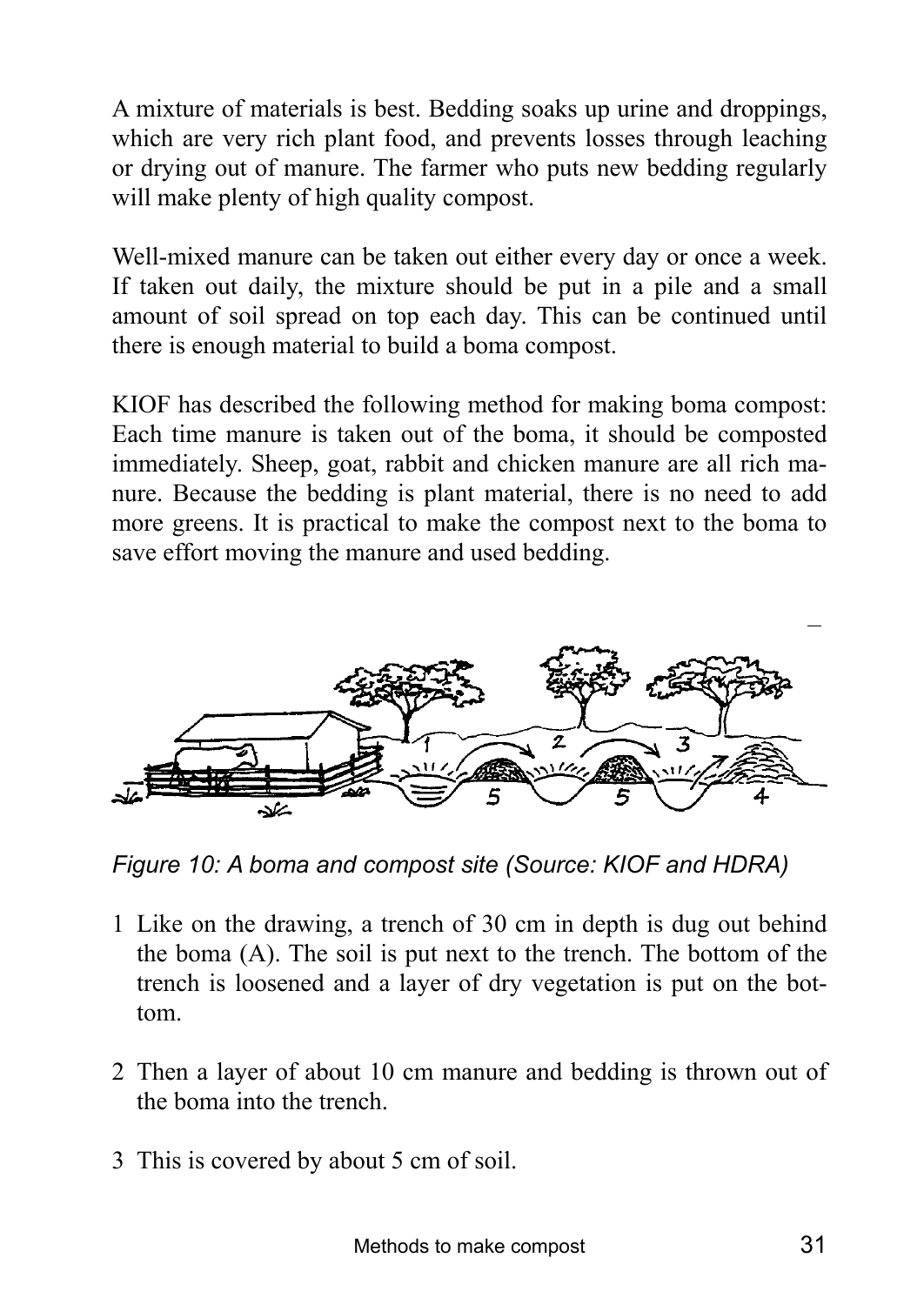A mixture of materials is best. Bedding soaks up urine and droppings, which are very rich plant food, and prevents losses through leaching or drying out of manure. The farmer who puts new bedding regularly will make plenty of high quality compost.

Well-mixed manure can be taken out either every day or once a week. If taken out daily, the mixture should be put in a pile and a small amount of soil spread on top each day. This can be continued until there is enough material to build a boma compost.

KIOF has described the following method for making boma compost: Each time manure is taken out of the boma, it should be composted immediately. Sheep, goat, rabbit and chicken manure are all rich manure. Because the bedding is plant material, there is no need to add more greens. It is practical to make the compost next to the boma to save effort moving the manure and used bedding.

*Figure 10: A boma and compost site (Source: KIOF and HDRA)*

1. Like on the drawing, a trench of 30 cm in depth is dug out behind the boma (A). The soil is put next to the trench. The bottom of the trench is loosened and a layer of dry vegetation is put on the bottom.

2. Then a layer of about 10 cm manure and bedding is thrown out of the boma into the trench.

3. This is covered by about 5 cm of soil.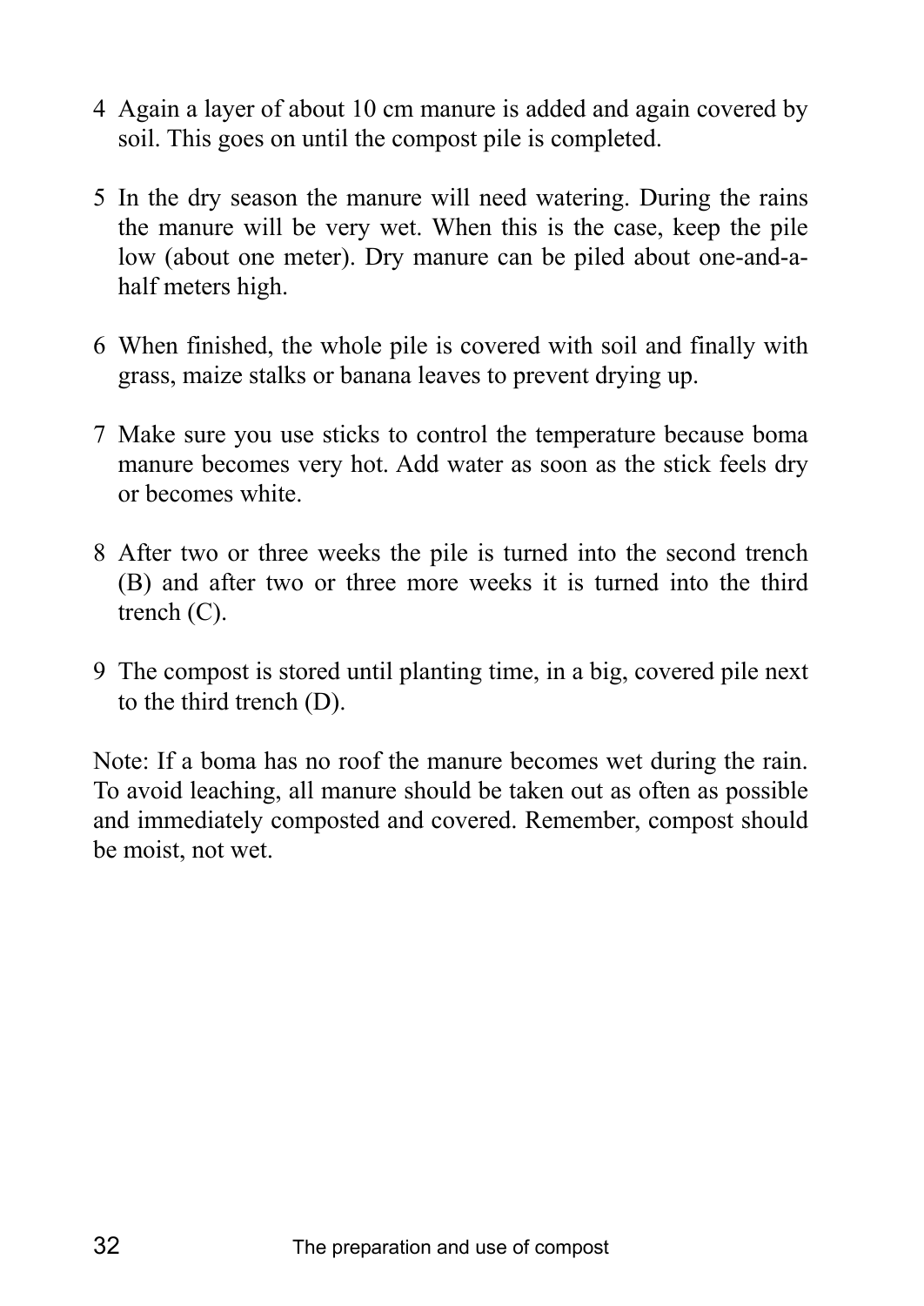4 Again a layer of about 10 cm manure is added and again covered by soil. This goes on until the compost pile is completed.

5 In the dry season the manure will need watering. During the rains the manure will be very wet. When this is the case, keep the pile low (about one meter). Dry manure can be piled about one-and-a-half meters high.

6 When finished, the whole pile is covered with soil and finally with grass, maize stalks or banana leaves to prevent drying up.

7 Make sure you use sticks to control the temperature because boma manure becomes very hot. Add water as soon as the stick feels dry or becomes white.

8 After two or three weeks the pile is turned into the second trench (B) and after two or three more weeks it is turned into the third trench (C).

9 The compost is stored until planting time, in a big, covered pile next to the third trench (D).

Note: If a boma has no roof the manure becomes wet during the rain. To avoid leaching, all manure should be taken out as often as possible and immediately composted and covered. Remember, compost should be moist, not wet.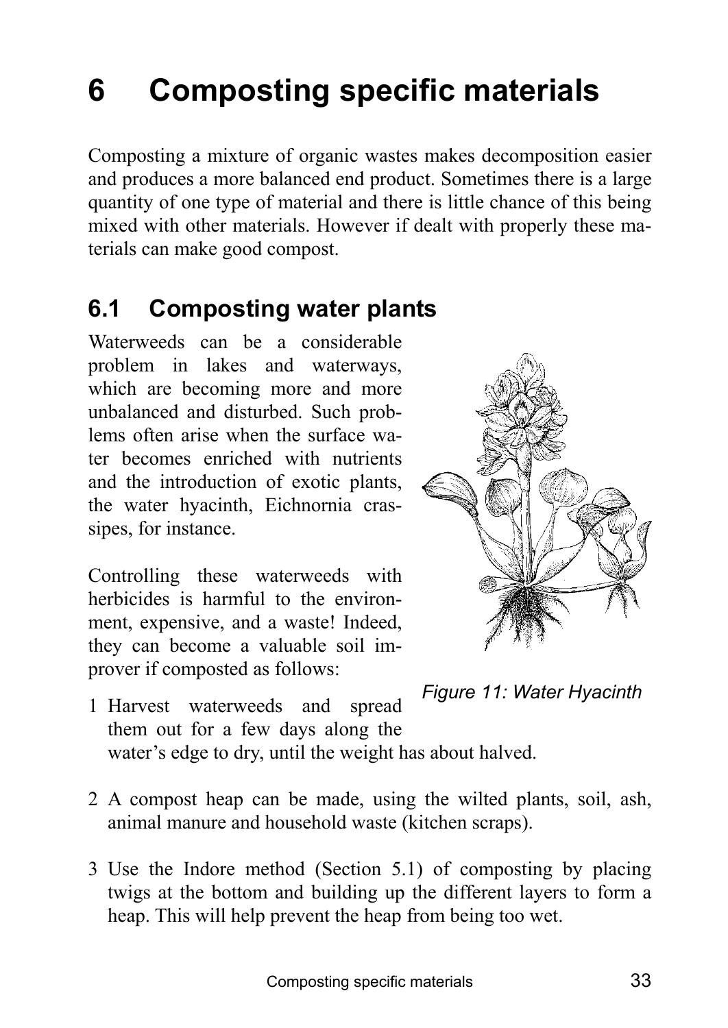# 6 Composting specific materials

Composting a mixture of organic wastes makes decomposition easier and produces a more balanced end product. Sometimes there is a large quantity of one type of material and there is little chance of this being mixed with other materials. However if dealt with properly these materials can make good compost.

## 6.1 Composting water plants

Waterweeds can be a considerable problem in lakes and waterways, which are becoming more and more unbalanced and disturbed. Such problems often arise when the surface water becomes enriched with nutrients and the introduction of exotic plants, the water hyacinth, Eichnornia crassipes, for instance.

Controlling these waterweeds with herbicides is harmful to the environment, expensive, and a waste! Indeed, they can become a valuable soil improver if composted as follows:

*Figure 11: Water Hyacinth*

1 Harvest waterweeds and spread them out for a few days along the water's edge to dry, until the weight has about halved.

2 A compost heap can be made, using the wilted plants, soil, ash, animal manure and household waste (kitchen scraps).

3 Use the Indore method (Section 5.1) of composting by placing twigs at the bottom and building up the different layers to form a heap. This will help prevent the heap from being too wet.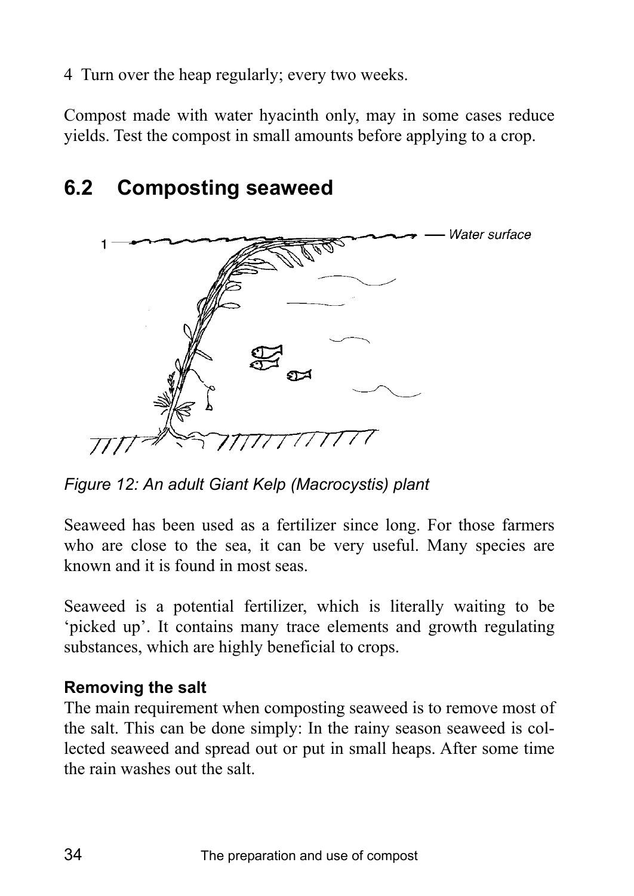4 Turn over the heap regularly; every two weeks.

Compost made with water hyacinth only, may in some cases reduce yields. Test the compost in small amounts before applying to a crop.

## 6.2 Composting seaweed

*Figure 12: An adult Giant Kelp (Macrocystis) plant*

Seaweed has been used as a fertilizer since long. For those farmers who are close to the sea, it can be very useful. Many species are known and it is found in most seas.

Seaweed is a potential fertilizer, which is literally waiting to be 'picked up'. It contains many trace elements and growth regulating substances, which are highly beneficial to crops.

### Removing the salt

The main requirement when composting seaweed is to remove most of the salt. This can be done simply: In the rainy season seaweed is collected seaweed and spread out or put in small heaps. After some time the rain washes out the salt.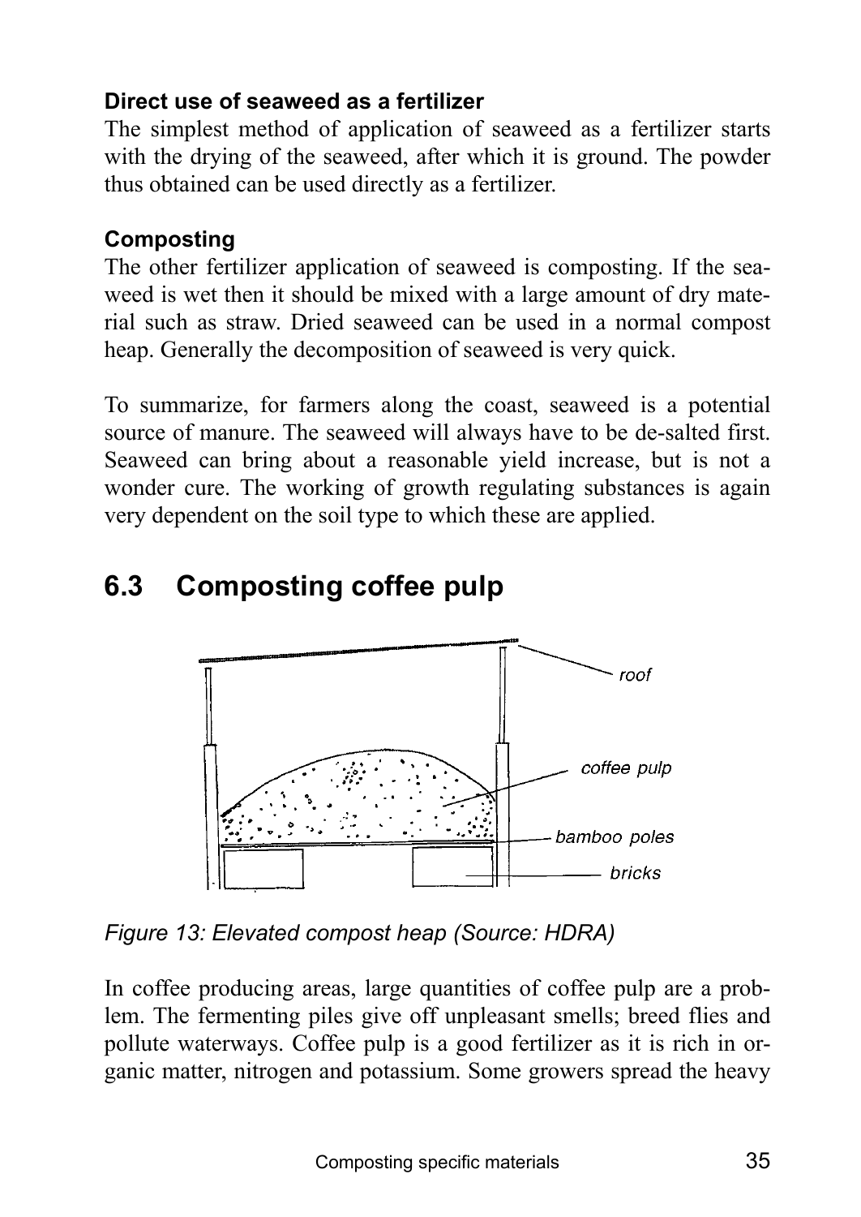### Direct use of seaweed as a fertilizer

The simplest method of application of seaweed as a fertilizer starts with the drying of the seaweed, after which it is ground. The powder thus obtained can be used directly as a fertilizer.

### Composting

The other fertilizer application of seaweed is composting. If the seaweed is wet then it should be mixed with a large amount of dry material such as straw. Dried seaweed can be used in a normal compost heap. Generally the decomposition of seaweed is very quick.

To summarize, for farmers along the coast, seaweed is a potential source of manure. The seaweed will always have to be de-salted first. Seaweed can bring about a reasonable yield increase, but is not a wonder cure. The working of growth regulating substances is again very dependent on the soil type to which these are applied.

## 6.3 Composting coffee pulp

*Figure 13: Elevated compost heap (Source: HDRA)*

In coffee producing areas, large quantities of coffee pulp are a problem. The fermenting piles give off unpleasant smells; breed flies and pollute waterways. Coffee pulp is a good fertilizer as it is rich in organic matter, nitrogen and potassium. Some growers spread the heavy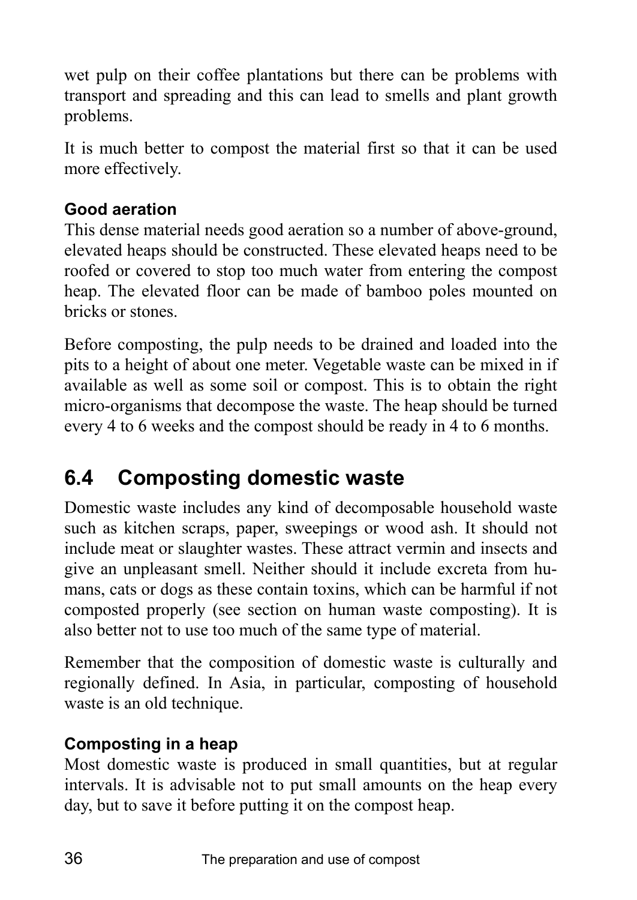wet pulp on their coffee plantations but there can be problems with transport and spreading and this can lead to smells and plant growth problems.

It is much better to compost the material first so that it can be used more effectively.

### Good aeration

This dense material needs good aeration so a number of above-ground, elevated heaps should be constructed. These elevated heaps need to be roofed or covered to stop too much water from entering the compost heap. The elevated floor can be made of bamboo poles mounted on bricks or stones.

Before composting, the pulp needs to be drained and loaded into the pits to a height of about one meter. Vegetable waste can be mixed in if available as well as some soil or compost. This is to obtain the right micro-organisms that decompose the waste. The heap should be turned every 4 to 6 weeks and the compost should be ready in 4 to 6 months.

## 6.4 Composting domestic waste

Domestic waste includes any kind of decomposable household waste such as kitchen scraps, paper, sweepings or wood ash. It should not include meat or slaughter wastes. These attract vermin and insects and give an unpleasant smell. Neither should it include excreta from humans, cats or dogs as these contain toxins, which can be harmful if not composted properly (see section on human waste composting). It is also better not to use too much of the same type of material.

Remember that the composition of domestic waste is culturally and regionally defined. In Asia, in particular, composting of household waste is an old technique.

### Composting in a heap

Most domestic waste is produced in small quantities, but at regular intervals. It is advisable not to put small amounts on the heap every day, but to save it before putting it on the compost heap.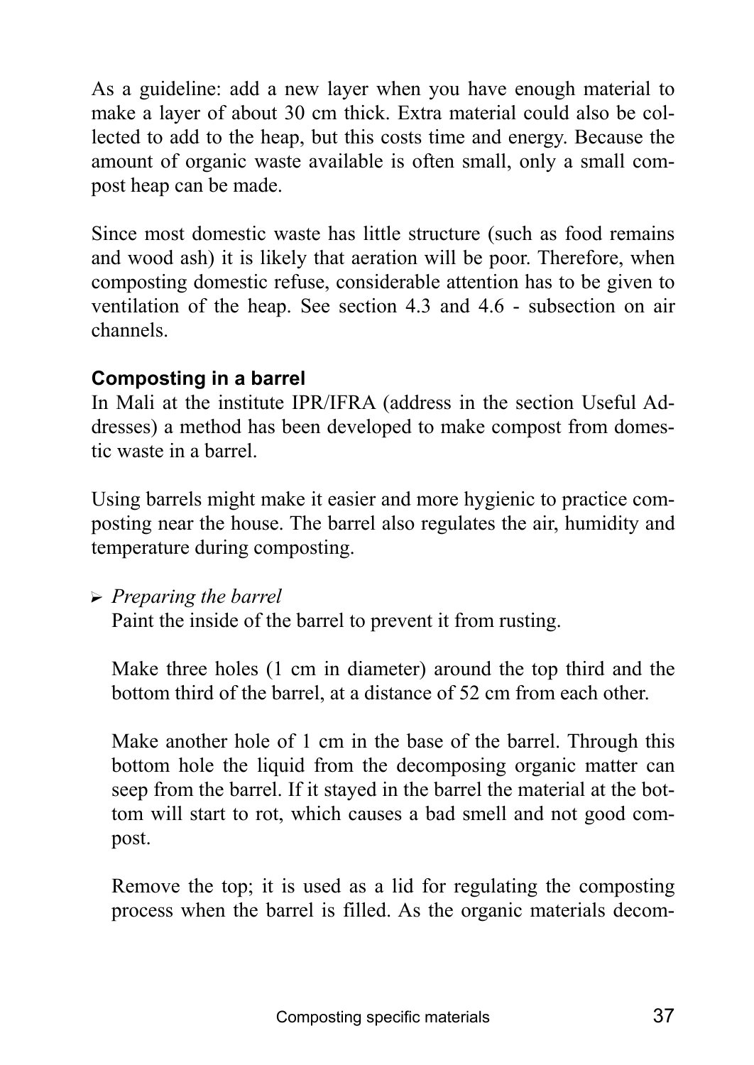As a guideline: add a new layer when you have enough material to make a layer of about 30 cm thick. Extra material could also be collected to add to the heap, but this costs time and energy. Because the amount of organic waste available is often small, only a small compost heap can be made.

Since most domestic waste has little structure (such as food remains and wood ash) it is likely that aeration will be poor. Therefore, when composting domestic refuse, considerable attention has to be given to ventilation of the heap. See section 4.3 and 4.6 - subsection on air channels.

### Composting in a barrel

In Mali at the institute IPR/IFRA (address in the section Useful Addresses) a method has been developed to make compost from domestic waste in a barrel.

Using barrels might make it easier and more hygienic to practice composting near the house. The barrel also regulates the air, humidity and temperature during composting.

- *Preparing the barrel*

  Paint the inside of the barrel to prevent it from rusting.

  Make three holes (1 cm in diameter) around the top third and the bottom third of the barrel, at a distance of 52 cm from each other.

  Make another hole of 1 cm in the base of the barrel. Through this bottom hole the liquid from the decomposing organic matter can seep from the barrel. If it stayed in the barrel the material at the bottom will start to rot, which causes a bad smell and not good compost.

  Remove the top; it is used as a lid for regulating the composting process when the barrel is filled. As the organic materials decom-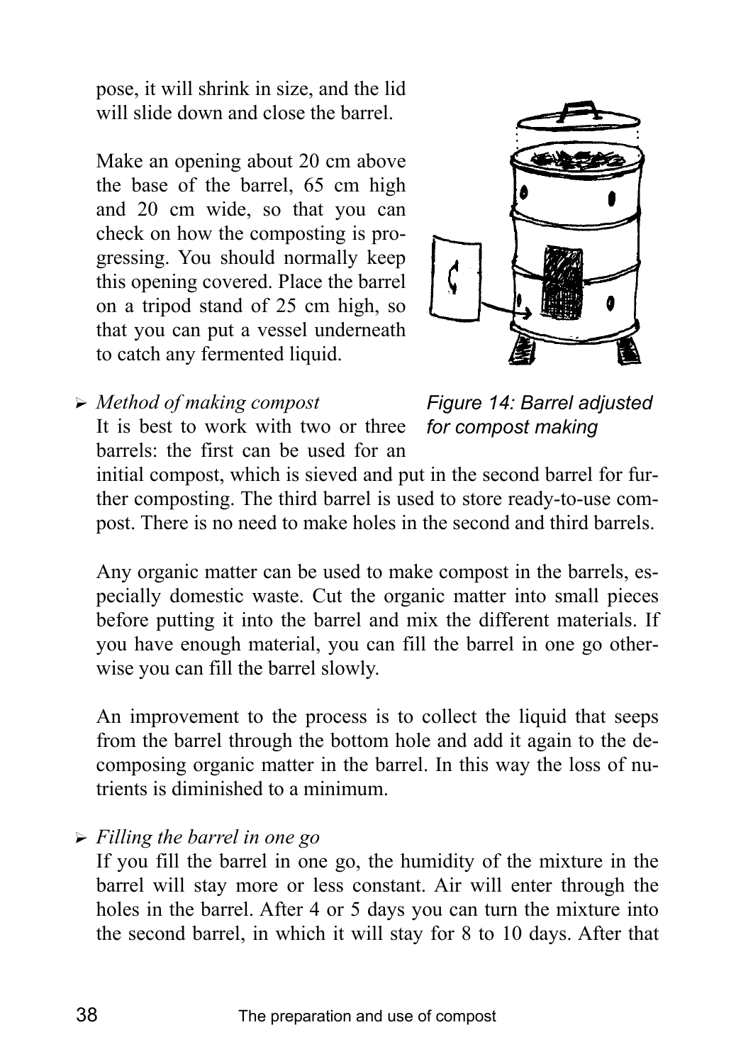pose, it will shrink in size, and the lid will slide down and close the barrel.

Make an opening about 20 cm above the base of the barrel, 65 cm high and 20 cm wide, so that you can check on how the composting is progressing. You should normally keep this opening covered. Place the barrel on a tripod stand of 25 cm high, so that you can put a vessel underneath to catch any fermented liquid.

*Figure 14: Barrel adjusted for compost making*

- *Method of making compost*

  It is best to work with two or three barrels: the first can be used for an initial compost, which is sieved and put in the second barrel for further composting. The third barrel is used to store ready-to-use compost. There is no need to make holes in the second and third barrels.

  Any organic matter can be used to make compost in the barrels, especially domestic waste. Cut the organic matter into small pieces before putting it into the barrel and mix the different materials. If you have enough material, you can fill the barrel in one go otherwise you can fill the barrel slowly.

  An improvement to the process is to collect the liquid that seeps from the barrel through the bottom hole and add it again to the decomposing organic matter in the barrel. In this way the loss of nutrients is diminished to a minimum.

- *Filling the barrel in one go*

  If you fill the barrel in one go, the humidity of the mixture in the barrel will stay more or less constant. Air will enter through the holes in the barrel. After 4 or 5 days you can turn the mixture into the second barrel, in which it will stay for 8 to 10 days. After that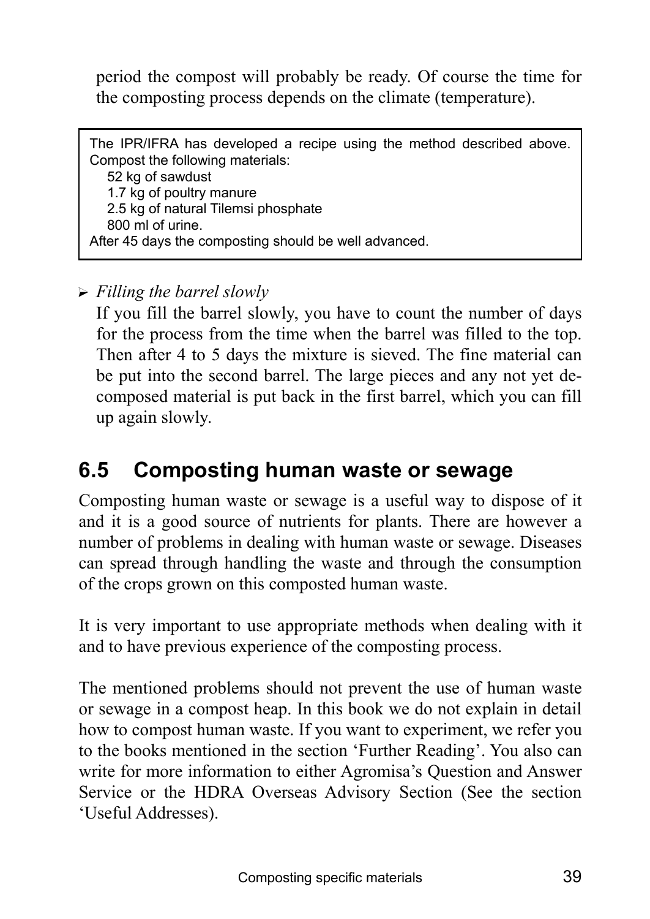period the compost will probably be ready. Of course the time for the composting process depends on the climate (temperature).

> The IPR/IFRA has developed a recipe using the method described above. Compost the following materials:
> 52 kg of sawdust
> 1.7 kg of poultry manure
> 2.5 kg of natural Tilemsi phosphate
> 800 ml of urine.
> After 45 days the composting should be well advanced.

- *Filling the barrel slowly*
  If you fill the barrel slowly, you have to count the number of days for the process from the time when the barrel was filled to the top. Then after 4 to 5 days the mixture is sieved. The fine material can be put into the second barrel. The large pieces and any not yet decomposed material is put back in the first barrel, which you can fill up again slowly.

## 6.5 Composting human waste or sewage

Composting human waste or sewage is a useful way to dispose of it and it is a good source of nutrients for plants. There are however a number of problems in dealing with human waste or sewage. Diseases can spread through handling the waste and through the consumption of the crops grown on this composted human waste.

It is very important to use appropriate methods when dealing with it and to have previous experience of the composting process.

The mentioned problems should not prevent the use of human waste or sewage in a compost heap. In this book we do not explain in detail how to compost human waste. If you want to experiment, we refer you to the books mentioned in the section 'Further Reading'. You also can write for more information to either Agromisa's Question and Answer Service or the HDRA Overseas Advisory Section (See the section 'Useful Addresses).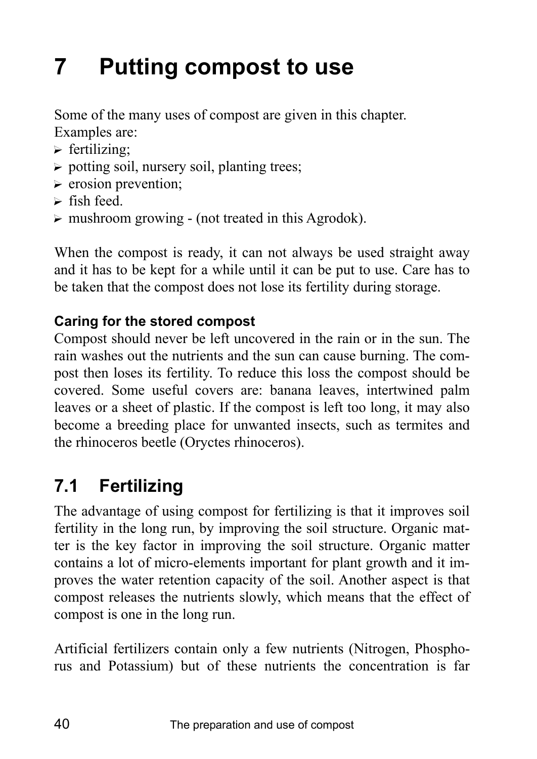# 7 Putting compost to use

Some of the many uses of compost are given in this chapter.
Examples are:

- fertilizing;
- potting soil, nursery soil, planting trees;
- erosion prevention;
- fish feed.
- mushroom growing - (not treated in this Agrodok).

When the compost is ready, it can not always be used straight away and it has to be kept for a while until it can be put to use. Care has to be taken that the compost does not lose its fertility during storage.

**Caring for the stored compost**

Compost should never be left uncovered in the rain or in the sun. The rain washes out the nutrients and the sun can cause burning. The compost then loses its fertility. To reduce this loss the compost should be covered. Some useful covers are: banana leaves, intertwined palm leaves or a sheet of plastic. If the compost is left too long, it may also become a breeding place for unwanted insects, such as termites and the rhinoceros beetle (Oryctes rhinoceros).

## 7.1 Fertilizing

The advantage of using compost for fertilizing is that it improves soil fertility in the long run, by improving the soil structure. Organic matter is the key factor in improving the soil structure. Organic matter contains a lot of micro-elements important for plant growth and it improves the water retention capacity of the soil. Another aspect is that compost releases the nutrients slowly, which means that the effect of compost is one in the long run.

Artificial fertilizers contain only a few nutrients (Nitrogen, Phosphorus and Potassium) but of these nutrients the concentration is far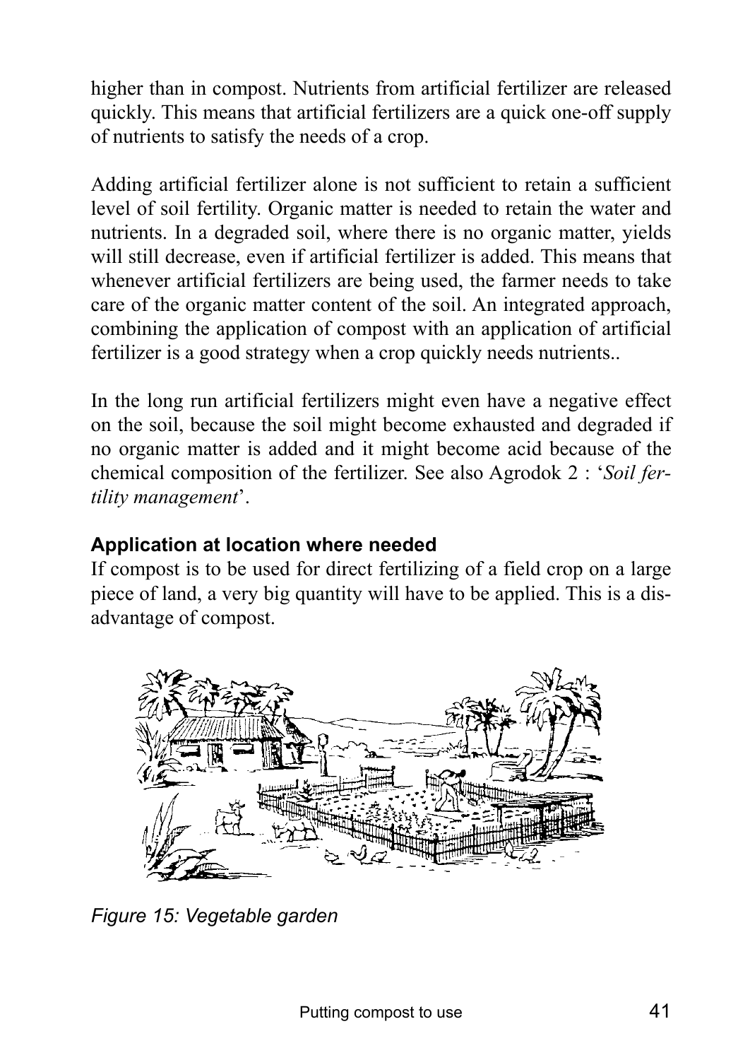higher than in compost. Nutrients from artificial fertilizer are released quickly. This means that artificial fertilizers are a quick one-off supply of nutrients to satisfy the needs of a crop.

Adding artificial fertilizer alone is not sufficient to retain a sufficient level of soil fertility. Organic matter is needed to retain the water and nutrients. In a degraded soil, where there is no organic matter, yields will still decrease, even if artificial fertilizer is added. This means that whenever artificial fertilizers are being used, the farmer needs to take care of the organic matter content of the soil. An integrated approach, combining the application of compost with an application of artificial fertilizer is a good strategy when a crop quickly needs nutrients..

In the long run artificial fertilizers might even have a negative effect on the soil, because the soil might become exhausted and degraded if no organic matter is added and it might become acid because of the chemical composition of the fertilizer. See also Agrodok 2 : '*Soil fertility management*'.

**Application at location where needed**

If compost is to be used for direct fertilizing of a field crop on a large piece of land, a very big quantity will have to be applied. This is a disadvantage of compost.

*Figure 15: Vegetable garden*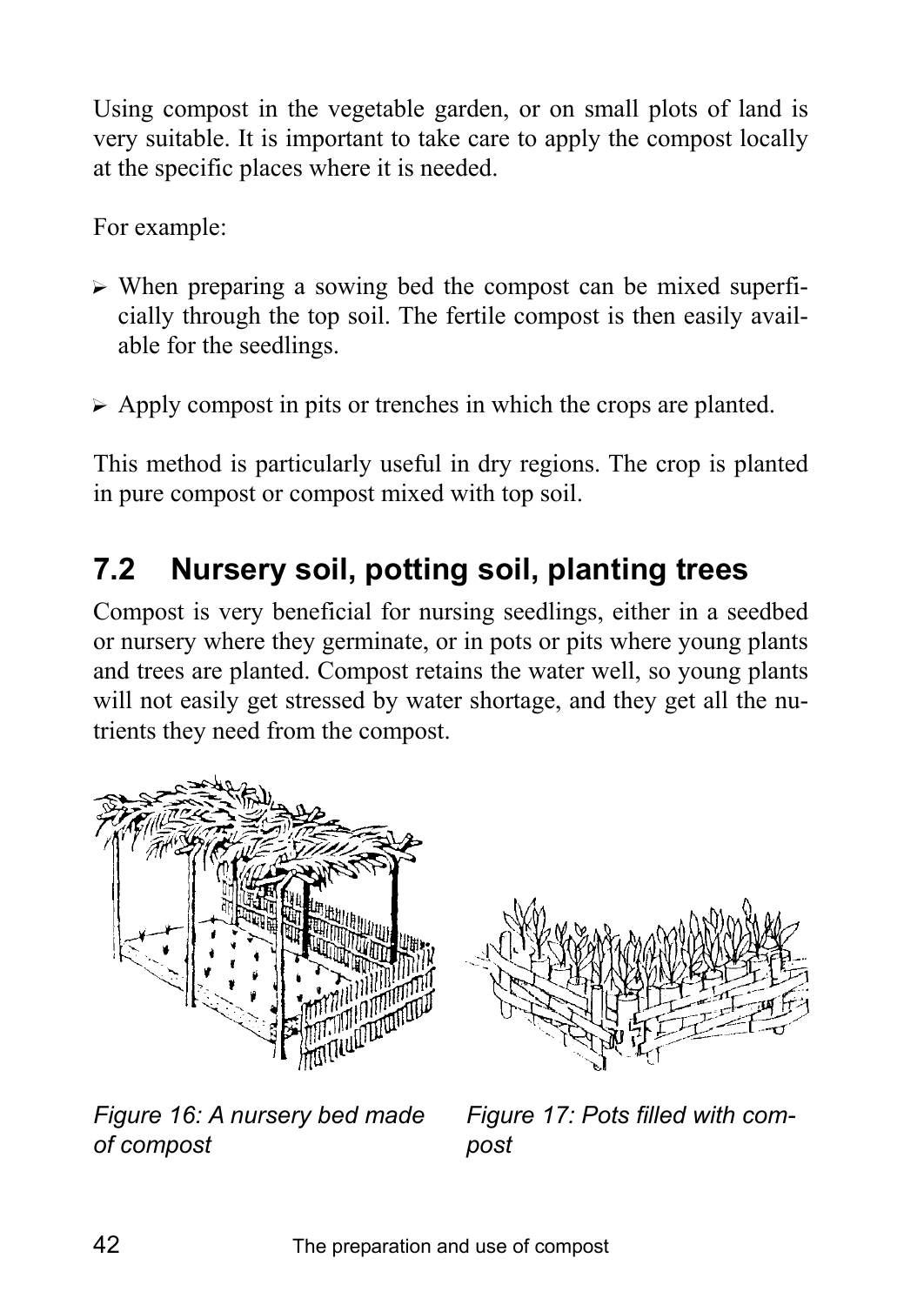Using compost in the vegetable garden, or on small plots of land is very suitable. It is important to take care to apply the compost locally at the specific places where it is needed.

For example:

- When preparing a sowing bed the compost can be mixed superficially through the top soil. The fertile compost is then easily available for the seedlings.
- Apply compost in pits or trenches in which the crops are planted.

This method is particularly useful in dry regions. The crop is planted in pure compost or compost mixed with top soil.

## 7.2 Nursery soil, potting soil, planting trees

Compost is very beneficial for nursing seedlings, either in a seedbed or nursery where they germinate, or in pots or pits where young plants and trees are planted. Compost retains the water well, so young plants will not easily get stressed by water shortage, and they get all the nutrients they need from the compost.

*Figure 16: A nursery bed made of compost*

*Figure 17: Pots filled with compost*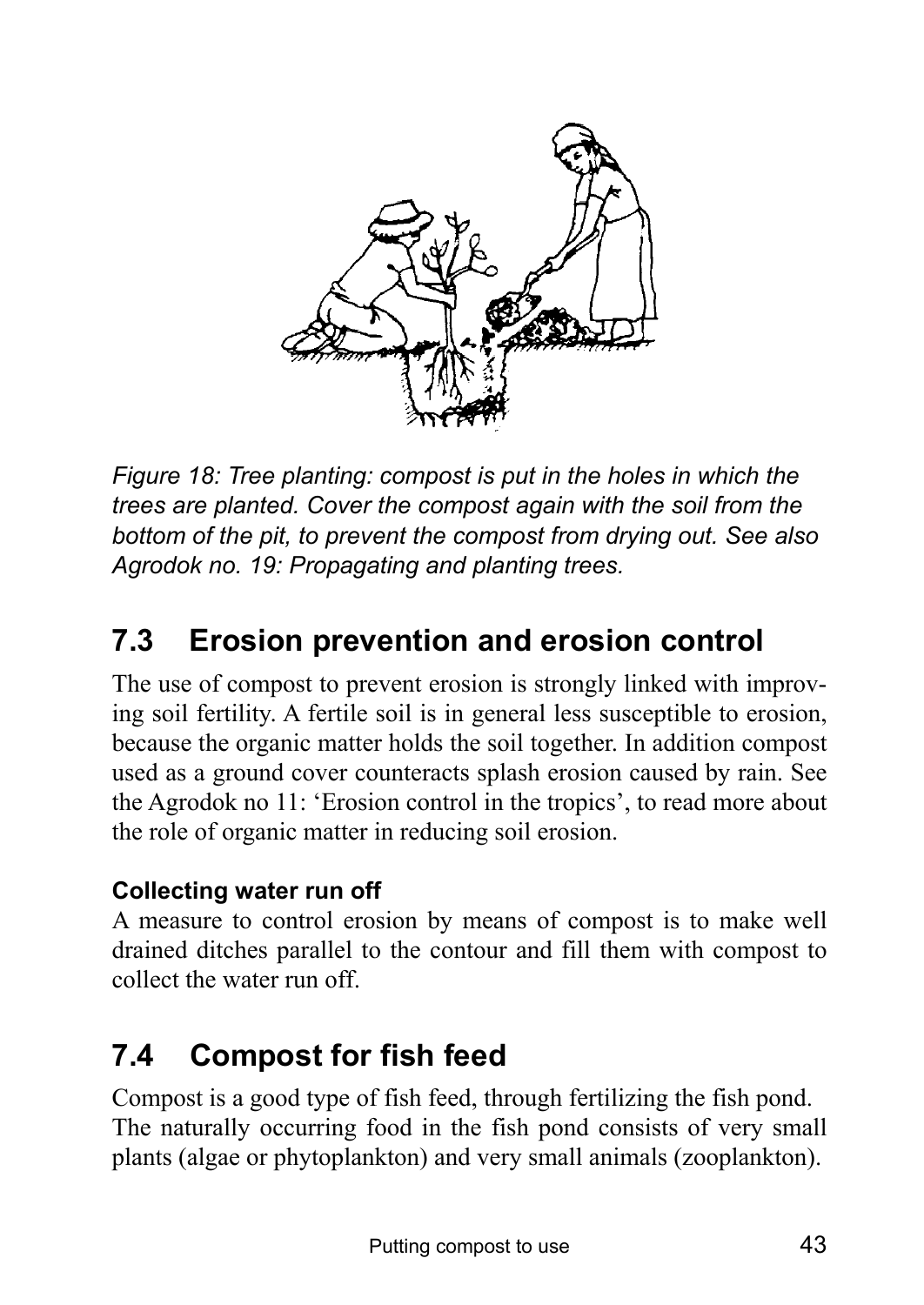*Figure 18: Tree planting: compost is put in the holes in which the trees are planted. Cover the compost again with the soil from the bottom of the pit, to prevent the compost from drying out. See also Agrodok no. 19: Propagating and planting trees.*

## 7.3 Erosion prevention and erosion control

The use of compost to prevent erosion is strongly linked with improving soil fertility. A fertile soil is in general less susceptible to erosion, because the organic matter holds the soil together. In addition compost used as a ground cover counteracts splash erosion caused by rain. See the Agrodok no 11: 'Erosion control in the tropics', to read more about the role of organic matter in reducing soil erosion.

**Collecting water run off**

A measure to control erosion by means of compost is to make well drained ditches parallel to the contour and fill them with compost to collect the water run off.

## 7.4 Compost for fish feed

Compost is a good type of fish feed, through fertilizing the fish pond. The naturally occurring food in the fish pond consists of very small plants (algae or phytoplankton) and very small animals (zooplankton).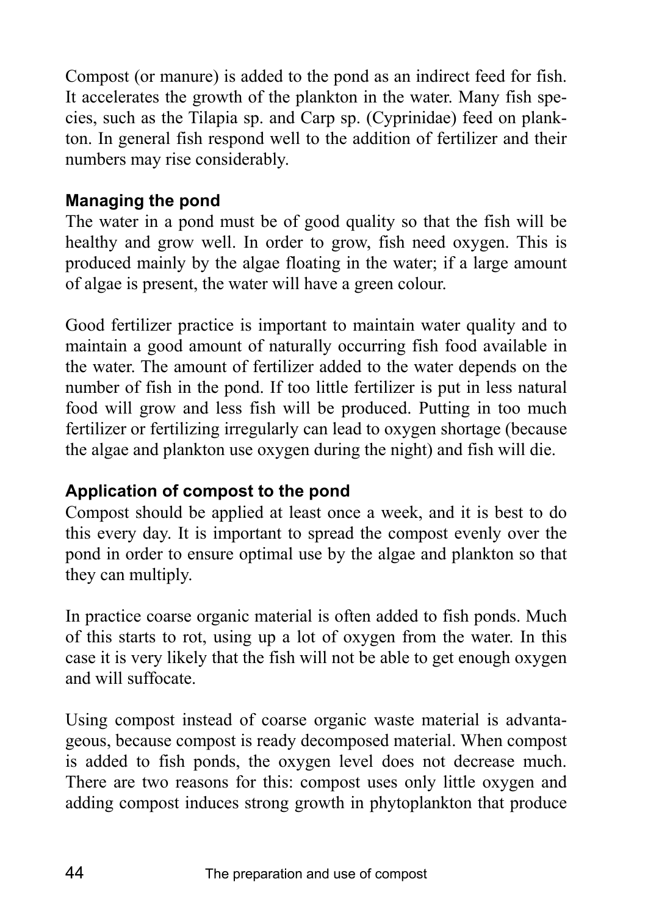Compost (or manure) is added to the pond as an indirect feed for fish. It accelerates the growth of the plankton in the water. Many fish species, such as the Tilapia sp. and Carp sp. (Cyprinidae) feed on plankton. In general fish respond well to the addition of fertilizer and their numbers may rise considerably.

### Managing the pond

The water in a pond must be of good quality so that the fish will be healthy and grow well. In order to grow, fish need oxygen. This is produced mainly by the algae floating in the water; if a large amount of algae is present, the water will have a green colour.

Good fertilizer practice is important to maintain water quality and to maintain a good amount of naturally occurring fish food available in the water. The amount of fertilizer added to the water depends on the number of fish in the pond. If too little fertilizer is put in less natural food will grow and less fish will be produced. Putting in too much fertilizer or fertilizing irregularly can lead to oxygen shortage (because the algae and plankton use oxygen during the night) and fish will die.

### Application of compost to the pond

Compost should be applied at least once a week, and it is best to do this every day. It is important to spread the compost evenly over the pond in order to ensure optimal use by the algae and plankton so that they can multiply.

In practice coarse organic material is often added to fish ponds. Much of this starts to rot, using up a lot of oxygen from the water. In this case it is very likely that the fish will not be able to get enough oxygen and will suffocate.

Using compost instead of coarse organic waste material is advantageous, because compost is ready decomposed material. When compost is added to fish ponds, the oxygen level does not decrease much. There are two reasons for this: compost uses only little oxygen and adding compost induces strong growth in phytoplankton that produce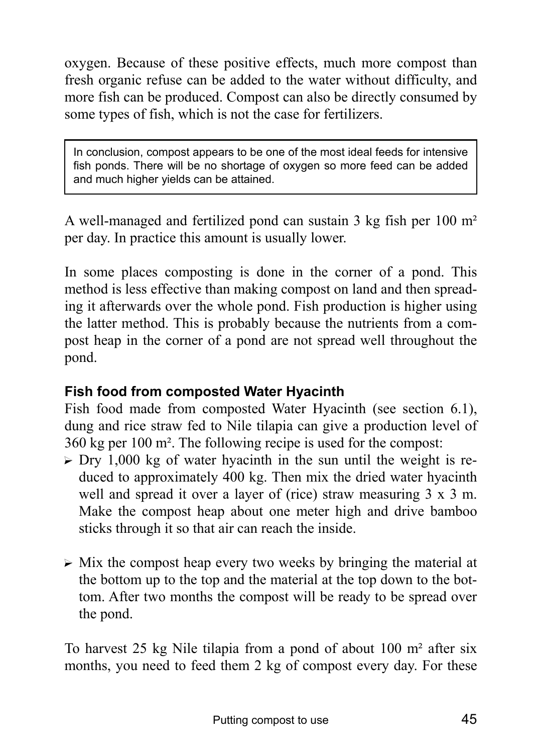oxygen. Because of these positive effects, much more compost than fresh organic refuse can be added to the water without difficulty, and more fish can be produced. Compost can also be directly consumed by some types of fish, which is not the case for fertilizers.

> In conclusion, compost appears to be one of the most ideal feeds for intensive fish ponds. There will be no shortage of oxygen so more feed can be added and much higher yields can be attained.

A well-managed and fertilized pond can sustain 3 kg fish per 100 m² per day. In practice this amount is usually lower.

In some places composting is done in the corner of a pond. This method is less effective than making compost on land and then spreading it afterwards over the whole pond. Fish production is higher using the latter method. This is probably because the nutrients from a compost heap in the corner of a pond are not spread well throughout the pond.

**Fish food from composted Water Hyacinth**

Fish food made from composted Water Hyacinth (see section 6.1), dung and rice straw fed to Nile tilapia can give a production level of 360 kg per 100 m². The following recipe is used for the compost:

- Dry 1,000 kg of water hyacinth in the sun until the weight is reduced to approximately 400 kg. Then mix the dried water hyacinth well and spread it over a layer of (rice) straw measuring 3 x 3 m. Make the compost heap about one meter high and drive bamboo sticks through it so that air can reach the inside.

- Mix the compost heap every two weeks by bringing the material at the bottom up to the top and the material at the top down to the bottom. After two months the compost will be ready to be spread over the pond.

To harvest 25 kg Nile tilapia from a pond of about 100 m² after six months, you need to feed them 2 kg of compost every day. For these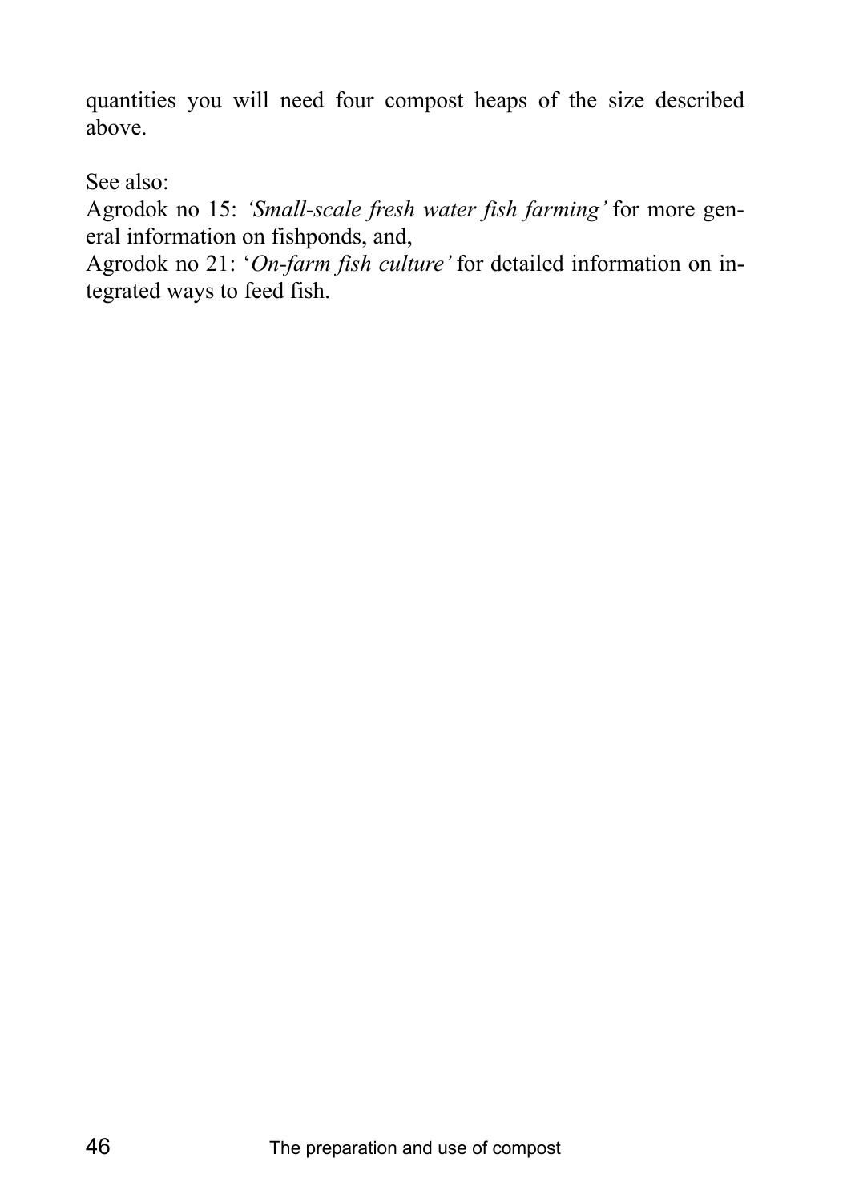quantities you will need four compost heaps of the size described above.

See also:
Agrodok no 15: *'Small-scale fresh water fish farming'* for more general information on fishponds, and,
Agrodok no 21: '*On-farm fish culture'* for detailed information on integrated ways to feed fish.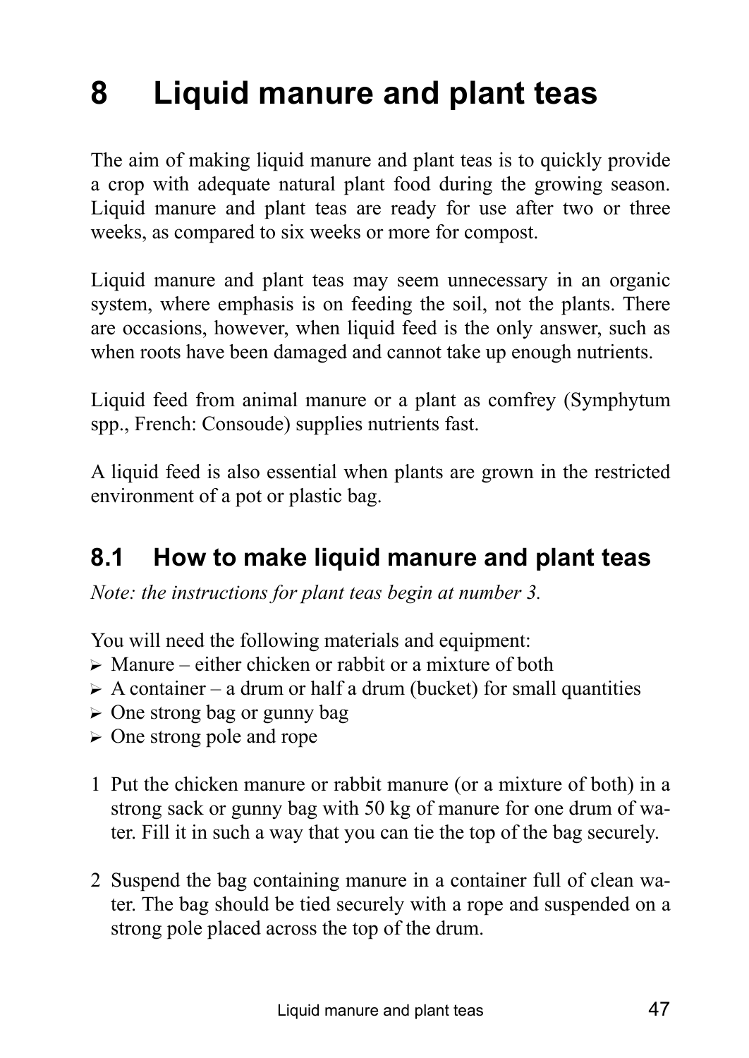# 8 Liquid manure and plant teas

The aim of making liquid manure and plant teas is to quickly provide a crop with adequate natural plant food during the growing season. Liquid manure and plant teas are ready for use after two or three weeks, as compared to six weeks or more for compost.

Liquid manure and plant teas may seem unnecessary in an organic system, where emphasis is on feeding the soil, not the plants. There are occasions, however, when liquid feed is the only answer, such as when roots have been damaged and cannot take up enough nutrients.

Liquid feed from animal manure or a plant as comfrey (Symphytum spp., French: Consoude) supplies nutrients fast.

A liquid feed is also essential when plants are grown in the restricted environment of a pot or plastic bag.

## 8.1 How to make liquid manure and plant teas

*Note: the instructions for plant teas begin at number 3.*

You will need the following materials and equipment:

- Manure – either chicken or rabbit or a mixture of both
- A container – a drum or half a drum (bucket) for small quantities
- One strong bag or gunny bag
- One strong pole and rope

1. Put the chicken manure or rabbit manure (or a mixture of both) in a strong sack or gunny bag with 50 kg of manure for one drum of water. Fill it in such a way that you can tie the top of the bag securely.

2. Suspend the bag containing manure in a container full of clean water. The bag should be tied securely with a rope and suspended on a strong pole placed across the top of the drum.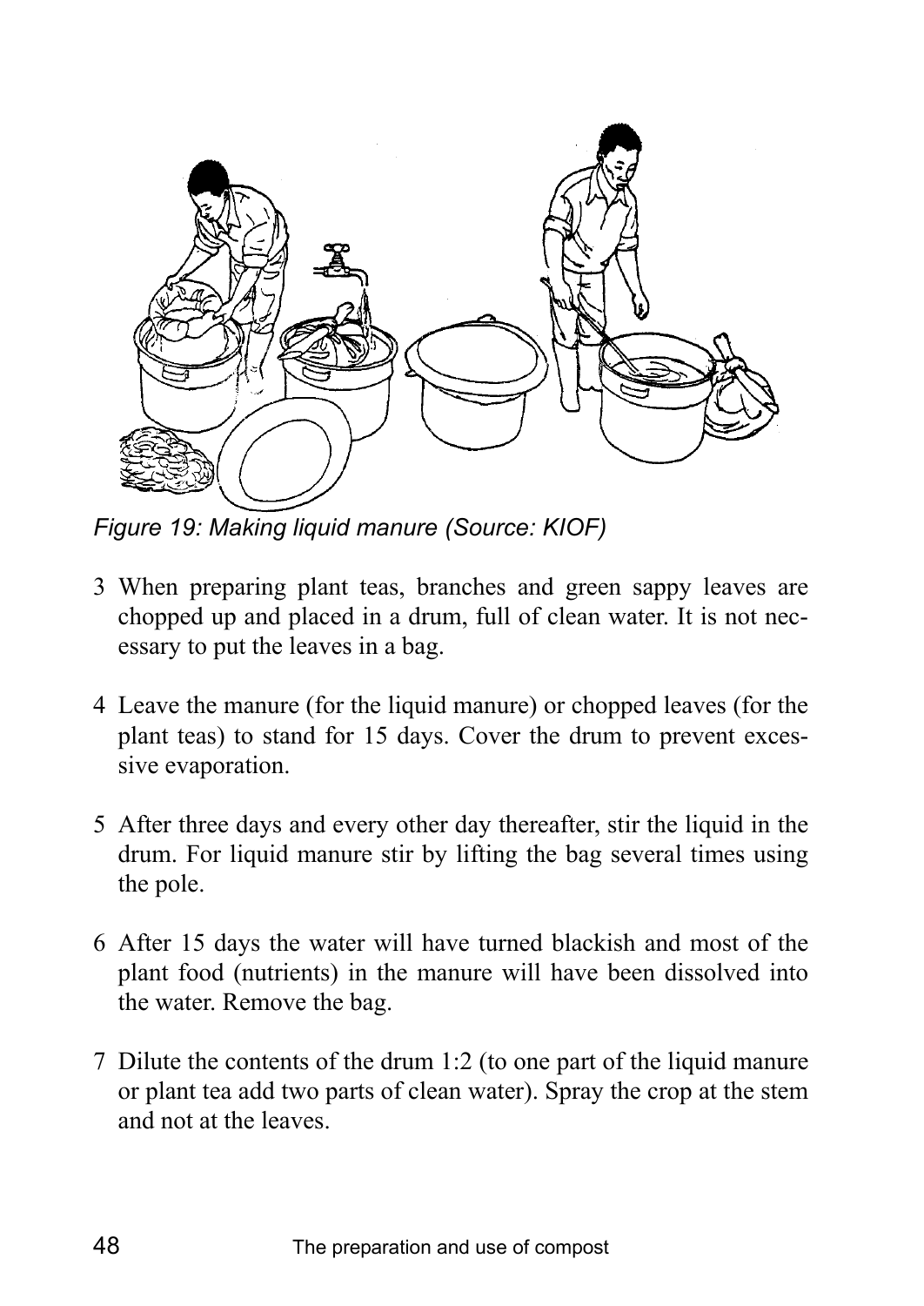*Figure 19: Making liquid manure (Source: KIOF)*

3 When preparing plant teas, branches and green sappy leaves are chopped up and placed in a drum, full of clean water. It is not necessary to put the leaves in a bag.

4 Leave the manure (for the liquid manure) or chopped leaves (for the plant teas) to stand for 15 days. Cover the drum to prevent excessive evaporation.

5 After three days and every other day thereafter, stir the liquid in the drum. For liquid manure stir by lifting the bag several times using the pole.

6 After 15 days the water will have turned blackish and most of the plant food (nutrients) in the manure will have been dissolved into the water. Remove the bag.

7 Dilute the contents of the drum 1:2 (to one part of the liquid manure or plant tea add two parts of clean water). Spray the crop at the stem and not at the leaves.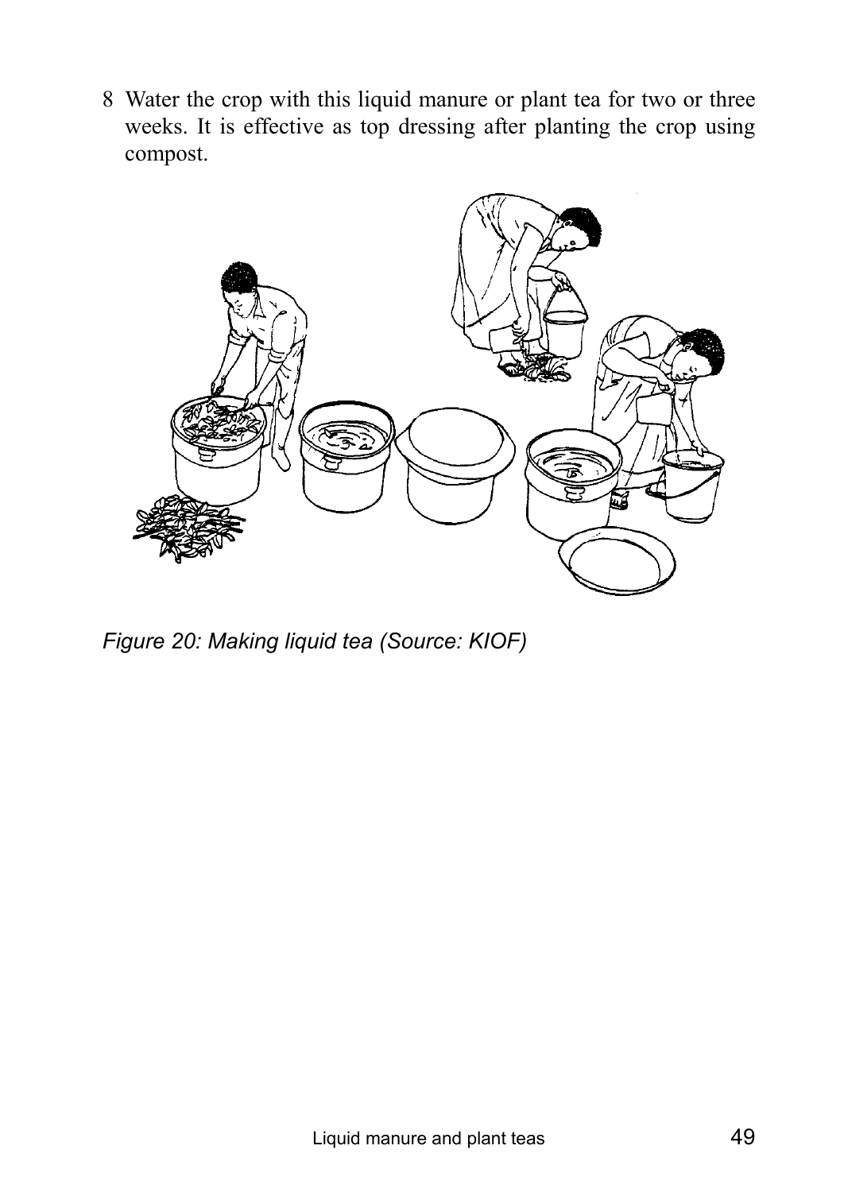8 Water the crop with this liquid manure or plant tea for two or three weeks. It is effective as top dressing after planting the crop using compost.

*Figure 20: Making liquid tea (Source: KIOF)*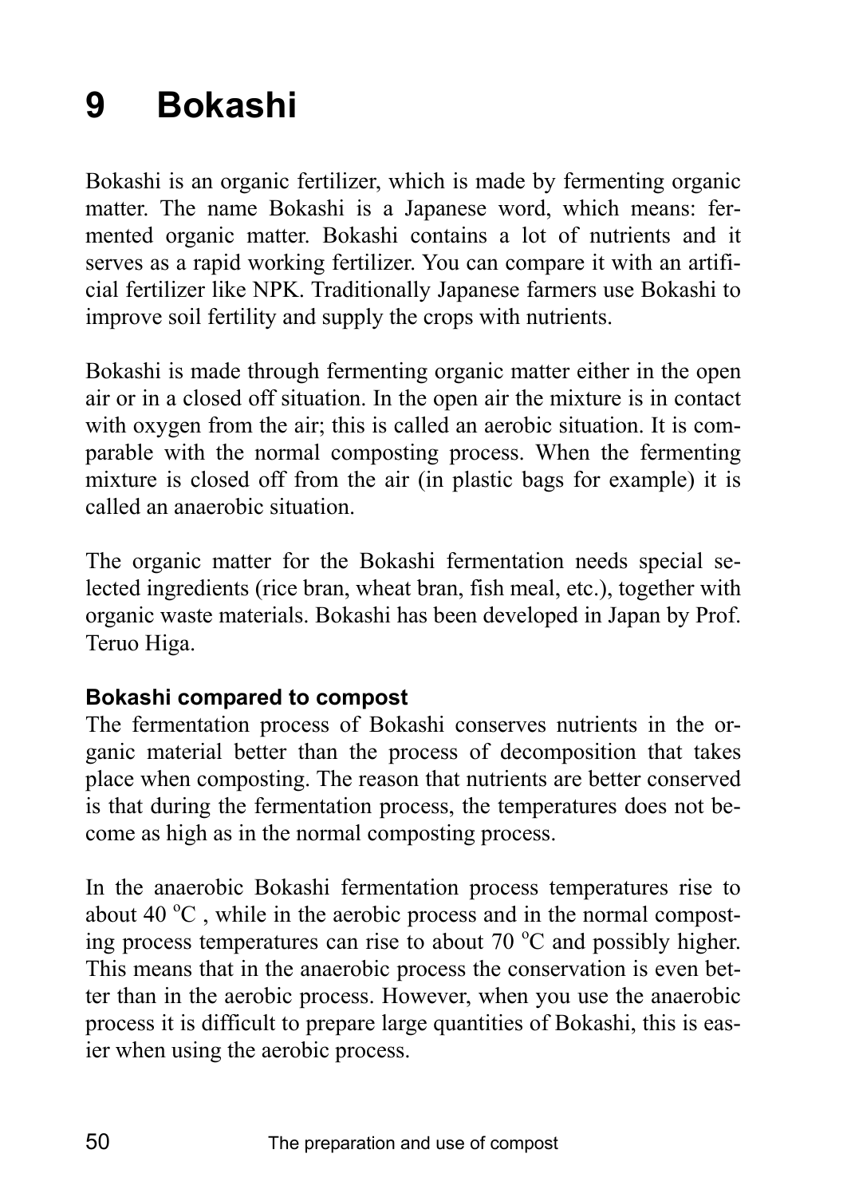# 9 Bokashi

Bokashi is an organic fertilizer, which is made by fermenting organic matter. The name Bokashi is a Japanese word, which means: fermented organic matter. Bokashi contains a lot of nutrients and it serves as a rapid working fertilizer. You can compare it with an artificial fertilizer like NPK. Traditionally Japanese farmers use Bokashi to improve soil fertility and supply the crops with nutrients.

Bokashi is made through fermenting organic matter either in the open air or in a closed off situation. In the open air the mixture is in contact with oxygen from the air; this is called an aerobic situation. It is comparable with the normal composting process. When the fermenting mixture is closed off from the air (in plastic bags for example) it is called an anaerobic situation.

The organic matter for the Bokashi fermentation needs special selected ingredients (rice bran, wheat bran, fish meal, etc.), together with organic waste materials. Bokashi has been developed in Japan by Prof. Teruo Higa.

**Bokashi compared to compost**

The fermentation process of Bokashi conserves nutrients in the organic material better than the process of decomposition that takes place when composting. The reason that nutrients are better conserved is that during the fermentation process, the temperatures does not become as high as in the normal composting process.

In the anaerobic Bokashi fermentation process temperatures rise to about 40 $^oC$ , while in the aerobic process and in the normal composting process temperatures can rise to about 70 $^oC$ and possibly higher. This means that in the anaerobic process the conservation is even better than in the aerobic process. However, when you use the anaerobic process it is difficult to prepare large quantities of Bokashi, this is easier when using the aerobic process.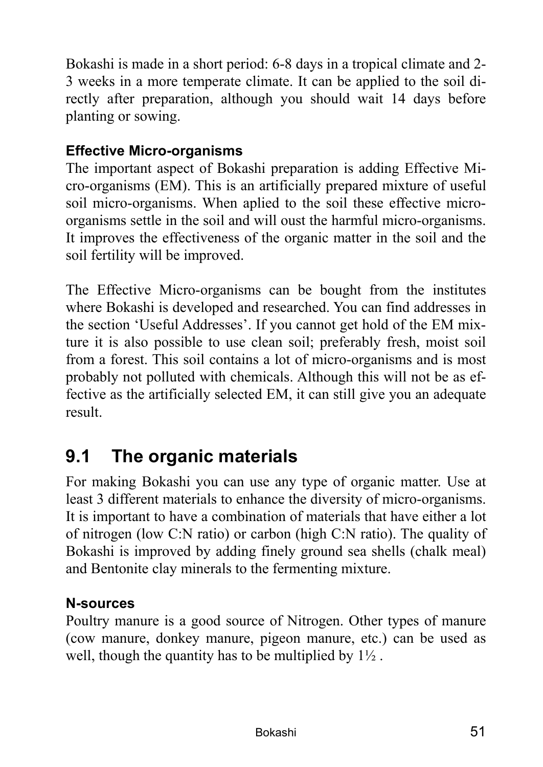Bokashi is made in a short period: 6-8 days in a tropical climate and 2-3 weeks in a more temperate climate. It can be applied to the soil directly after preparation, although you should wait 14 days before planting or sowing.

**Effective Micro-organisms**

The important aspect of Bokashi preparation is adding Effective Micro-organisms (EM). This is an artificially prepared mixture of useful soil micro-organisms. When aplied to the soil these effective micro-organisms settle in the soil and will oust the harmful micro-organisms. It improves the effectiveness of the organic matter in the soil and the soil fertility will be improved.

The Effective Micro-organisms can be bought from the institutes where Bokashi is developed and researched. You can find addresses in the section 'Useful Addresses'. If you cannot get hold of the EM mixture it is also possible to use clean soil; preferably fresh, moist soil from a forest. This soil contains a lot of micro-organisms and is most probably not polluted with chemicals. Although this will not be as effective as the artificially selected EM, it can still give you an adequate result.

## 9.1 The organic materials

For making Bokashi you can use any type of organic matter. Use at least 3 different materials to enhance the diversity of micro-organisms. It is important to have a combination of materials that have either a lot of nitrogen (low C:N ratio) or carbon (high C:N ratio). The quality of Bokashi is improved by adding finely ground sea shells (chalk meal) and Bentonite clay minerals to the fermenting mixture.

**N-sources**

Poultry manure is a good source of Nitrogen. Other types of manure (cow manure, donkey manure, pigeon manure, etc.) can be used as well, though the quantity has to be multiplied by 1½ .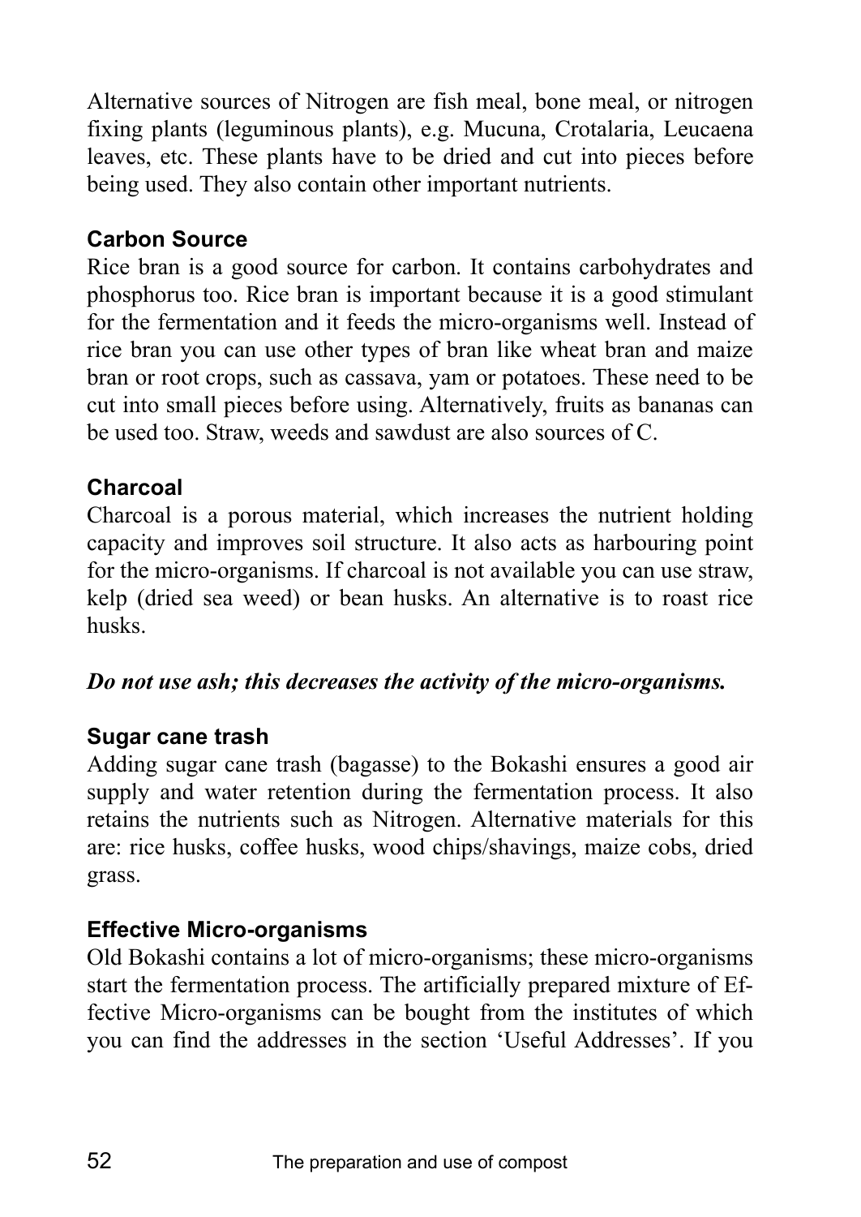Alternative sources of Nitrogen are fish meal, bone meal, or nitrogen fixing plants (leguminous plants), e.g. Mucuna, Crotalaria, Leucaena leaves, etc. These plants have to be dried and cut into pieces before being used. They also contain other important nutrients.

### Carbon Source

Rice bran is a good source for carbon. It contains carbohydrates and phosphorus too. Rice bran is important because it is a good stimulant for the fermentation and it feeds the micro-organisms well. Instead of rice bran you can use other types of bran like wheat bran and maize bran or root crops, such as cassava, yam or potatoes. These need to be cut into small pieces before using. Alternatively, fruits as bananas can be used too. Straw, weeds and sawdust are also sources of C.

### Charcoal

Charcoal is a porous material, which increases the nutrient holding capacity and improves soil structure. It also acts as harbouring point for the micro-organisms. If charcoal is not available you can use straw, kelp (dried sea weed) or bean husks. An alternative is to roast rice husks.

***Do not use ash; this decreases the activity of the micro-organisms.***

### Sugar cane trash

Adding sugar cane trash (bagasse) to the Bokashi ensures a good air supply and water retention during the fermentation process. It also retains the nutrients such as Nitrogen. Alternative materials for this are: rice husks, coffee husks, wood chips/shavings, maize cobs, dried grass.

### Effective Micro-organisms

Old Bokashi contains a lot of micro-organisms; these micro-organisms start the fermentation process. The artificially prepared mixture of Effective Micro-organisms can be bought from the institutes of which you can find the addresses in the section 'Useful Addresses'. If you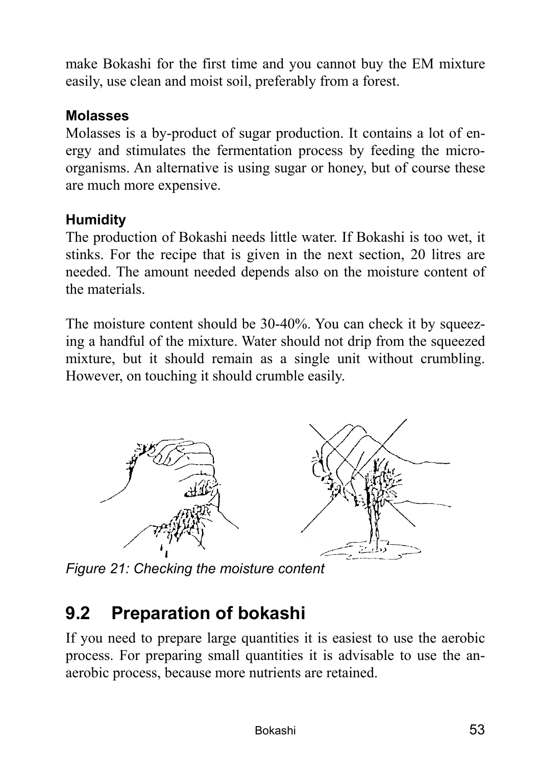make Bokashi for the first time and you cannot buy the EM mixture easily, use clean and moist soil, preferably from a forest.

### Molasses

Molasses is a by-product of sugar production. It contains a lot of energy and stimulates the fermentation process by feeding the microorganisms. An alternative is using sugar or honey, but of course these are much more expensive.

### Humidity

The production of Bokashi needs little water. If Bokashi is too wet, it stinks. For the recipe that is given in the next section, 20 litres are needed. The amount needed depends also on the moisture content of the materials.

The moisture content should be 30-40%. You can check it by squeezing a handful of the mixture. Water should not drip from the squeezed mixture, but it should remain as a single unit without crumbling. However, on touching it should crumble easily.

*Figure 21: Checking the moisture content*

## 9.2 Preparation of bokashi

If you need to prepare large quantities it is easiest to use the aerobic process. For preparing small quantities it is advisable to use the anaerobic process, because more nutrients are retained.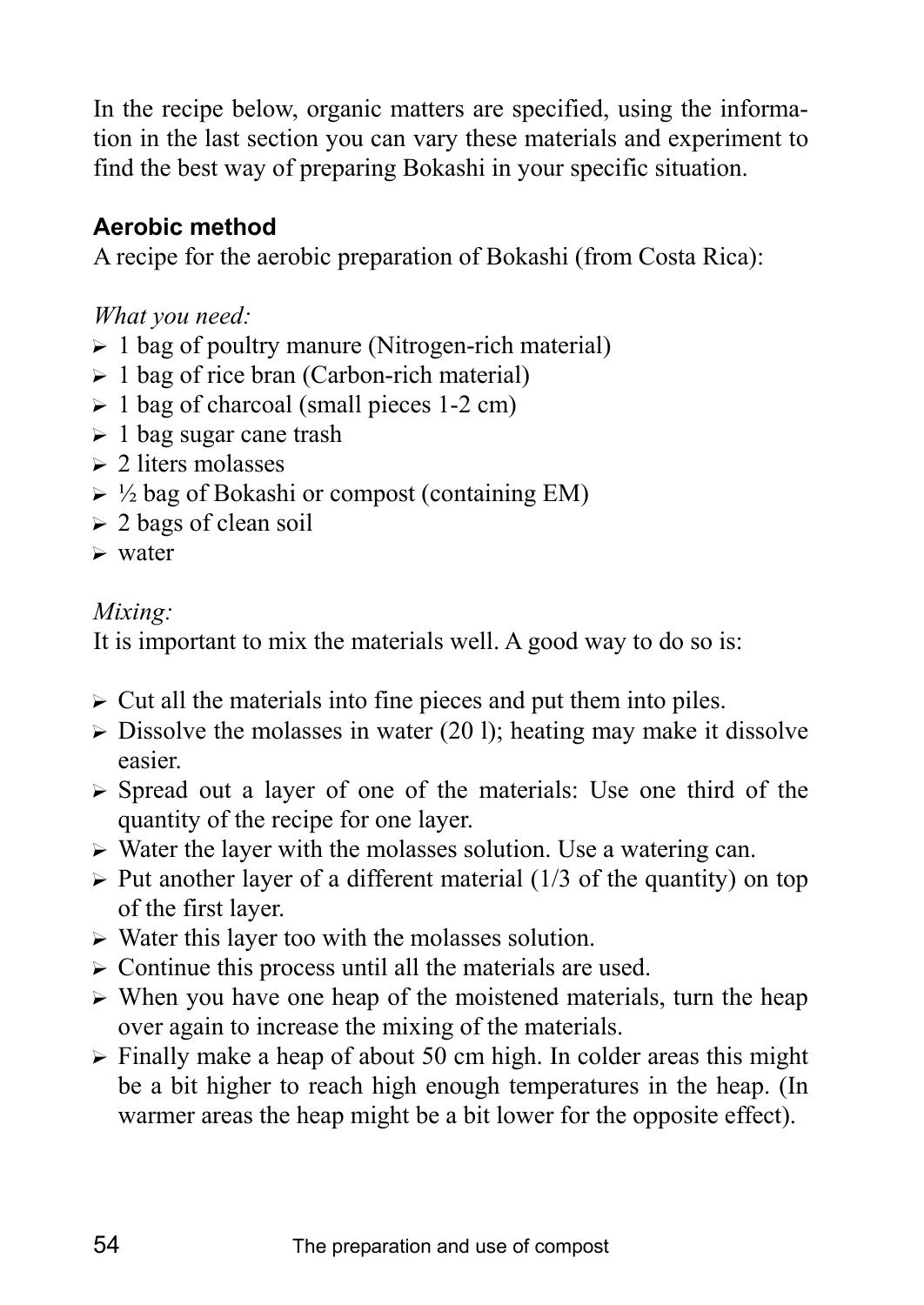In the recipe below, organic matters are specified, using the information in the last section you can vary these materials and experiment to find the best way of preparing Bokashi in your specific situation.

### Aerobic method

A recipe for the aerobic preparation of Bokashi (from Costa Rica):

*What you need:*

- 1 bag of poultry manure (Nitrogen-rich material)
- 1 bag of rice bran (Carbon-rich material)
- 1 bag of charcoal (small pieces 1-2 cm)
- 1 bag sugar cane trash
- 2 liters molasses
- ½ bag of Bokashi or compost (containing EM)
- 2 bags of clean soil
- water

*Mixing:*

It is important to mix the materials well. A good way to do so is:

- Cut all the materials into fine pieces and put them into piles.
- Dissolve the molasses in water (20 l); heating may make it dissolve easier.
- Spread out a layer of one of the materials: Use one third of the quantity of the recipe for one layer.
- Water the layer with the molasses solution. Use a watering can.
- Put another layer of a different material (1/3 of the quantity) on top of the first layer.
- Water this layer too with the molasses solution.
- Continue this process until all the materials are used.
- When you have one heap of the moistened materials, turn the heap over again to increase the mixing of the materials.
- Finally make a heap of about 50 cm high. In colder areas this might be a bit higher to reach high enough temperatures in the heap. (In warmer areas the heap might be a bit lower for the opposite effect).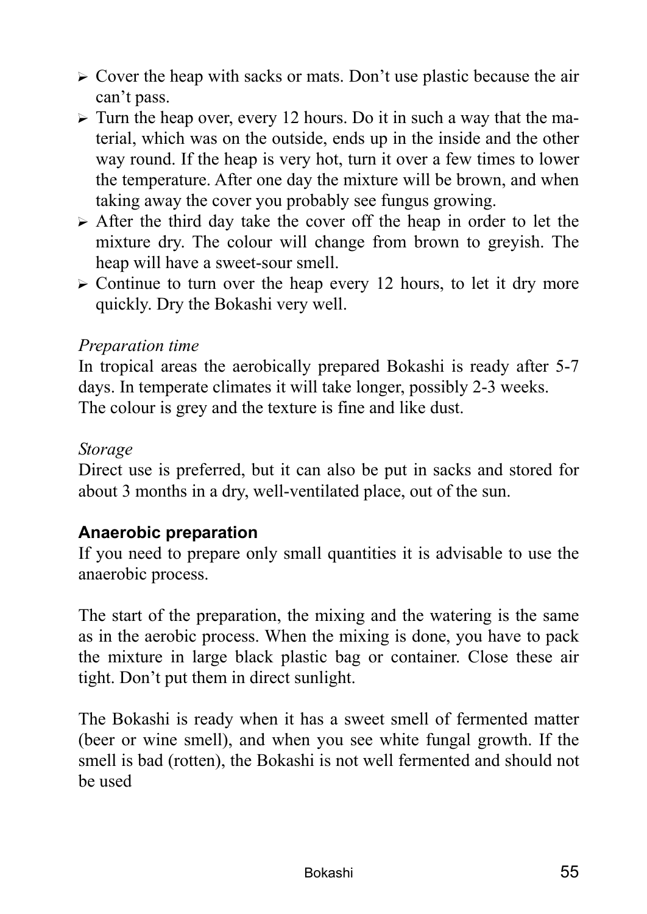- Cover the heap with sacks or mats. Don't use plastic because the air can't pass.
- Turn the heap over, every 12 hours. Do it in such a way that the material, which was on the outside, ends up in the inside and the other way round. If the heap is very hot, turn it over a few times to lower the temperature. After one day the mixture will be brown, and when taking away the cover you probably see fungus growing.
- After the third day take the cover off the heap in order to let the mixture dry. The colour will change from brown to greyish. The heap will have a sweet-sour smell.
- Continue to turn over the heap every 12 hours, to let it dry more quickly. Dry the Bokashi very well.

*Preparation time*

In tropical areas the aerobically prepared Bokashi is ready after 5-7 days. In temperate climates it will take longer, possibly 2-3 weeks. The colour is grey and the texture is fine and like dust.

*Storage*

Direct use is preferred, but it can also be put in sacks and stored for about 3 months in a dry, well-ventilated place, out of the sun.

**Anaerobic preparation**

If you need to prepare only small quantities it is advisable to use the anaerobic process.

The start of the preparation, the mixing and the watering is the same as in the aerobic process. When the mixing is done, you have to pack the mixture in large black plastic bag or container. Close these air tight. Don't put them in direct sunlight.

The Bokashi is ready when it has a sweet smell of fermented matter (beer or wine smell), and when you see white fungal growth. If the smell is bad (rotten), the Bokashi is not well fermented and should not be used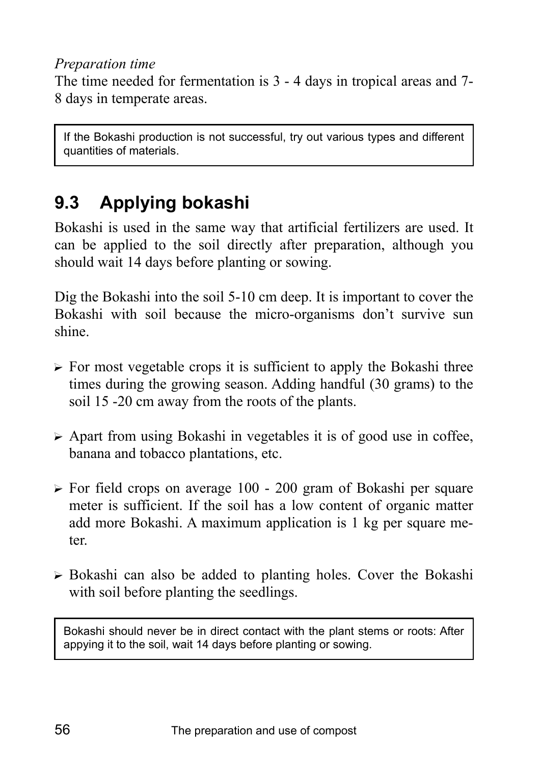*Preparation time*

The time needed for fermentation is 3 - 4 days in tropical areas and 7-8 days in temperate areas.

> If the Bokashi production is not successful, try out various types and different quantities of materials.

## 9.3 Applying bokashi

Bokashi is used in the same way that artificial fertilizers are used. It can be applied to the soil directly after preparation, although you should wait 14 days before planting or sowing.

Dig the Bokashi into the soil 5-10 cm deep. It is important to cover the Bokashi with soil because the micro-organisms don't survive sun shine.

- For most vegetable crops it is sufficient to apply the Bokashi three times during the growing season. Adding handful (30 grams) to the soil 15 -20 cm away from the roots of the plants.
- Apart from using Bokashi in vegetables it is of good use in coffee, banana and tobacco plantations, etc.
- For field crops on average 100 - 200 gram of Bokashi per square meter is sufficient. If the soil has a low content of organic matter add more Bokashi. A maximum application is 1 kg per square meter.
- Bokashi can also be added to planting holes. Cover the Bokashi with soil before planting the seedlings.

> Bokashi should never be in direct contact with the plant stems or roots: After appying it to the soil, wait 14 days before planting or sowing.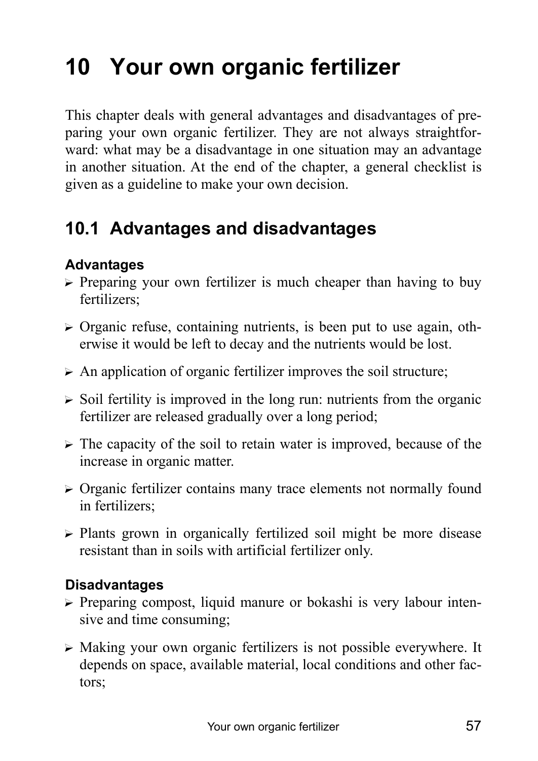# 10 Your own organic fertilizer

This chapter deals with general advantages and disadvantages of preparing your own organic fertilizer. They are not always straightforward: what may be a disadvantage in one situation may an advantage in another situation. At the end of the chapter, a general checklist is given as a guideline to make your own decision.

## 10.1 Advantages and disadvantages

### Advantages

- Preparing your own fertilizer is much cheaper than having to buy fertilizers;
- Organic refuse, containing nutrients, is been put to use again, otherwise it would be left to decay and the nutrients would be lost.
- An application of organic fertilizer improves the soil structure;
- Soil fertility is improved in the long run: nutrients from the organic fertilizer are released gradually over a long period;
- The capacity of the soil to retain water is improved, because of the increase in organic matter.
- Organic fertilizer contains many trace elements not normally found in fertilizers;
- Plants grown in organically fertilized soil might be more disease resistant than in soils with artificial fertilizer only.

### Disadvantages

- Preparing compost, liquid manure or bokashi is very labour intensive and time consuming;
- Making your own organic fertilizers is not possible everywhere. It depends on space, available material, local conditions and other factors;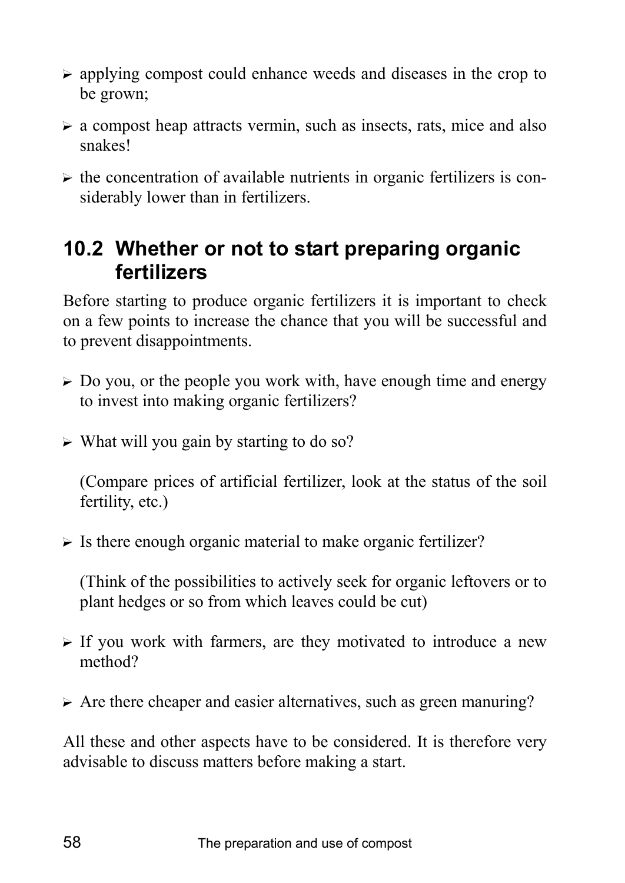- applying compost could enhance weeds and diseases in the crop to be grown;
- a compost heap attracts vermin, such as insects, rats, mice and also snakes!
- the concentration of available nutrients in organic fertilizers is considerably lower than in fertilizers.

## 10.2 Whether or not to start preparing organic fertilizers

Before starting to produce organic fertilizers it is important to check on a few points to increase the chance that you will be successful and to prevent disappointments.

- Do you, or the people you work with, have enough time and energy to invest into making organic fertilizers?
- What will you gain by starting to do so?

  (Compare prices of artificial fertilizer, look at the status of the soil fertility, etc.)
- Is there enough organic material to make organic fertilizer?

  (Think of the possibilities to actively seek for organic leftovers or to plant hedges or so from which leaves could be cut)
- If you work with farmers, are they motivated to introduce a new method?
- Are there cheaper and easier alternatives, such as green manuring?

All these and other aspects have to be considered. It is therefore very advisable to discuss matters before making a start.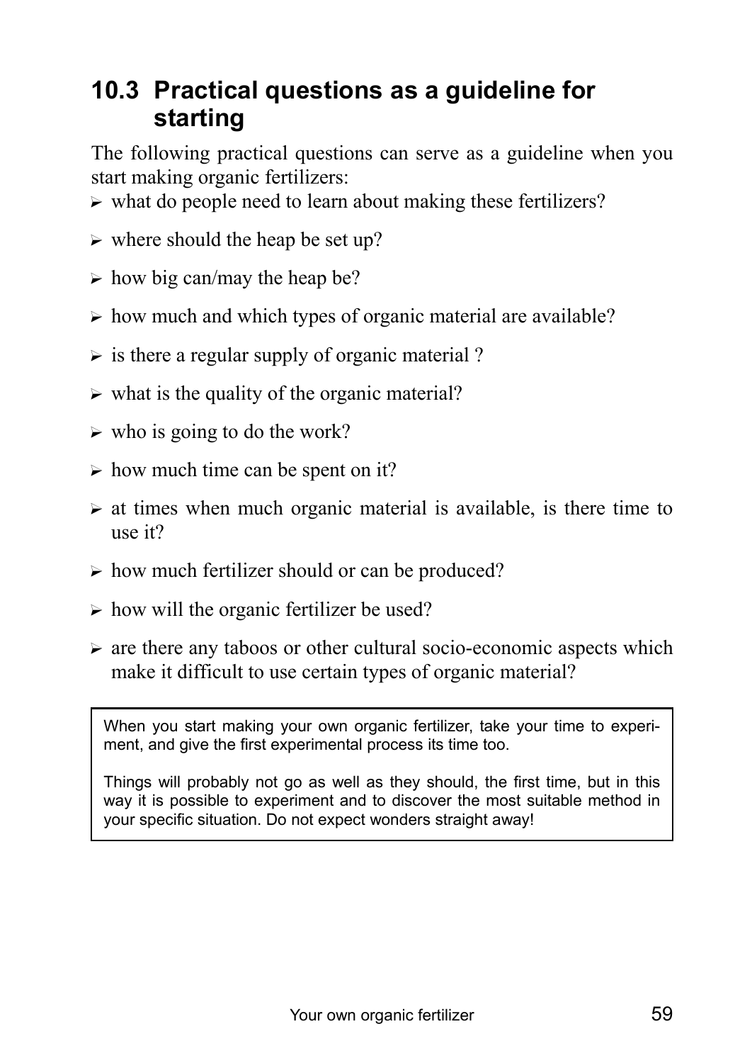## 10.3 Practical questions as a guideline for starting

The following practical questions can serve as a guideline when you start making organic fertilizers:

- what do people need to learn about making these fertilizers?
- where should the heap be set up?
- how big can/may the heap be?
- how much and which types of organic material are available?
- is there a regular supply of organic material ?
- what is the quality of the organic material?
- who is going to do the work?
- how much time can be spent on it?
- at times when much organic material is available, is there time to use it?
- how much fertilizer should or can be produced?
- how will the organic fertilizer be used?
- are there any taboos or other cultural socio-economic aspects which make it difficult to use certain types of organic material?

> When you start making your own organic fertilizer, take your time to experiment, and give the first experimental process its time too.
>
> Things will probably not go as well as they should, the first time, but in this way it is possible to experiment and to discover the most suitable method in your specific situation. Do not expect wonders straight away!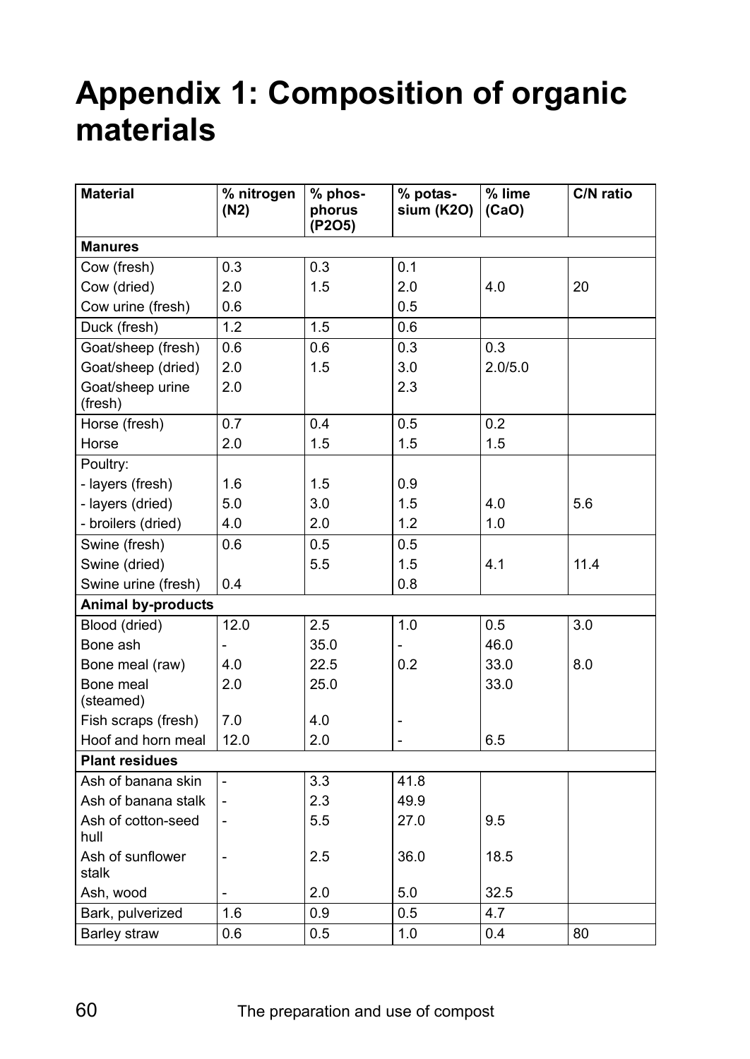# Appendix 1: Composition of organic materials

| Material | % nitrogen ($N_2$) | % phosphorus ($P_2O_5$) | % potassium ($K_2O$) | % lime (CaO) | C/N ratio |
|---|---|---|---|---|---|
| **Manures** | | | | | |
| Cow (fresh) | 0.3 | 0.3 | 0.1 | | |
| Cow (dried) | 2.0 | 1.5 | 2.0 | 4.0 | 20 |
| Cow urine (fresh) | 0.6 | | 0.5 | | |
| Duck (fresh) | 1.2 | 1.5 | 0.6 | | |
| Goat/sheep (fresh) | 0.6 | 0.6 | 0.3 | 0.3 | |
| Goat/sheep (dried) | 2.0 | 1.5 | 3.0 | 2.0/5.0 | |
| Goat/sheep urine (fresh) | 2.0 | | 2.3 | | |
| Horse (fresh) | 0.7 | 0.4 | 0.5 | 0.2 | |
| Horse | 2.0 | 1.5 | 1.5 | 1.5 | |
| Poultry: | | | | | |
| - layers (fresh) | 1.6 | 1.5 | 0.9 | | |
| - layers (dried) | 5.0 | 3.0 | 1.5 | 4.0 | 5.6 |
| - broilers (dried) | 4.0 | 2.0 | 1.2 | 1.0 | |
| Swine (fresh) | 0.6 | 0.5 | 0.5 | | |
| Swine (dried) | | 5.5 | 1.5 | 4.1 | 11.4 |
| Swine urine (fresh) | 0.4 | | 0.8 | | |
| **Animal by-products** | | | | | |
| Blood (dried) | 12.0 | 2.5 | 1.0 | 0.5 | 3.0 |
| Bone ash | - | 35.0 | - | 46.0 | |
| Bone meal (raw) | 4.0 | 22.5 | 0.2 | 33.0 | 8.0 |
| Bone meal (steamed) | 2.0 | 25.0 | | 33.0 | |
| Fish scraps (fresh) | 7.0 | 4.0 | - | | |
| Hoof and horn meal | 12.0 | 2.0 | - | 6.5 | |
| **Plant residues** | | | | | |
| Ash of banana skin | - | 3.3 | 41.8 | | |
| Ash of banana stalk | - | 2.3 | 49.9 | | |
| Ash of cotton-seed hull | - | 5.5 | 27.0 | 9.5 | |
| Ash of sunflower stalk | - | 2.5 | 36.0 | 18.5 | |
| Ash, wood | - | 2.0 | 5.0 | 32.5 | |
| Bark, pulverized | 1.6 | 0.9 | 0.5 | 4.7 | |
| Barley straw | 0.6 | 0.5 | 1.0 | 0.4 | 80 |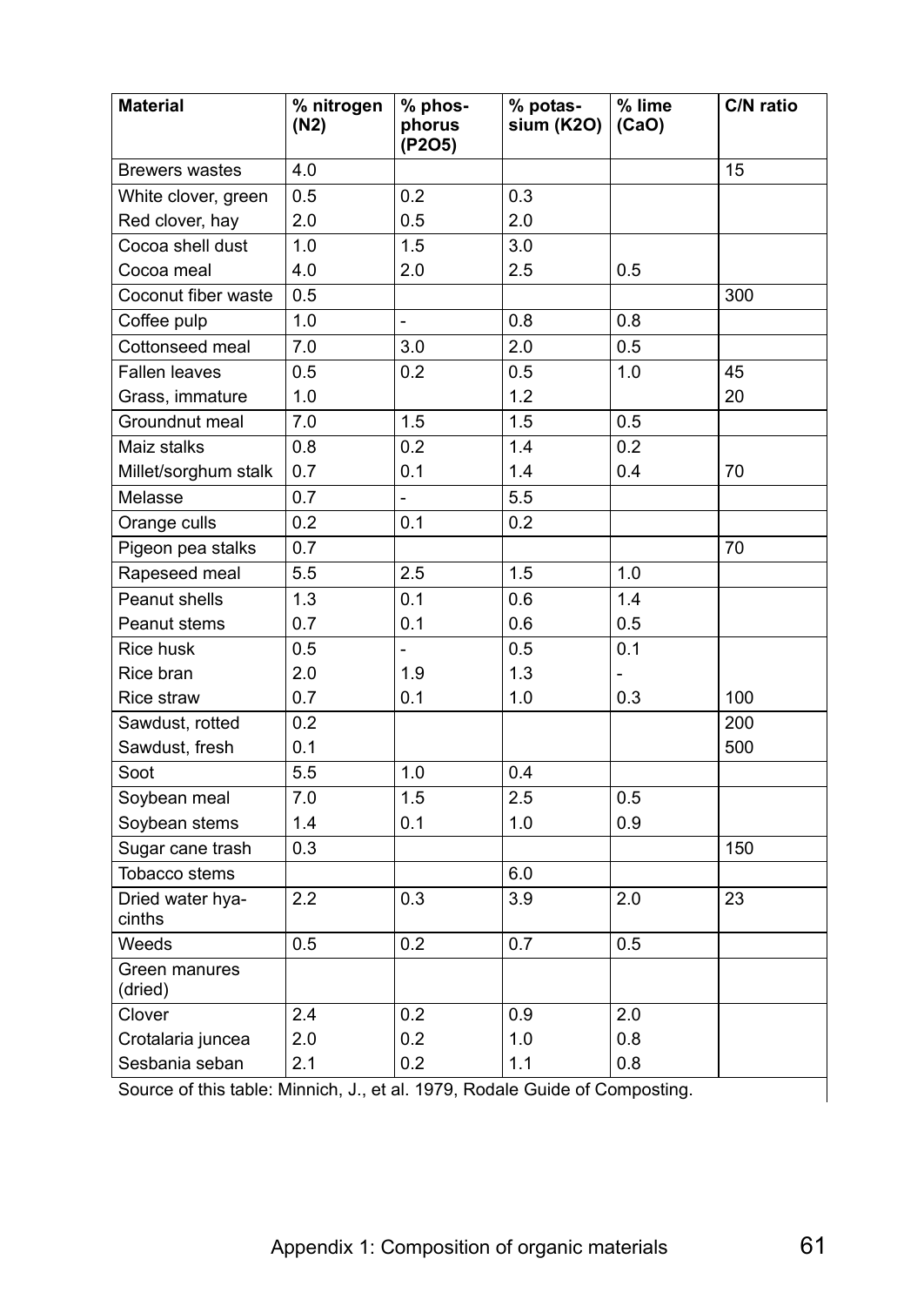| Material | % nitrogen ($N_2$) | % phos-phorus ($P_2O_5$) | % potas-sium ($K_2O$) | % lime (CaO) | C/N ratio |
|---|---|---|---|---|---|
| Brewers wastes | 4.0 | | | | 15 |
| White clover, green | 0.5 | 0.2 | 0.3 | | |
| Red clover, hay | 2.0 | 0.5 | 2.0 | | |
| Cocoa shell dust | 1.0 | 1.5 | 3.0 | | |
| Cocoa meal | 4.0 | 2.0 | 2.5 | 0.5 | |
| Coconut fiber waste | 0.5 | | | | 300 |
| Coffee pulp | 1.0 | - | 0.8 | 0.8 | |
| Cottonseed meal | 7.0 | 3.0 | 2.0 | 0.5 | |
| Fallen leaves | 0.5 | 0.2 | 0.5 | 1.0 | 45 |
| Grass, immature | 1.0 | | 1.2 | | 20 |
| Groundnut meal | 7.0 | 1.5 | 1.5 | 0.5 | |
| Maiz stalks | 0.8 | 0.2 | 1.4 | 0.2 | |
| Millet/sorghum stalk | 0.7 | 0.1 | 1.4 | 0.4 | 70 |
| Melasse | 0.7 | - | 5.5 | | |
| Orange culls | 0.2 | 0.1 | 0.2 | | |
| Pigeon pea stalks | 0.7 | | | | 70 |
| Rapeseed meal | 5.5 | 2.5 | 1.5 | 1.0 | |
| Peanut shells | 1.3 | 0.1 | 0.6 | 1.4 | |
| Peanut stems | 0.7 | 0.1 | 0.6 | 0.5 | |
| Rice husk | 0.5 | - | 0.5 | 0.1 | |
| Rice bran | 2.0 | 1.9 | 1.3 | - | |
| Rice straw | 0.7 | 0.1 | 1.0 | 0.3 | 100 |
| Sawdust, rotted | 0.2 | | | | 200 |
| Sawdust, fresh | 0.1 | | | | 500 |
| Soot | 5.5 | 1.0 | 0.4 | | |
| Soybean meal | 7.0 | 1.5 | 2.5 | 0.5 | |
| Soybean stems | 1.4 | 0.1 | 1.0 | 0.9 | |
| Sugar cane trash | 0.3 | | | | 150 |
| Tobacco stems | | | 6.0 | | |
| Dried water hya-cinths | 2.2 | 0.3 | 3.9 | 2.0 | 23 |
| Weeds | 0.5 | 0.2 | 0.7 | 0.5 | |
| Green manures (dried) | | | | | |
| Clover | 2.4 | 0.2 | 0.9 | 2.0 | |
| Crotalaria juncea | 2.0 | 0.2 | 1.0 | 0.8 | |
| Sesbania seban | 2.1 | 0.2 | 1.1 | 0.8 | |

Source of this table: Minnich, J., et al. 1979, Rodale Guide of Composting.

Appendix 1: Composition of organic materials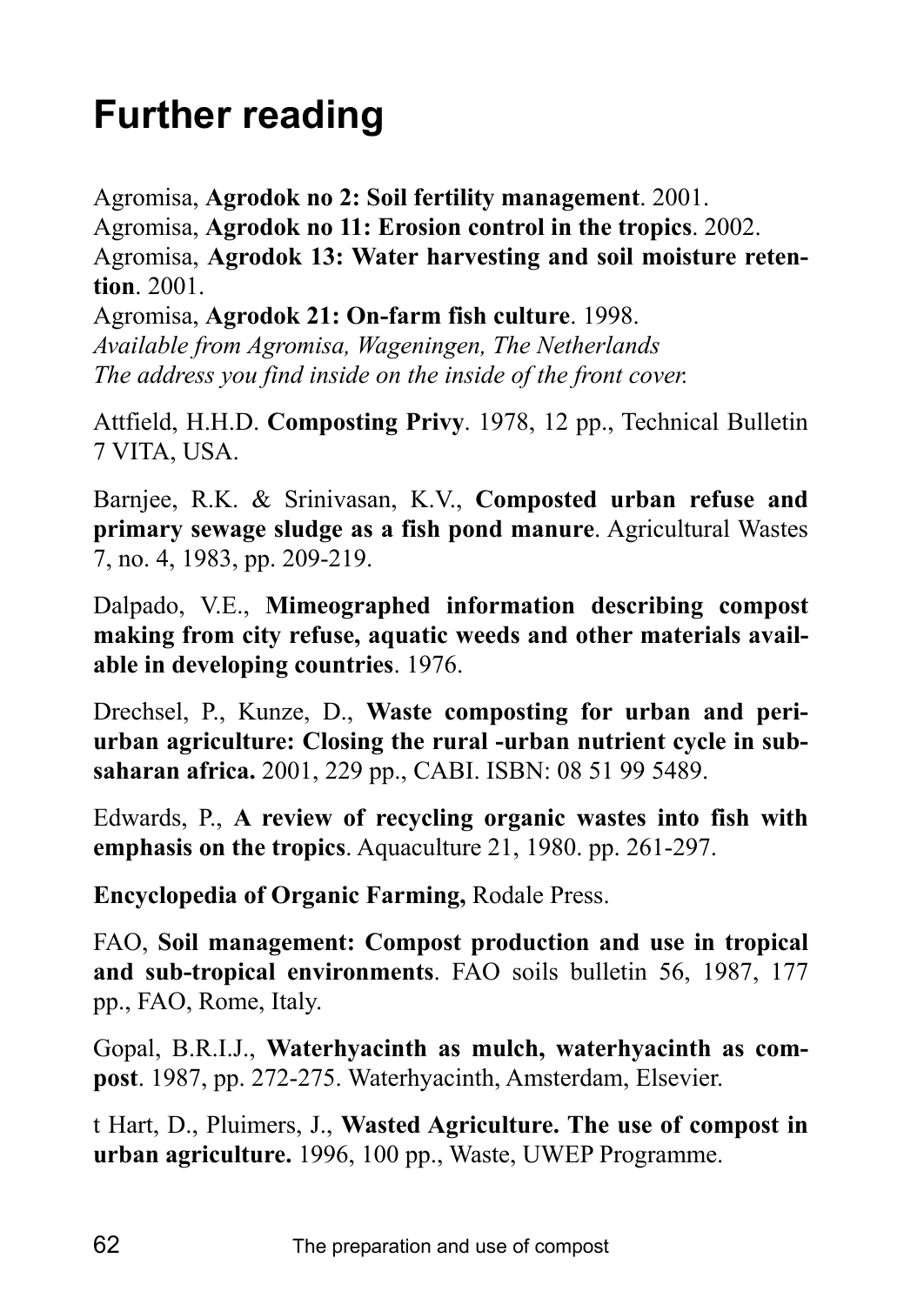# Further reading

Agromisa, **Agrodok no 2: Soil fertility management**. 2001.
Agromisa, **Agrodok no 11: Erosion control in the tropics**. 2002.
Agromisa, **Agrodok 13: Water harvesting and soil moisture retention**. 2001.
Agromisa, **Agrodok 21: On-farm fish culture**. 1998.
*Available from Agromisa, Wageningen, The Netherlands*
*The address you find inside on the inside of the front cover.*

Attfield, H.H.D. **Composting Privy**. 1978, 12 pp., Technical Bulletin 7 VITA, USA.

Barnjee, R.K. & Srinivasan, K.V., **Composted urban refuse and primary sewage sludge as a fish pond manure**. Agricultural Wastes 7, no. 4, 1983, pp. 209-219.

Dalpado, V.E., **Mimeographed information describing compost making from city refuse, aquatic weeds and other materials available in developing countries**. 1976.

Drechsel, P., Kunze, D., **Waste composting for urban and peri-urban agriculture: Closing the rural -urban nutrient cycle in sub-saharan africa.** 2001, 229 pp., CABI. ISBN: 08 51 99 5489.

Edwards, P., **A review of recycling organic wastes into fish with emphasis on the tropics**. Aquaculture 21, 1980. pp. 261-297.

**Encyclopedia of Organic Farming,** Rodale Press.

FAO, **Soil management: Compost production and use in tropical and sub-tropical environments**. FAO soils bulletin 56, 1987, 177 pp., FAO, Rome, Italy.

Gopal, B.R.I.J., **Waterhyacinth as mulch, waterhyacinth as compost**. 1987, pp. 272-275. Waterhyacinth, Amsterdam, Elsevier.

t Hart, D., Pluimers, J., **Wasted Agriculture. The use of compost in urban agriculture.** 1996, 100 pp., Waste, UWEP Programme.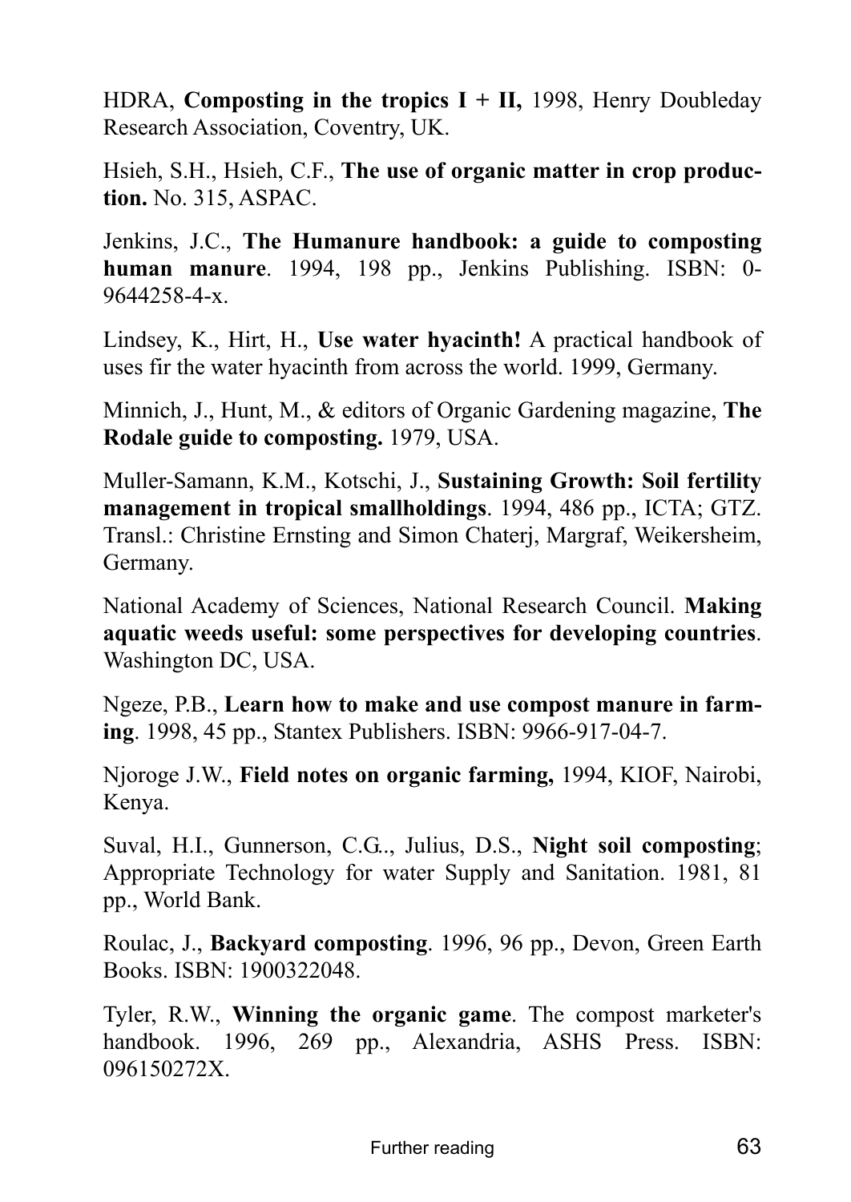HDRA, **Composting in the tropics I + II,** 1998, Henry Doubleday Research Association, Coventry, UK.

Hsieh, S.H., Hsieh, C.F., **The use of organic matter in crop production.** No. 315, ASPAC.

Jenkins, J.C., **The Humanure handbook: a guide to composting human manure**. 1994, 198 pp., Jenkins Publishing. ISBN: 0-9644258-4-x.

Lindsey, K., Hirt, H., **Use water hyacinth!** A practical handbook of uses fir the water hyacinth from across the world. 1999, Germany.

Minnich, J., Hunt, M., & editors of Organic Gardening magazine, **The Rodale guide to composting.** 1979, USA.

Muller-Samann, K.M., Kotschi, J., **Sustaining Growth: Soil fertility management in tropical smallholdings**. 1994, 486 pp., ICTA; GTZ. Transl.: Christine Ernsting and Simon Chaterj, Margraf, Weikersheim, Germany.

National Academy of Sciences, National Research Council. **Making aquatic weeds useful: some perspectives for developing countries**. Washington DC, USA.

Ngeze, P.B., **Learn how to make and use compost manure in farming**. 1998, 45 pp., Stantex Publishers. ISBN: 9966-917-04-7.

Njoroge J.W., **Field notes on organic farming,** 1994, KIOF, Nairobi, Kenya.

Suval, H.I., Gunnerson, C.G.., Julius, D.S., **Night soil composting**; Appropriate Technology for water Supply and Sanitation. 1981, 81 pp., World Bank.

Roulac, J., **Backyard composting**. 1996, 96 pp., Devon, Green Earth Books. ISBN: 1900322048.

Tyler, R.W., **Winning the organic game**. The compost marketer's handbook. 1996, 269 pp., Alexandria, ASHS Press. ISBN: 096150272X.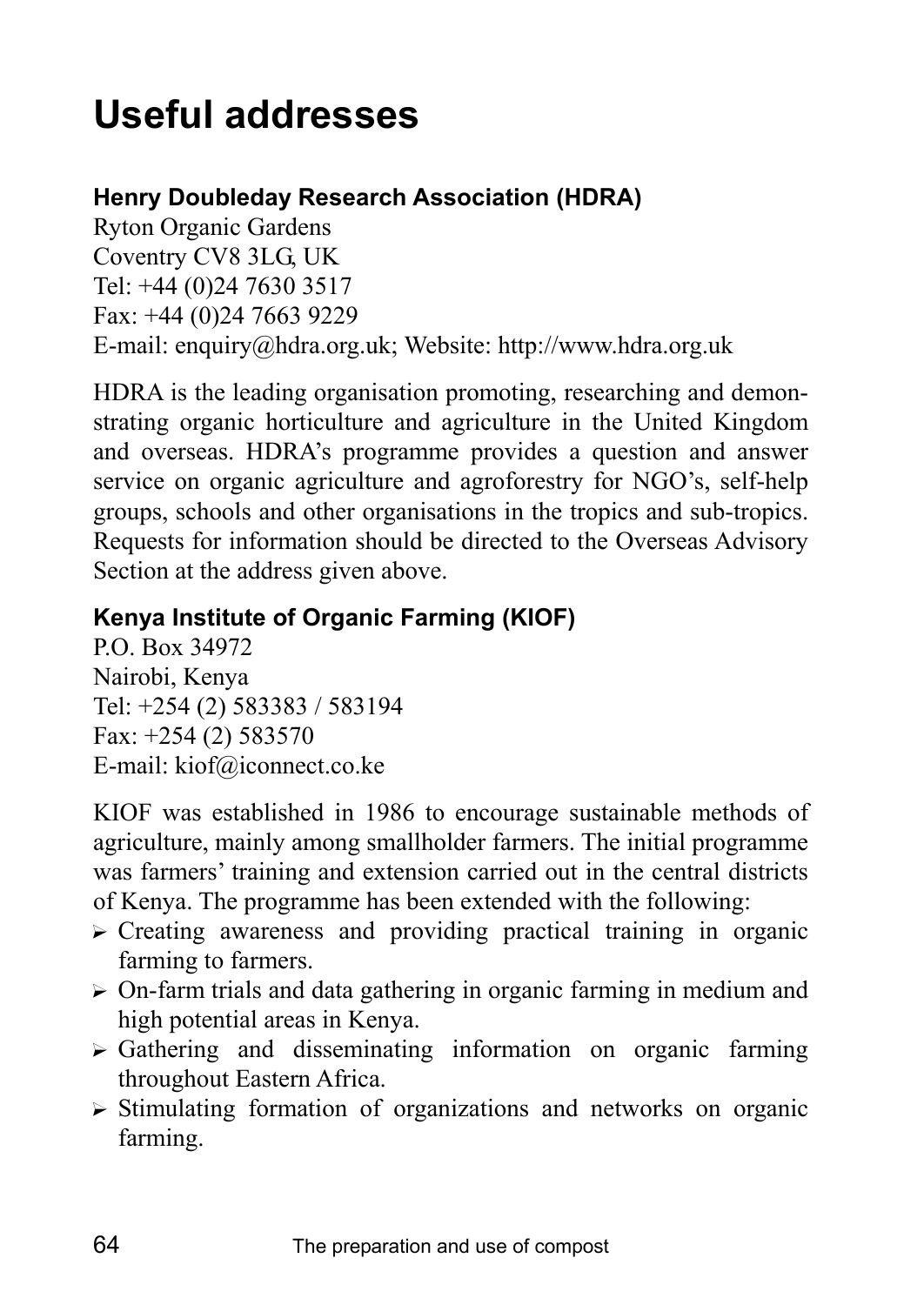# Useful addresses

### Henry Doubleday Research Association (HDRA)

Ryton Organic Gardens
Coventry CV8 3LG, UK
Tel: +44 (0)24 7630 3517
Fax: +44 (0)24 7663 9229
E-mail: enquiry@hdra.org.uk; Website: http://www.hdra.org.uk

HDRA is the leading organisation promoting, researching and demonstrating organic horticulture and agriculture in the United Kingdom and overseas. HDRA's programme provides a question and answer service on organic agriculture and agroforestry for NGO's, self-help groups, schools and other organisations in the tropics and sub-tropics. Requests for information should be directed to the Overseas Advisory Section at the address given above.

### Kenya Institute of Organic Farming (KIOF)

P.O. Box 34972
Nairobi, Kenya
Tel: +254 (2) 583383 / 583194
Fax: +254 (2) 583570
E-mail: kiof@iconnect.co.ke

KIOF was established in 1986 to encourage sustainable methods of agriculture, mainly among smallholder farmers. The initial programme was farmers' training and extension carried out in the central districts of Kenya. The programme has been extended with the following:

- Creating awareness and providing practical training in organic farming to farmers.
- On-farm trials and data gathering in organic farming in medium and high potential areas in Kenya.
- Gathering and disseminating information on organic farming throughout Eastern Africa.
- Stimulating formation of organizations and networks on organic farming.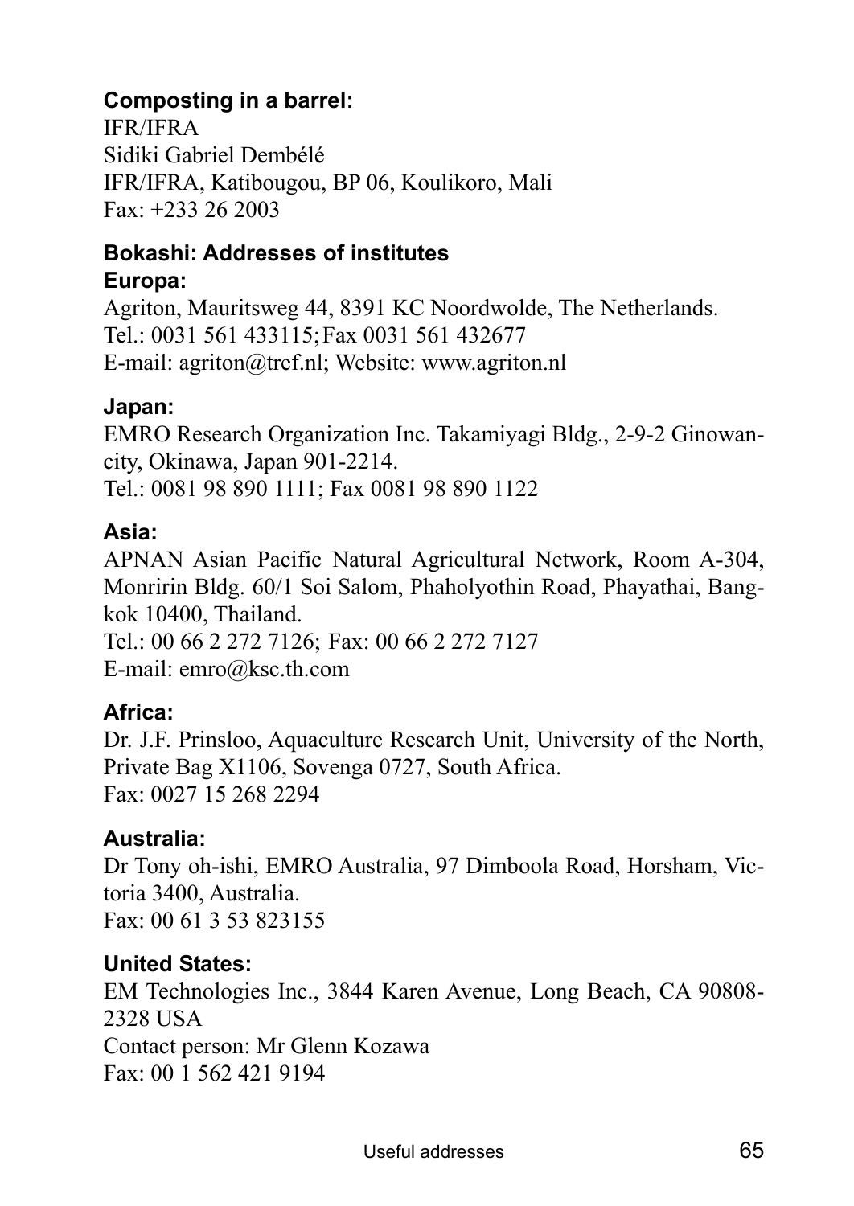**Composting in a barrel:**

IFR/IFRA
Sidiki Gabriel Dembélé
IFR/IFRA, Katibougou, BP 06, Koulikoro, Mali
Fax: +233 26 2003

**Bokashi: Addresses of institutes**

**Europa:**

Agriton, Mauritsweg 44, 8391 KC Noordwolde, The Netherlands.
Tel.: 0031 561 433115; Fax 0031 561 432677
E-mail: agriton@tref.nl; Website: www.agriton.nl

**Japan:**

EMRO Research Organization Inc. Takamiyagi Bldg., 2-9-2 Ginowan-city, Okinawa, Japan 901-2214.
Tel.: 0081 98 890 1111; Fax 0081 98 890 1122

**Asia:**

APNAN Asian Pacific Natural Agricultural Network, Room A-304, Monririn Bldg. 60/1 Soi Salom, Phaholyothin Road, Phayathai, Bangkok 10400, Thailand.
Tel.: 00 66 2 272 7126; Fax: 00 66 2 272 7127
E-mail: emro@ksc.th.com

**Africa:**

Dr. J.F. Prinsloo, Aquaculture Research Unit, University of the North, Private Bag X1106, Sovenga 0727, South Africa.
Fax: 0027 15 268 2294

**Australia:**

Dr Tony oh-ishi, EMRO Australia, 97 Dimboola Road, Horsham, Victoria 3400, Australia.
Fax: 00 61 3 53 823155

**United States:**

EM Technologies Inc., 3844 Karen Avenue, Long Beach, CA 90808-2328 USA
Contact person: Mr Glenn Kozawa
Fax: 00 1 562 421 9194